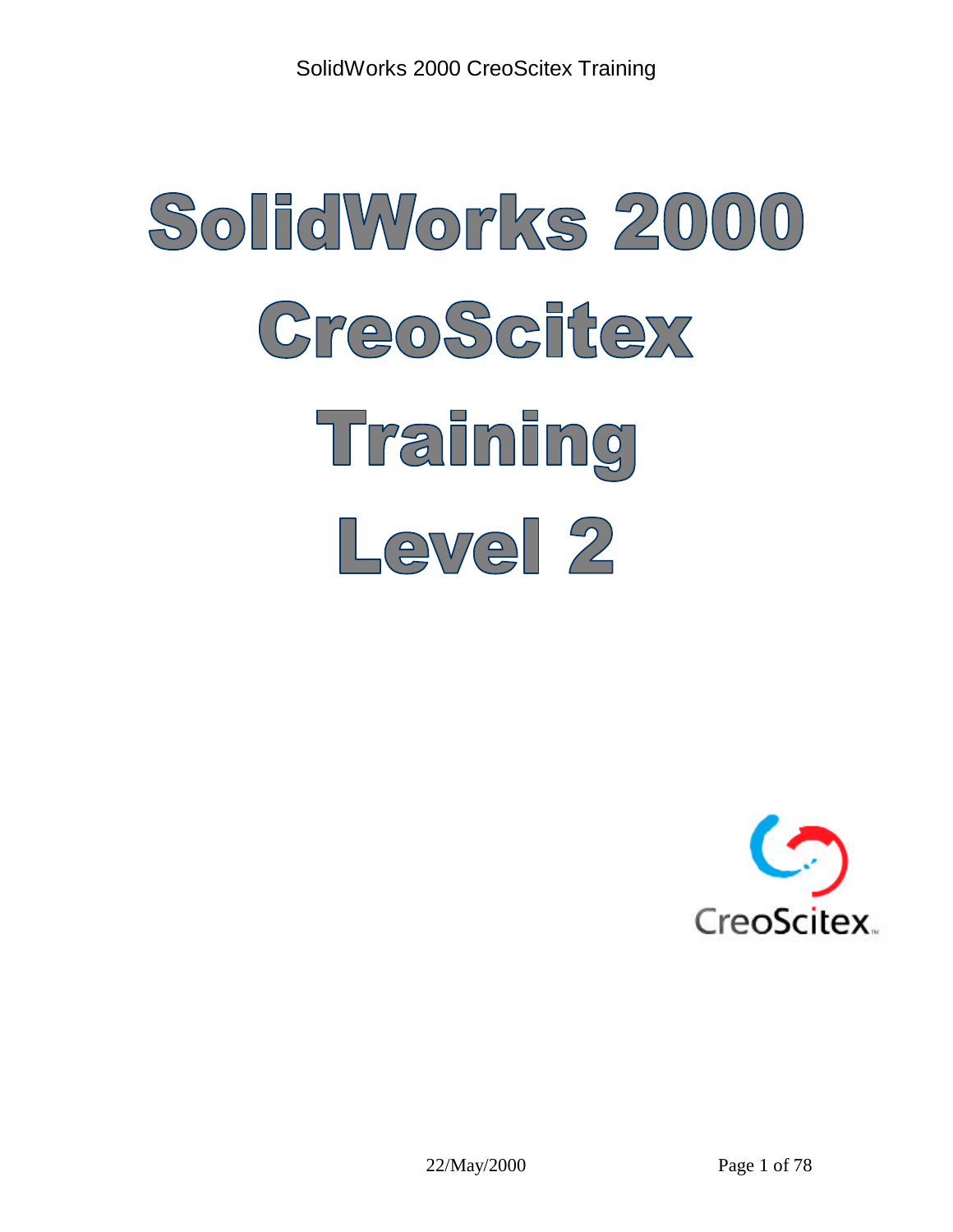# SolidWorks 2000 CreoScitex Training Level 2

22/May/2000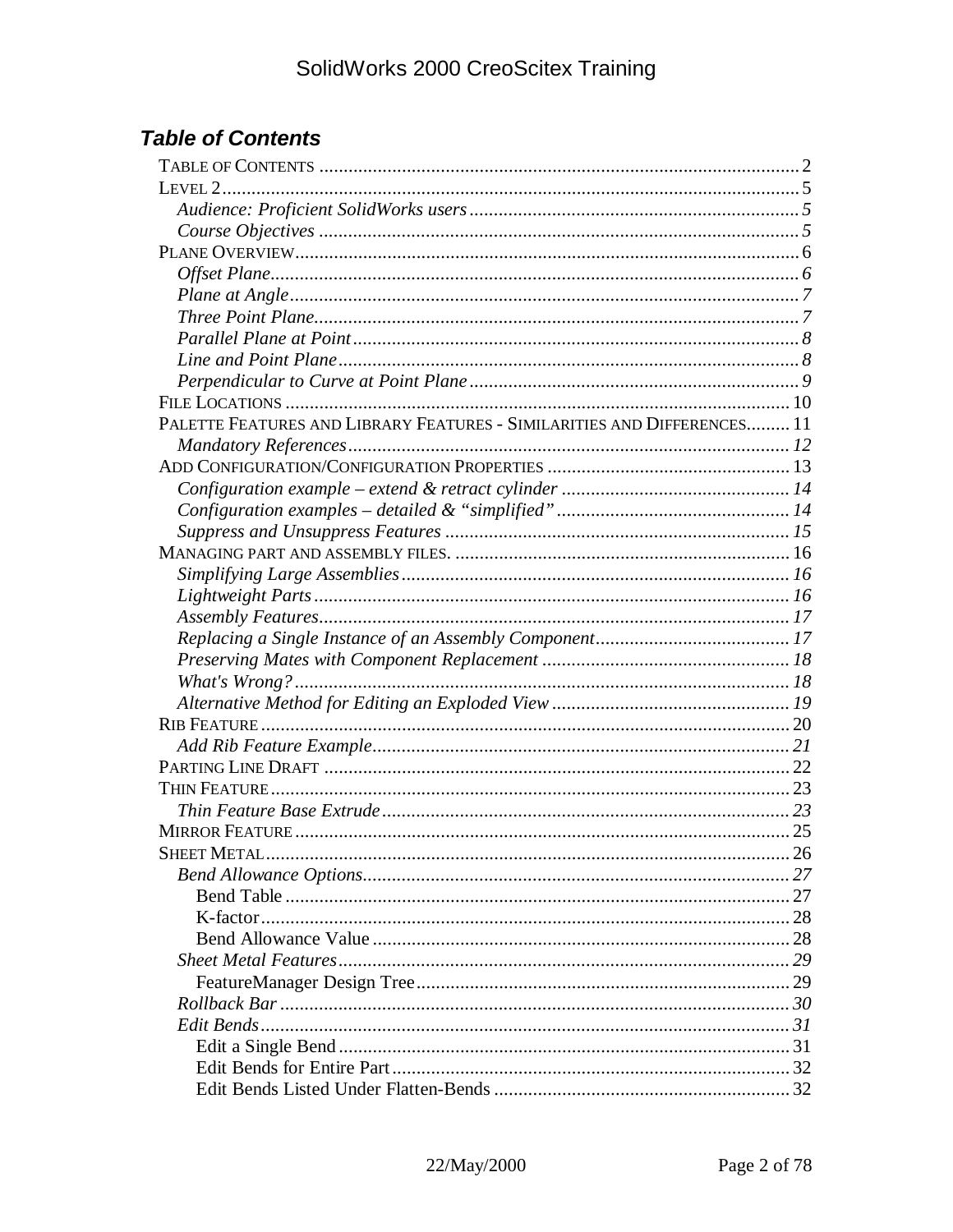## *Table of Contents*

TABLE OF CONTENTS .......... 2
LEVEL 2 .......... 5
- *Audience: Proficient SolidWorks users* .......... 5
- *Course Objectives* .......... 5

PLANE OVERVIEW .......... 6
- *Offset Plane* .......... 6
- *Plane at Angle* .......... 7
- *Three Point Plane* .......... 7
- *Parallel Plane at Point* .......... 8
- *Line and Point Plane* .......... 8
- *Perpendicular to Curve at Point Plane* .......... 9

FILE LOCATIONS .......... 10
PALETTE FEATURES AND LIBRARY FEATURES - SIMILARITIES AND DIFFERENCES .......... 11
- *Mandatory References* .......... 12

ADD CONFIGURATION/CONFIGURATION PROPERTIES .......... 13
- *Configuration example – extend & retract cylinder* .......... 14
- *Configuration examples – detailed & "simplified"* .......... 14
- *Suppress and Unsuppress Features* .......... 15

MANAGING PART AND ASSEMBLY FILES. .......... 16
- *Simplifying Large Assemblies* .......... 16
- *Lightweight Parts* .......... 16
- *Assembly Features* .......... 17
- *Replacing a Single Instance of an Assembly Component* .......... 17
- *Preserving Mates with Component Replacement* .......... 18
- *What's Wrong?* .......... 18
- *Alternative Method for Editing an Exploded View* .......... 19

RIB FEATURE .......... 20
- *Add Rib Feature Example* .......... 21

PARTING LINE DRAFT .......... 22
THIN FEATURE .......... 23
- *Thin Feature Base Extrude* .......... 23

MIRROR FEATURE .......... 25
SHEET METAL .......... 26
- *Bend Allowance Options* .......... 27
  - Bend Table .......... 27
  - K-factor .......... 28
  - Bend Allowance Value .......... 28
- *Sheet Metal Features* .......... 29
  - FeatureManager Design Tree .......... 29
- *Rollback Bar* .......... 30
- *Edit Bends* .......... 31
  - Edit a Single Bend .......... 31
  - Edit Bends for Entire Part .......... 32
  - Edit Bends Listed Under Flatten-Bends .......... 32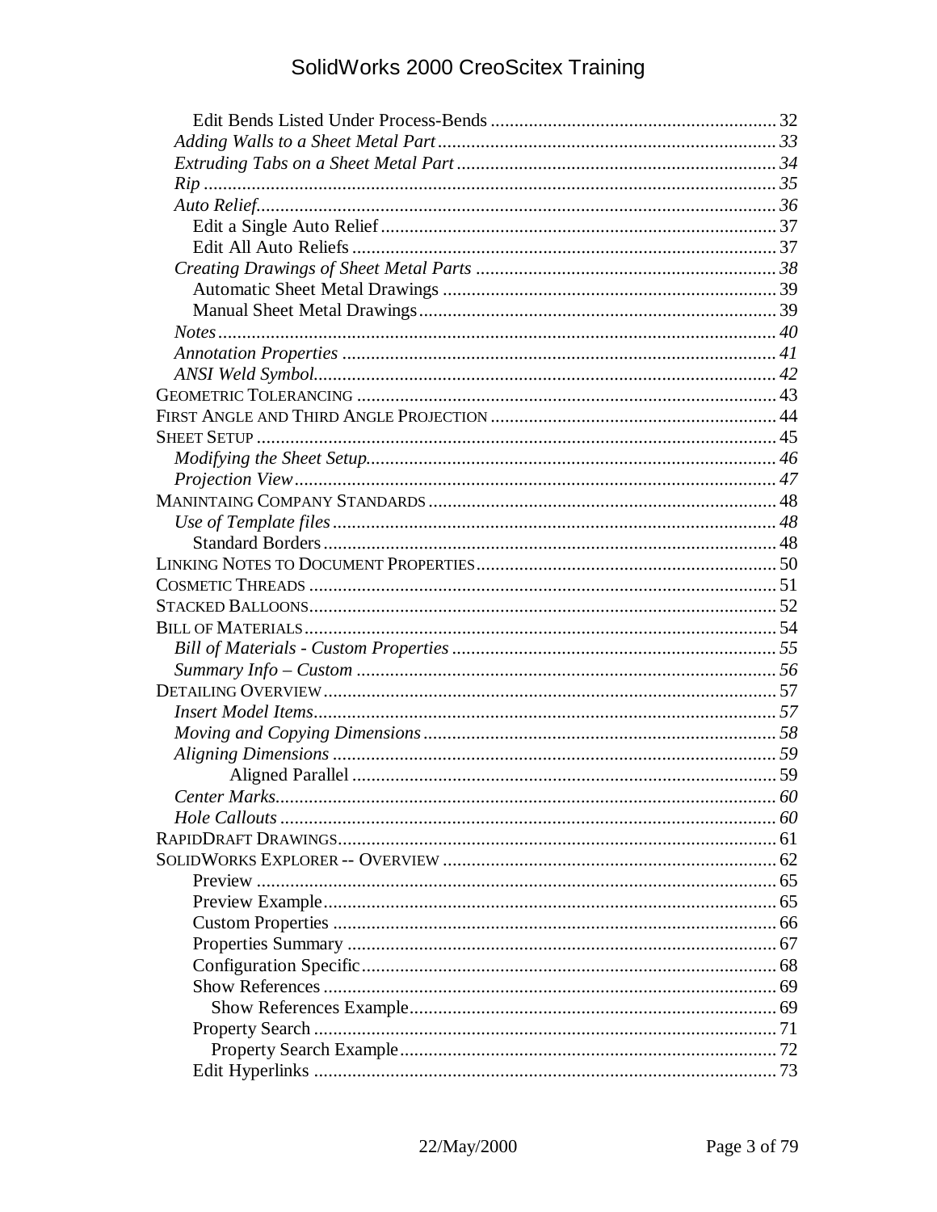Edit Bends Listed Under Process-Bends ........ 32
*Adding Walls to a Sheet Metal Part* ........ 33
*Extruding Tabs on a Sheet Metal Part* ........ 34
*Rip* ........ 35
*Auto Relief* ........ 36
Edit a Single Auto Relief ........ 37
Edit All Auto Reliefs ........ 37
*Creating Drawings of Sheet Metal Parts* ........ 38
Automatic Sheet Metal Drawings ........ 39
Manual Sheet Metal Drawings ........ 39
*Notes* ........ 40
*Annotation Properties* ........ 41
*ANSI Weld Symbol* ........ 42
GEOMETRIC TOLERANCING ........ 43
FIRST ANGLE AND THIRD ANGLE PROJECTION ........ 44
SHEET SETUP ........ 45
*Modifying the Sheet Setup* ........ 46
*Projection View* ........ 47
MANINTAING COMPANY STANDARDS ........ 48
*Use of Template files* ........ 48
Standard Borders ........ 48
LINKING NOTES TO DOCUMENT PROPERTIES ........ 50
COSMETIC THREADS ........ 51
STACKED BALLOONS ........ 52
BILL OF MATERIALS ........ 54
*Bill of Materials - Custom Properties* ........ 55
*Summary Info – Custom* ........ 56
DETAILING OVERVIEW ........ 57
*Insert Model Items* ........ 57
*Moving and Copying Dimensions* ........ 58
*Aligning Dimensions* ........ 59
Aligned Parallel ........ 59
*Center Marks* ........ 60
*Hole Callouts* ........ 60
RAPIDDRAFT DRAWINGS ........ 61
SOLIDWORKS EXPLORER -- OVERVIEW ........ 62
Preview ........ 65
Preview Example ........ 65
Custom Properties ........ 66
Properties Summary ........ 67
Configuration Specific ........ 68
Show References ........ 69
Show References Example ........ 69
Property Search ........ 71
Property Search Example ........ 72
Edit Hyperlinks ........ 73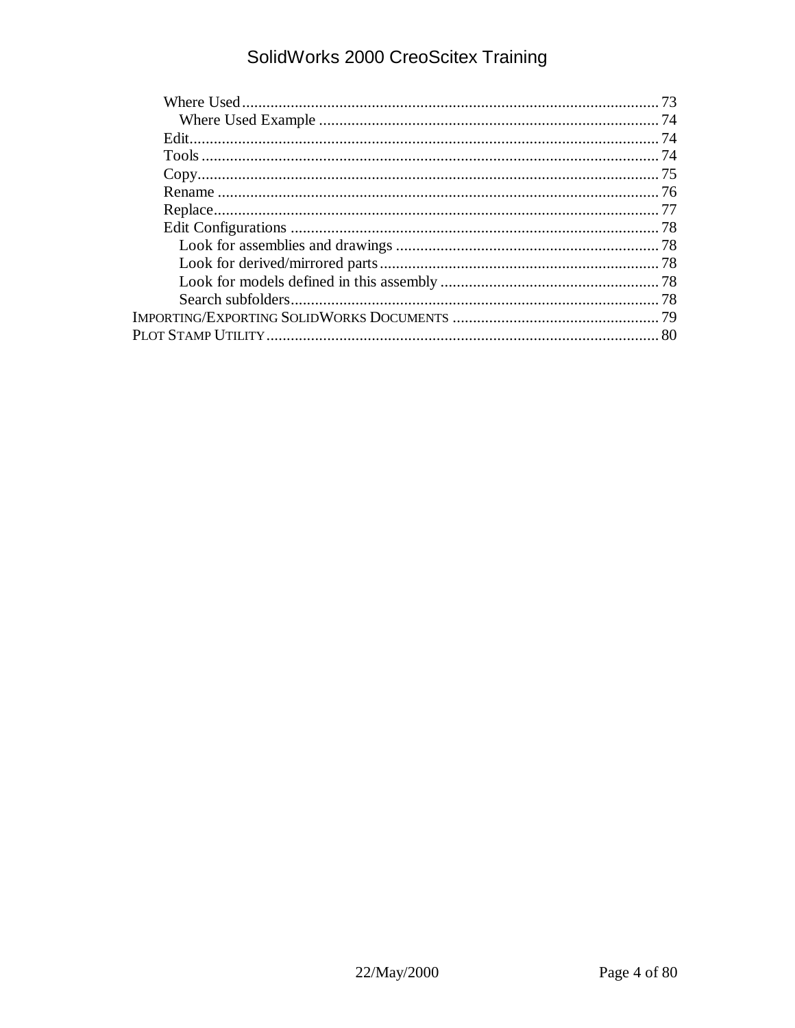- Where Used ..... 73
  - Where Used Example ..... 74
- Edit ..... 74
- Tools ..... 74
- Copy ..... 75
- Rename ..... 76
- Replace ..... 77
- Edit Configurations ..... 78
  - Look for assemblies and drawings ..... 78
  - Look for derived/mirrored parts ..... 78
  - Look for models defined in this assembly ..... 78
  - Search subfolders ..... 78

IMPORTING/EXPORTING SOLIDWORKS DOCUMENTS ..... 79

PLOT STAMP UTILITY ..... 80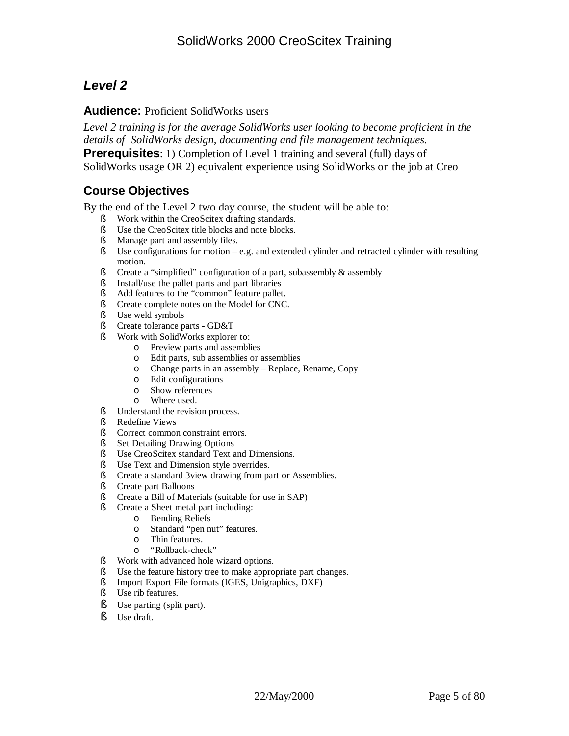## *Level 2*

**Audience:** Proficient SolidWorks users

*Level 2 training is for the average SolidWorks user looking to become proficient in the details of SolidWorks design, documenting and file management techniques.*

**Prerequisites**: 1) Completion of Level 1 training and several (full) days of SolidWorks usage OR 2) equivalent experience using SolidWorks on the job at Creo

### Course Objectives

By the end of the Level 2 two day course, the student will be able to:

- Work within the CreoScitex drafting standards.
- Use the CreoScitex title blocks and note blocks.
- Manage part and assembly files.
- Use configurations for motion – e.g. and extended cylinder and retracted cylinder with resulting motion.
- Create a "simplified" configuration of a part, subassembly & assembly
- Install/use the pallet parts and part libraries
- Add features to the "common" feature pallet.
- Create complete notes on the Model for CNC.
- Use weld symbols
- Create tolerance parts - GD&T
- Work with SolidWorks explorer to:
  - Preview parts and assemblies
  - Edit parts, sub assemblies or assemblies
  - Change parts in an assembly – Replace, Rename, Copy
  - Edit configurations
  - Show references
  - Where used.
- Understand the revision process.
- Redefine Views
- Correct common constraint errors.
- Set Detailing Drawing Options
- Use CreoScitex standard Text and Dimensions.
- Use Text and Dimension style overrides.
- Create a standard 3view drawing from part or Assemblies.
- Create part Balloons
- Create a Bill of Materials (suitable for use in SAP)
- Create a Sheet metal part including:
  - Bending Reliefs
  - Standard "pen nut" features.
  - Thin features.
  - "Rollback-check"
- Work with advanced hole wizard options.
- Use the feature history tree to make appropriate part changes.
- Import Export File formats (IGES, Unigraphics, DXF)
- Use rib features.
- Use parting (split part).
- Use draft.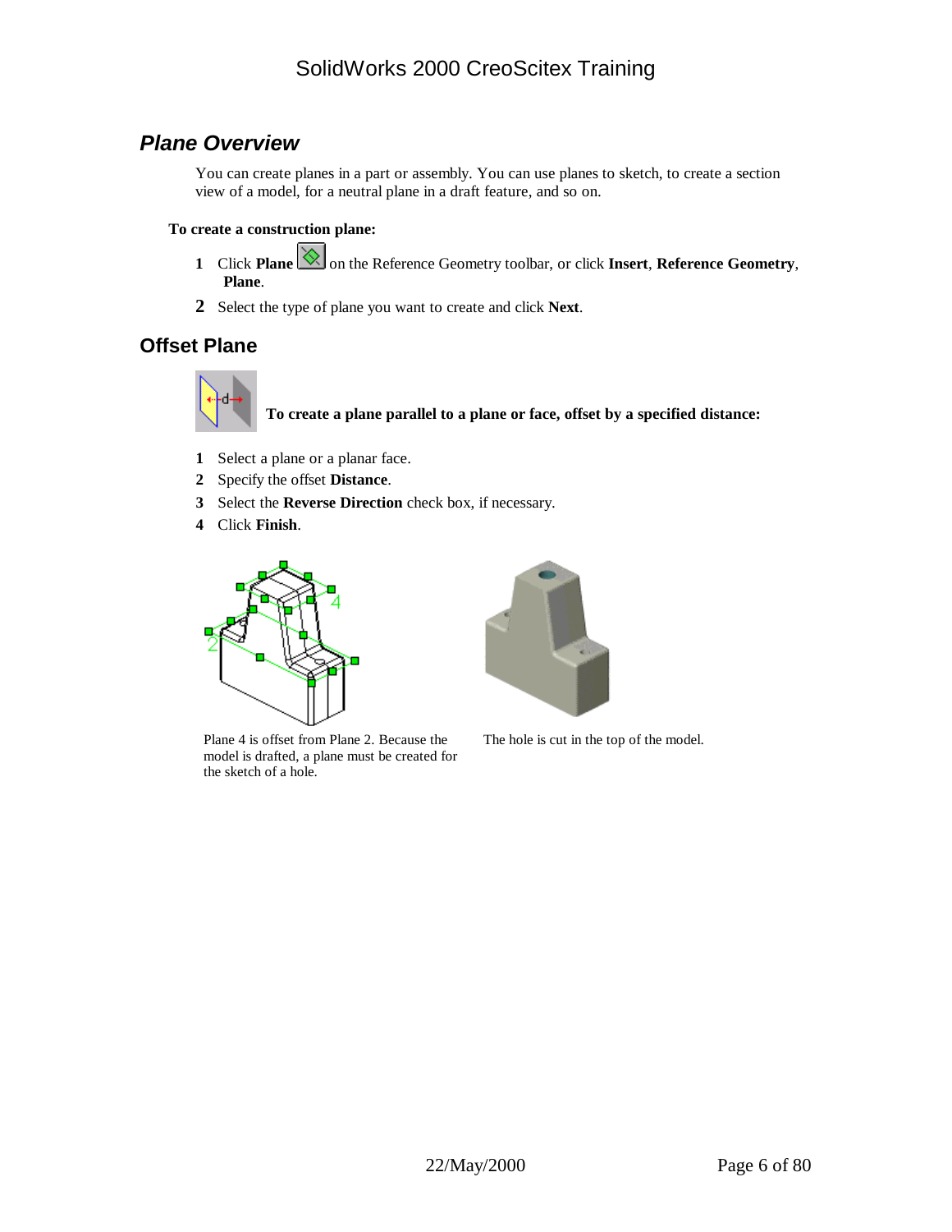## *Plane Overview*

You can create planes in a part or assembly. You can use planes to sketch, to create a section view of a model, for a neutral plane in a draft feature, and so on.

**To create a construction plane:**

1. Click **Plane** on the Reference Geometry toolbar, or click **Insert**, **Reference Geometry**, **Plane**.
2. Select the type of plane you want to create and click **Next**.

## Offset Plane

**To create a plane parallel to a plane or face, offset by a specified distance:**

1. Select a plane or a planar face.
2. Specify the offset **Distance**.
3. Select the **Reverse Direction** check box, if necessary.
4. Click **Finish**.

Plane 4 is offset from Plane 2. Because the model is drafted, a plane must be created for the sketch of a hole.

The hole is cut in the top of the model.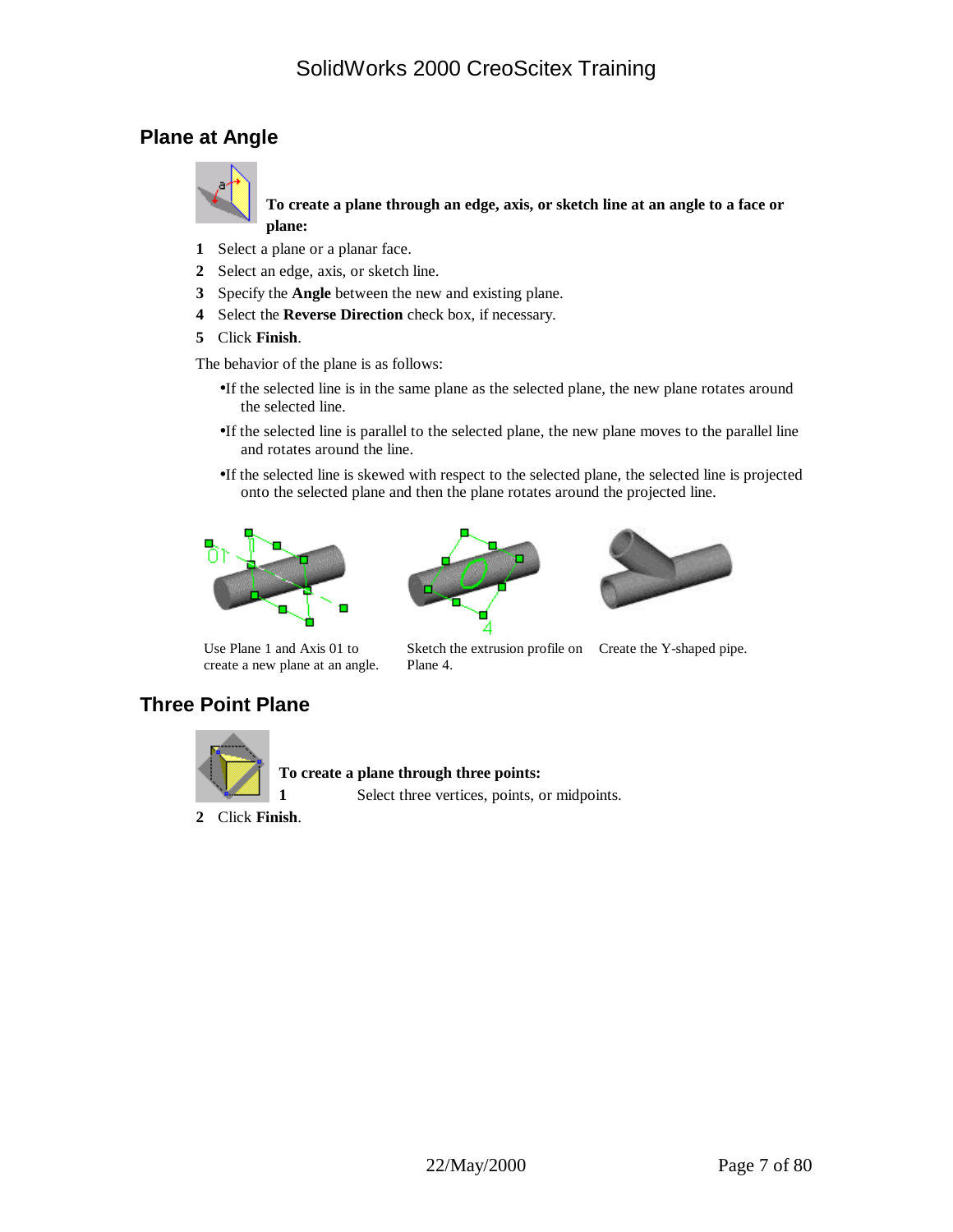## Plane at Angle

**To create a plane through an edge, axis, or sketch line at an angle to a face or plane:**

1. Select a plane or a planar face.
2. Select an edge, axis, or sketch line.
3. Specify the **Angle** between the new and existing plane.
4. Select the **Reverse Direction** check box, if necessary.
5. Click **Finish**.

The behavior of the plane is as follows:

- If the selected line is in the same plane as the selected plane, the new plane rotates around the selected line.
- If the selected line is parallel to the selected plane, the new plane moves to the parallel line and rotates around the line.
- If the selected line is skewed with respect to the selected plane, the selected line is projected onto the selected plane and then the plane rotates around the projected line.

Use Plane 1 and Axis 01 to create a new plane at an angle.

Sketch the extrusion profile on Plane 4.

Create the Y-shaped pipe.

## Three Point Plane

**To create a plane through three points:**

1. Select three vertices, points, or midpoints.
2. Click **Finish**.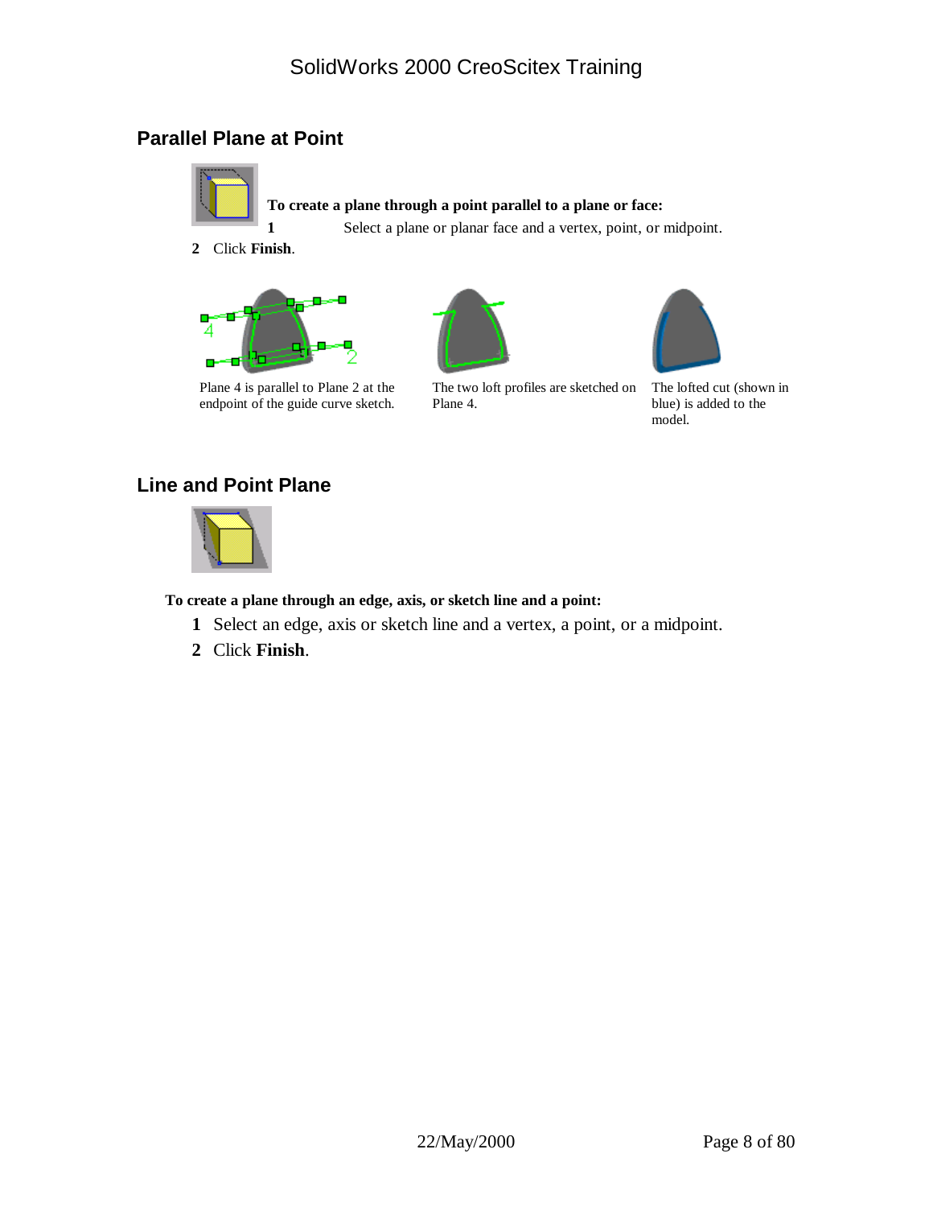## Parallel Plane at Point

**To create a plane through a point parallel to a plane or face:**

1. Select a plane or planar face and a vertex, point, or midpoint.
2. Click **Finish**.

Plane 4 is parallel to Plane 2 at the endpoint of the guide curve sketch.

The two loft profiles are sketched on Plane 4.

The lofted cut (shown in blue) is added to the model.

## Line and Point Plane

**To create a plane through an edge, axis, or sketch line and a point:**

1. Select an edge, axis or sketch line and a vertex, a point, or a midpoint.
2. Click **Finish**.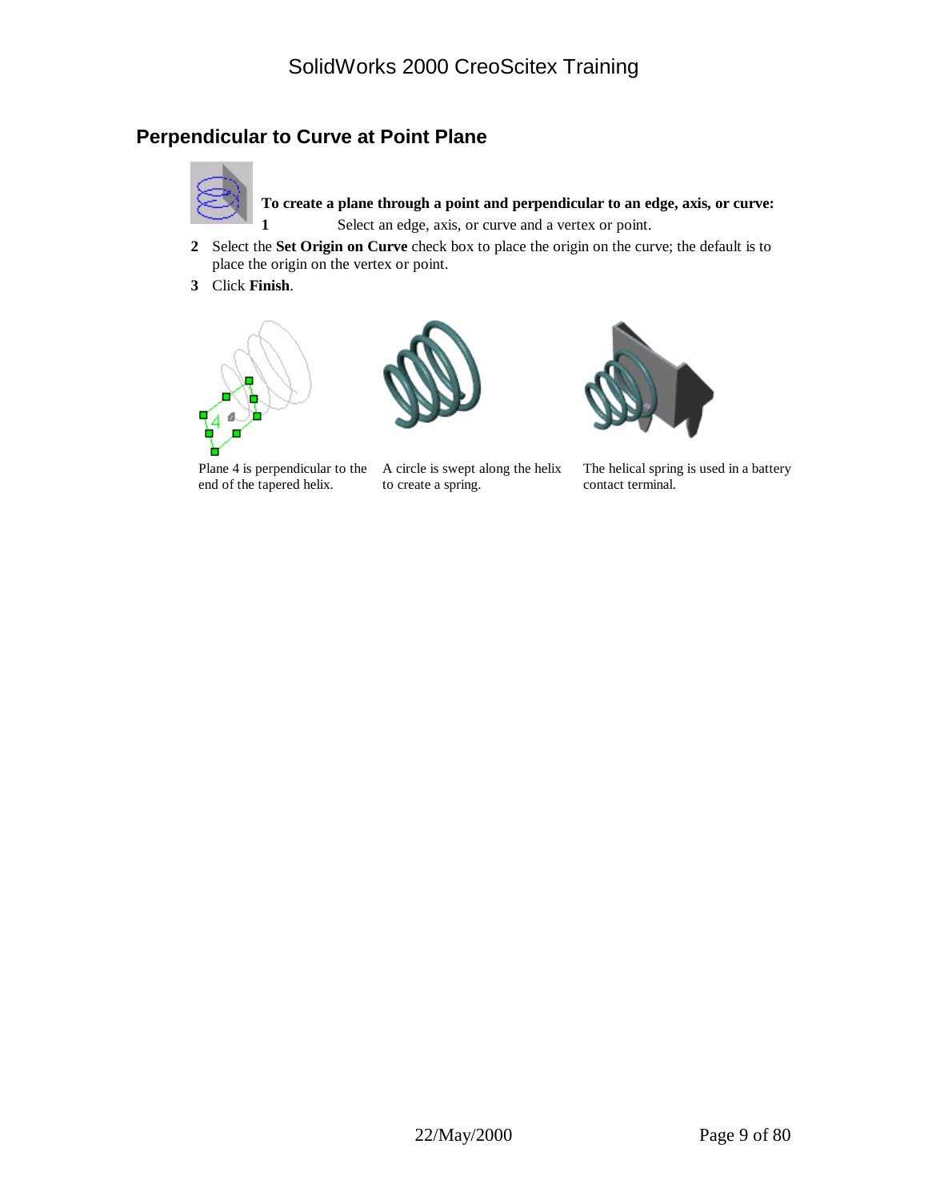## Perpendicular to Curve at Point Plane

**To create a plane through a point and perpendicular to an edge, axis, or curve:**

1. Select an edge, axis, or curve and a vertex or point.
2. Select the **Set Origin on Curve** check box to place the origin on the curve; the default is to place the origin on the vertex or point.
3. Click **Finish**.

Plane 4 is perpendicular to the end of the tapered helix.

A circle is swept along the helix to create a spring.

The helical spring is used in a battery contact terminal.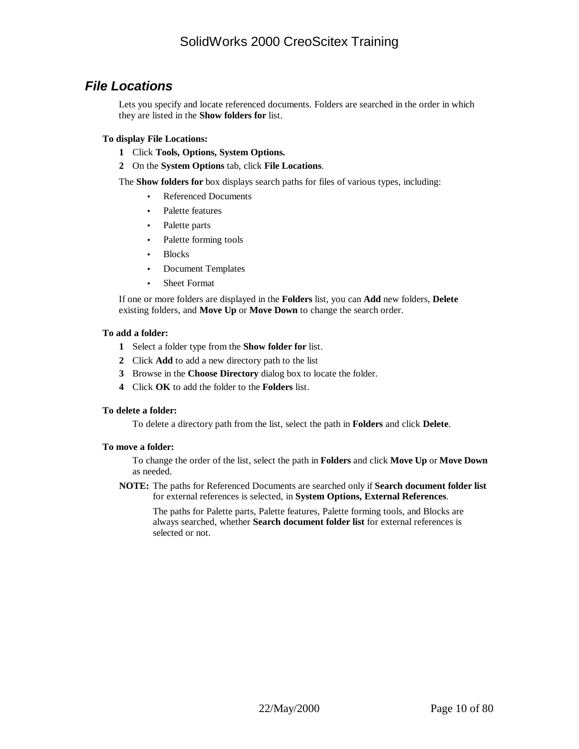## *File Locations*

Lets you specify and locate referenced documents. Folders are searched in the order in which they are listed in the **Show folders for** list.

**To display File Locations:**

1. Click **Tools, Options, System Options.**
2. On the **System Options** tab, click **File Locations**.

The **Show folders for** box displays search paths for files of various types, including:

- Referenced Documents
- Palette features
- Palette parts
- Palette forming tools
- Blocks
- Document Templates
- Sheet Format

If one or more folders are displayed in the **Folders** list, you can **Add** new folders, **Delete** existing folders, and **Move Up** or **Move Down** to change the search order.

**To add a folder:**

1. Select a folder type from the **Show folder for** list.
2. Click **Add** to add a new directory path to the list
3. Browse in the **Choose Directory** dialog box to locate the folder.
4. Click **OK** to add the folder to the **Folders** list.

**To delete a folder:**

To delete a directory path from the list, select the path in **Folders** and click **Delete**.

**To move a folder:**

To change the order of the list, select the path in **Folders** and click **Move Up** or **Move Down** as needed.

**NOTE:** The paths for Referenced Documents are searched only if **Search document folder list** for external references is selected, in **System Options, External References**.

The paths for Palette parts, Palette features, Palette forming tools, and Blocks are always searched, whether **Search document folder list** for external references is selected or not.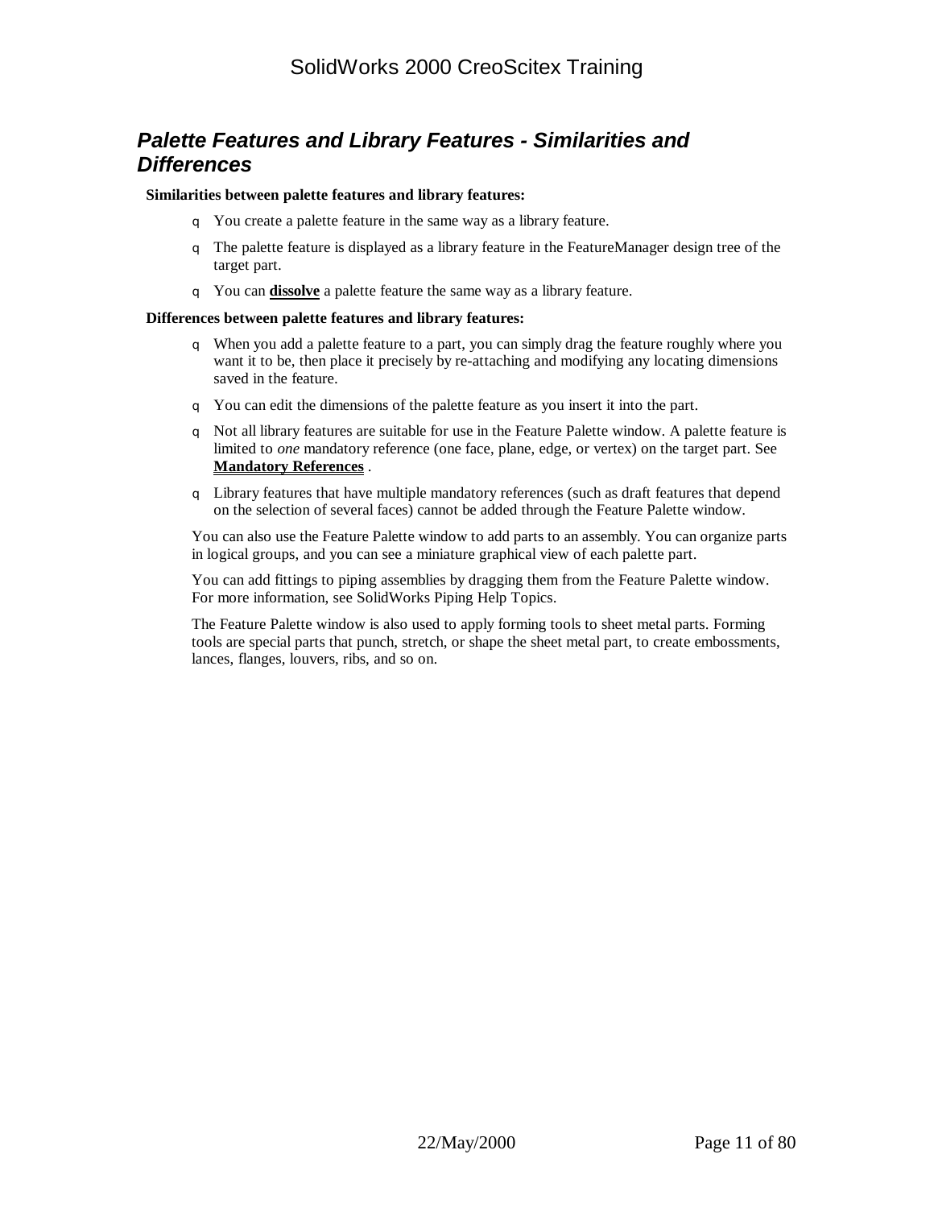## *Palette Features and Library Features - Similarities and Differences*

**Similarities between palette features and library features:**

- You create a palette feature in the same way as a library feature.
- The palette feature is displayed as a library feature in the FeatureManager design tree of the target part.
- You can **dissolve** a palette feature the same way as a library feature.

**Differences between palette features and library features:**

- When you add a palette feature to a part, you can simply drag the feature roughly where you want it to be, then place it precisely by re-attaching and modifying any locating dimensions saved in the feature.
- You can edit the dimensions of the palette feature as you insert it into the part.
- Not all library features are suitable for use in the Feature Palette window. A palette feature is limited to *one* mandatory reference (one face, plane, edge, or vertex) on the target part. See **Mandatory References** .
- Library features that have multiple mandatory references (such as draft features that depend on the selection of several faces) cannot be added through the Feature Palette window.

You can also use the Feature Palette window to add parts to an assembly. You can organize parts in logical groups, and you can see a miniature graphical view of each palette part.

You can add fittings to piping assemblies by dragging them from the Feature Palette window. For more information, see SolidWorks Piping Help Topics.

The Feature Palette window is also used to apply forming tools to sheet metal parts. Forming tools are special parts that punch, stretch, or shape the sheet metal part, to create embossments, lances, flanges, louvers, ribs, and so on.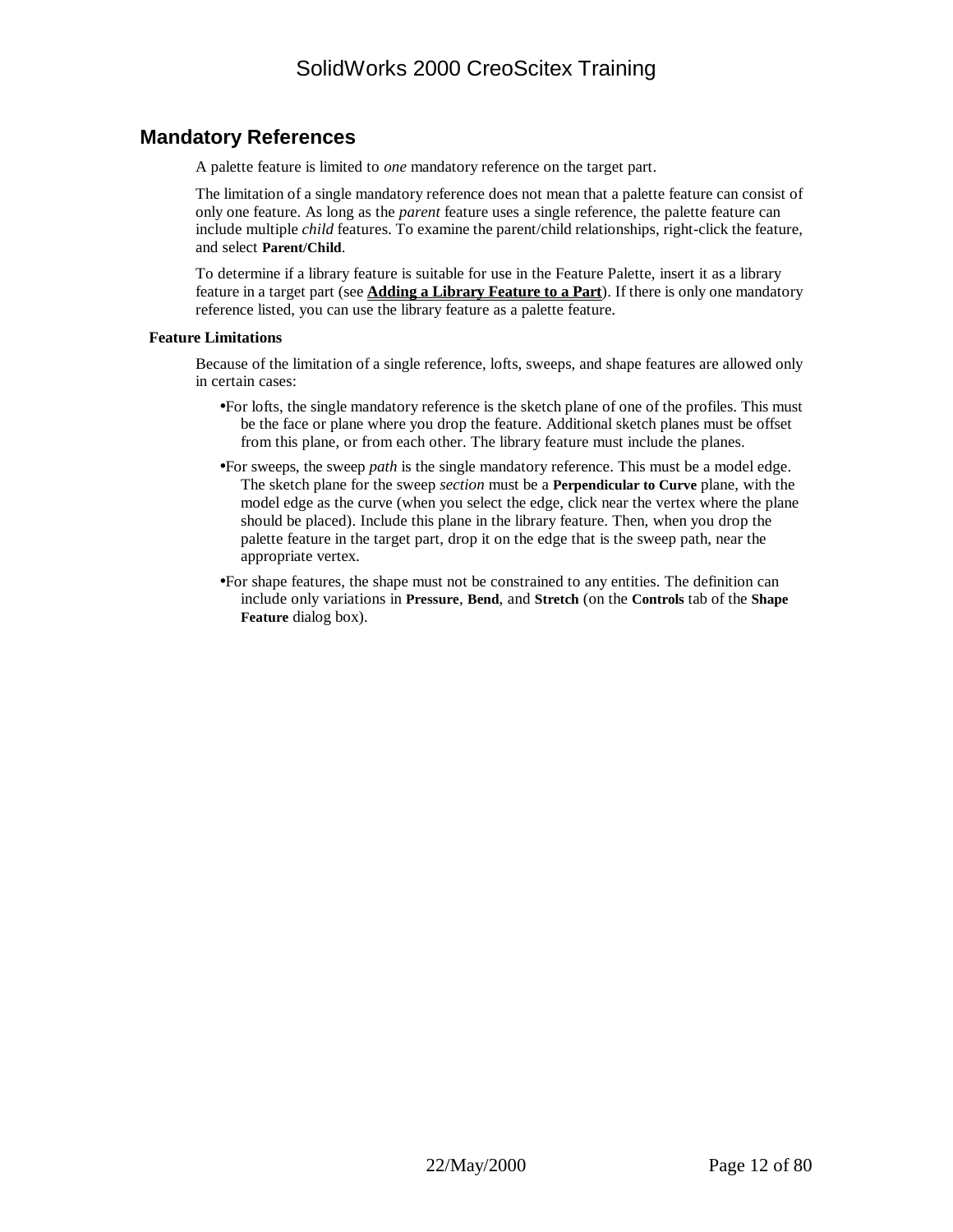## Mandatory References

A palette feature is limited to *one* mandatory reference on the target part.

The limitation of a single mandatory reference does not mean that a palette feature can consist of only one feature. As long as the *parent* feature uses a single reference, the palette feature can include multiple *child* features. To examine the parent/child relationships, right-click the feature, and select **Parent/Child**.

To determine if a library feature is suitable for use in the Feature Palette, insert it as a library feature in a target part (see **Adding a Library Feature to a Part**). If there is only one mandatory reference listed, you can use the library feature as a palette feature.

### Feature Limitations

Because of the limitation of a single reference, lofts, sweeps, and shape features are allowed only in certain cases:

- For lofts, the single mandatory reference is the sketch plane of one of the profiles. This must be the face or plane where you drop the feature. Additional sketch planes must be offset from this plane, or from each other. The library feature must include the planes.
- For sweeps, the sweep *path* is the single mandatory reference. This must be a model edge. The sketch plane for the sweep *section* must be a **Perpendicular to Curve** plane, with the model edge as the curve (when you select the edge, click near the vertex where the plane should be placed). Include this plane in the library feature. Then, when you drop the palette feature in the target part, drop it on the edge that is the sweep path, near the appropriate vertex.
- For shape features, the shape must not be constrained to any entities. The definition can include only variations in **Pressure**, **Bend**, and **Stretch** (on the **Controls** tab of the **Shape Feature** dialog box).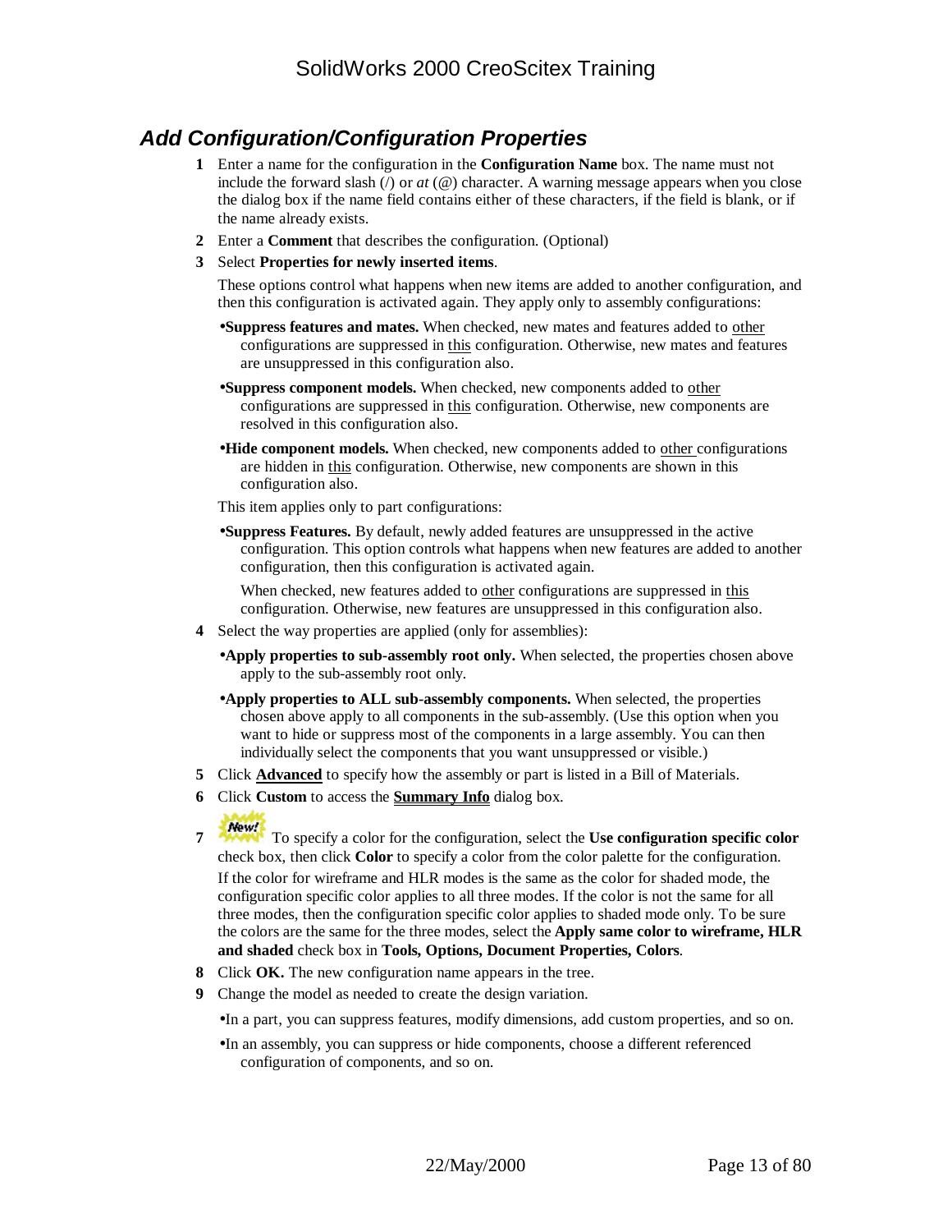## *Add Configuration/Configuration Properties*

1. Enter a name for the configuration in the **Configuration Name** box. The name must not include the forward slash (/) or *at* (@) character. A warning message appears when you close the dialog box if the name field contains either of these characters, if the field is blank, or if the name already exists.
2. Enter a **Comment** that describes the configuration. (Optional)
3. Select **Properties for newly inserted items**.

   These options control what happens when new items are added to another configuration, and then this configuration is activated again. They apply only to assembly configurations:

   - **Suppress features and mates.** When checked, new mates and features added to other configurations are suppressed in this configuration. Otherwise, new mates and features are unsuppressed in this configuration also.
   - **Suppress component models.** When checked, new components added to other configurations are suppressed in this configuration. Otherwise, new components are resolved in this configuration also.
   - **Hide component models.** When checked, new components added to other configurations are hidden in this configuration. Otherwise, new components are shown in this configuration also.

   This item applies only to part configurations:

   - **Suppress Features.** By default, newly added features are unsuppressed in the active configuration. This option controls what happens when new features are added to another configuration, then this configuration is activated again.

     When checked, new features added to other configurations are suppressed in this configuration. Otherwise, new features are unsuppressed in this configuration also.
4. Select the way properties are applied (only for assemblies):
   - **Apply properties to sub-assembly root only.** When selected, the properties chosen above apply to the sub-assembly root only.
   - **Apply properties to ALL sub-assembly components.** When selected, the properties chosen above apply to all components in the sub-assembly. (Use this option when you want to hide or suppress most of the components in a large assembly. You can then individually select the components that you want unsuppressed or visible.)
5. Click **Advanced** to specify how the assembly or part is listed in a Bill of Materials.
6. Click **Custom** to access the **Summary Info** dialog box.
7. New! To specify a color for the configuration, select the **Use configuration specific color** check box, then click **Color** to specify a color from the color palette for the configuration.

   If the color for wireframe and HLR modes is the same as the color for shaded mode, the configuration specific color applies to all three modes. If the color is not the same for all three modes, then the configuration specific color applies to shaded mode only. To be sure the colors are the same for the three modes, select the **Apply same color to wireframe, HLR and shaded** check box in **Tools, Options, Document Properties, Colors**.
8. Click **OK.** The new configuration name appears in the tree.
9. Change the model as needed to create the design variation.
   - In a part, you can suppress features, modify dimensions, add custom properties, and so on.
   - In an assembly, you can suppress or hide components, choose a different referenced configuration of components, and so on.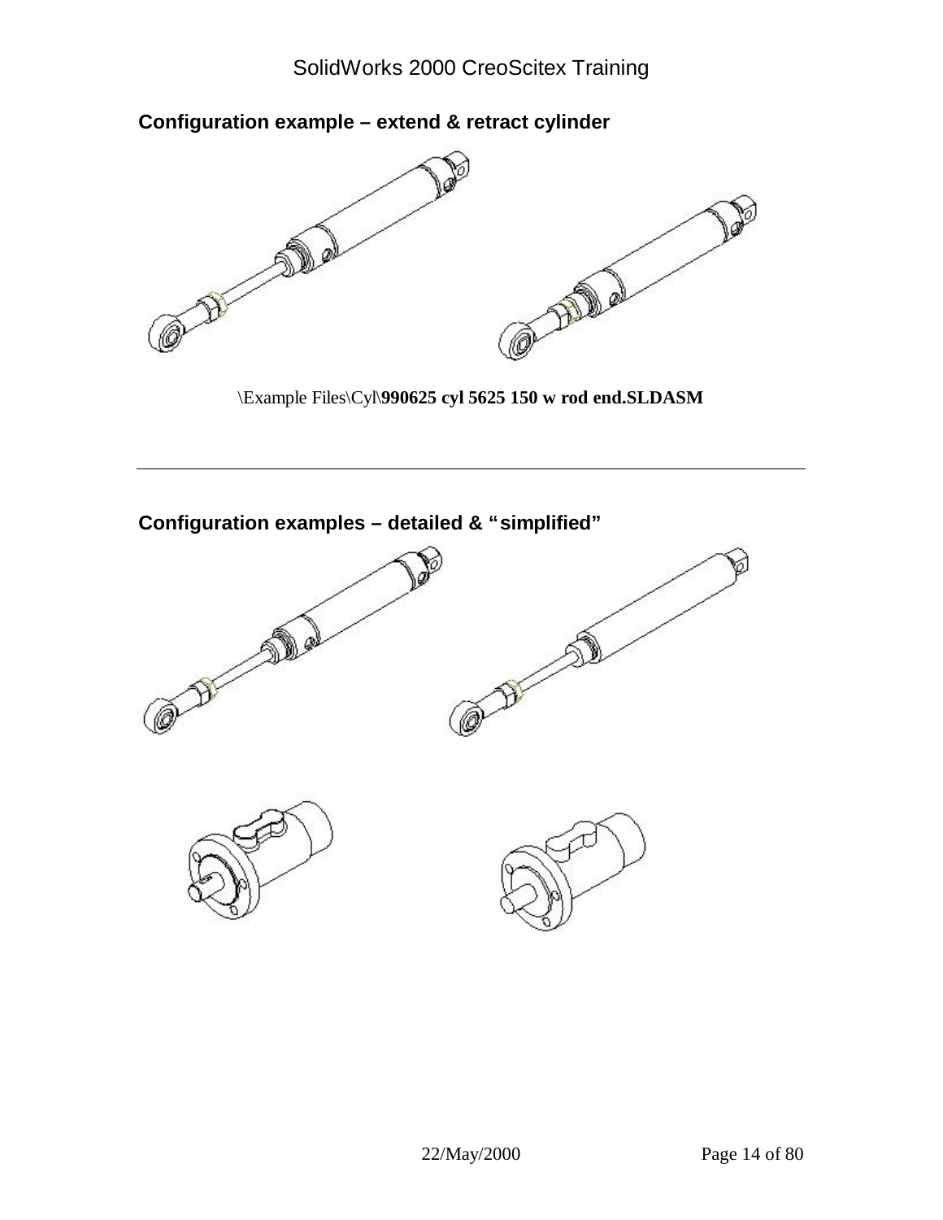## Configuration example – extend & retract cylinder

\Example Files\Cyl\**990625 cyl 5625 150 w rod end.SLDASM**

---

## Configuration examples – detailed & "simplified"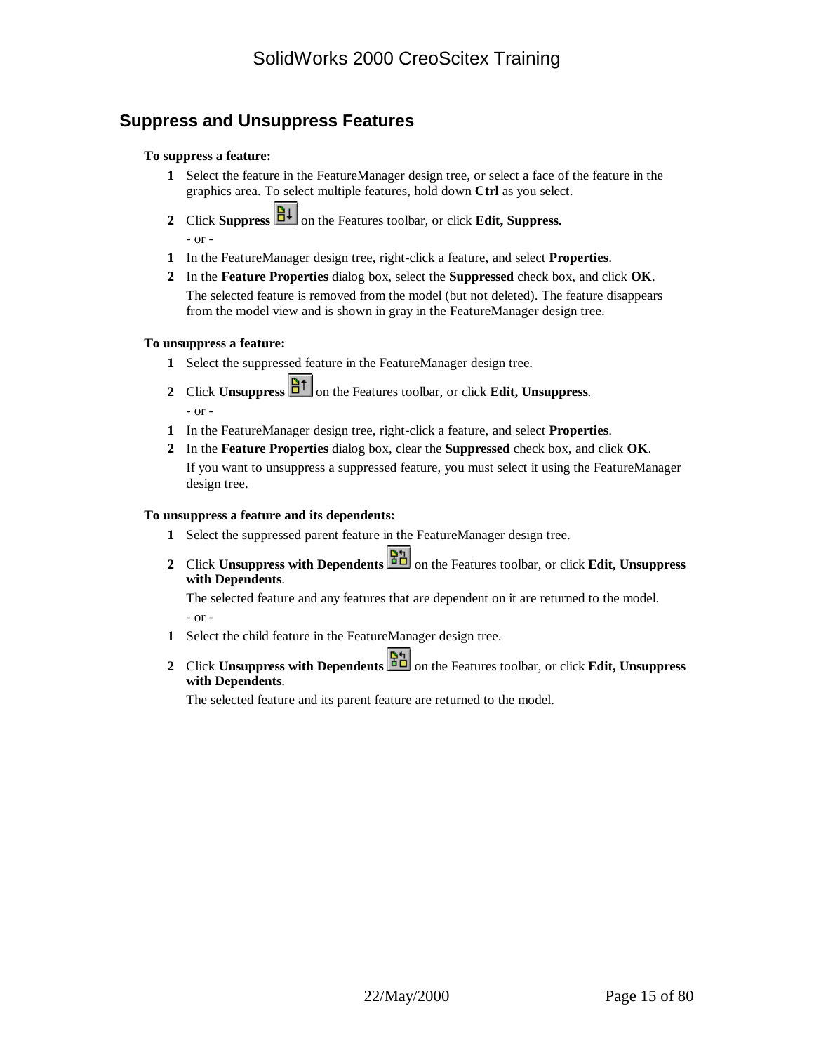## Suppress and Unsuppress Features

**To suppress a feature:**

1. Select the feature in the FeatureManager design tree, or select a face of the feature in the graphics area. To select multiple features, hold down **Ctrl** as you select.
2. Click **Suppress** on the Features toolbar, or click **Edit, Suppress.**

   - or -

1. In the FeatureManager design tree, right-click a feature, and select **Properties**.
2. In the **Feature Properties** dialog box, select the **Suppressed** check box, and click **OK**.

   The selected feature is removed from the model (but not deleted). The feature disappears from the model view and is shown in gray in the FeatureManager design tree.

**To unsuppress a feature:**

1. Select the suppressed feature in the FeatureManager design tree.
2. Click **Unsuppress** on the Features toolbar, or click **Edit, Unsuppress**.

   - or -

1. In the FeatureManager design tree, right-click a feature, and select **Properties**.
2. In the **Feature Properties** dialog box, clear the **Suppressed** check box, and click **OK**.

   If you want to unsuppress a suppressed feature, you must select it using the FeatureManager design tree.

**To unsuppress a feature and its dependents:**

1. Select the suppressed parent feature in the FeatureManager design tree.
2. Click **Unsuppress with Dependents** on the Features toolbar, or click **Edit, Unsuppress with Dependents**.

   The selected feature and any features that are dependent on it are returned to the model.

   - or -

1. Select the child feature in the FeatureManager design tree.
2. Click **Unsuppress with Dependents** on the Features toolbar, or click **Edit, Unsuppress with Dependents**.

   The selected feature and its parent feature are returned to the model.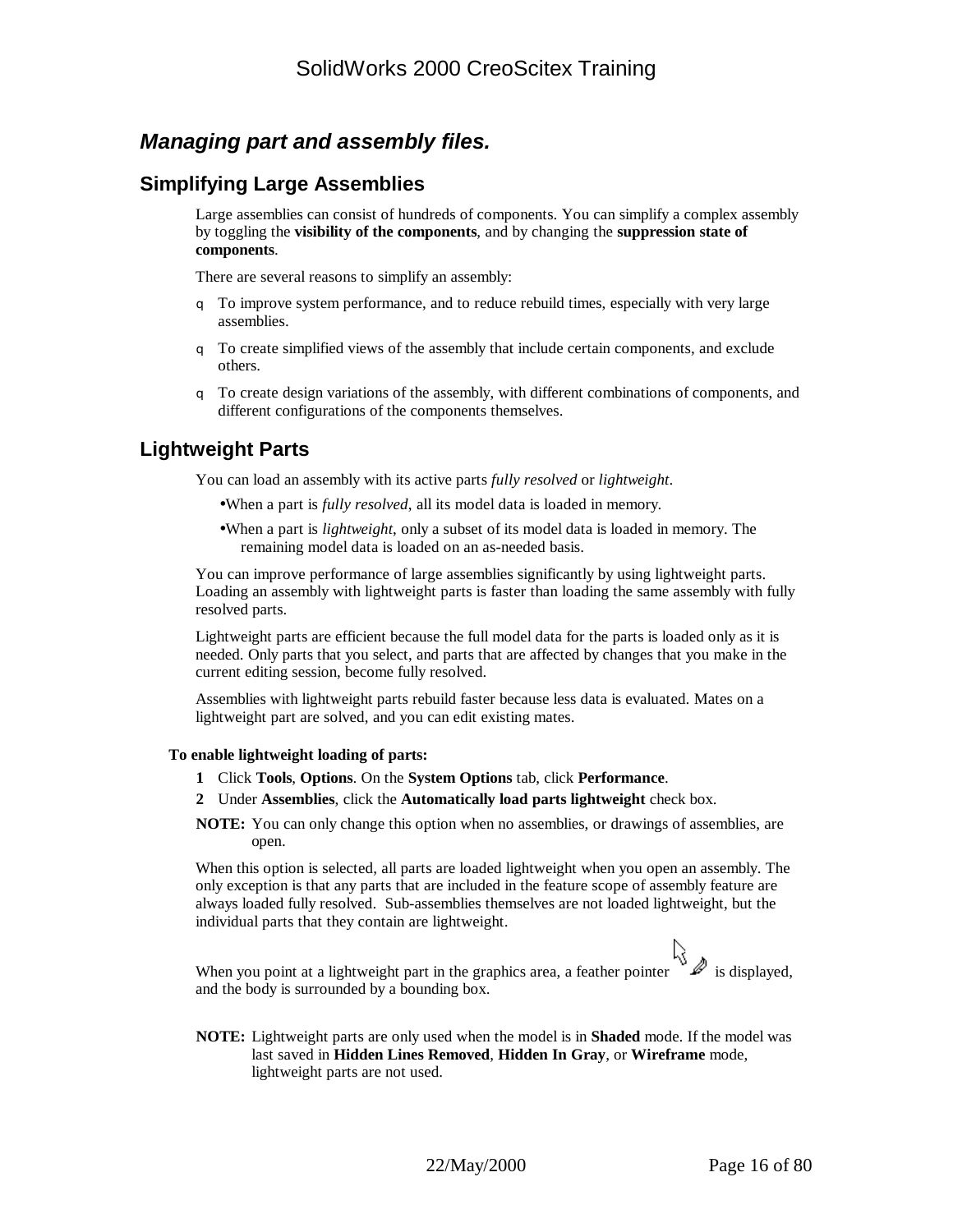## *Managing part and assembly files.*

### Simplifying Large Assemblies

Large assemblies can consist of hundreds of components. You can simplify a complex assembly by toggling the **visibility of the components**, and by changing the **suppression state of components**.

There are several reasons to simplify an assembly:

- To improve system performance, and to reduce rebuild times, especially with very large assemblies.
- To create simplified views of the assembly that include certain components, and exclude others.
- To create design variations of the assembly, with different combinations of components, and different configurations of the components themselves.

### Lightweight Parts

You can load an assembly with its active parts *fully resolved* or *lightweight*.

- When a part is *fully resolved*, all its model data is loaded in memory.
- When a part is *lightweight*, only a subset of its model data is loaded in memory. The remaining model data is loaded on an as-needed basis.

You can improve performance of large assemblies significantly by using lightweight parts. Loading an assembly with lightweight parts is faster than loading the same assembly with fully resolved parts.

Lightweight parts are efficient because the full model data for the parts is loaded only as it is needed. Only parts that you select, and parts that are affected by changes that you make in the current editing session, become fully resolved.

Assemblies with lightweight parts rebuild faster because less data is evaluated. Mates on a lightweight part are solved, and you can edit existing mates.

**To enable lightweight loading of parts:**

1. Click **Tools**, **Options**. On the **System Options** tab, click **Performance**.
2. Under **Assemblies**, click the **Automatically load parts lightweight** check box.

**NOTE:** You can only change this option when no assemblies, or drawings of assemblies, are open.

When this option is selected, all parts are loaded lightweight when you open an assembly. The only exception is that any parts that are included in the feature scope of assembly feature are always loaded fully resolved. Sub-assemblies themselves are not loaded lightweight, but the individual parts that they contain are lightweight.

When you point at a lightweight part in the graphics area, a feather pointer is displayed, and the body is surrounded by a bounding box.

**NOTE:** Lightweight parts are only used when the model is in **Shaded** mode. If the model was last saved in **Hidden Lines Removed**, **Hidden In Gray**, or **Wireframe** mode, lightweight parts are not used.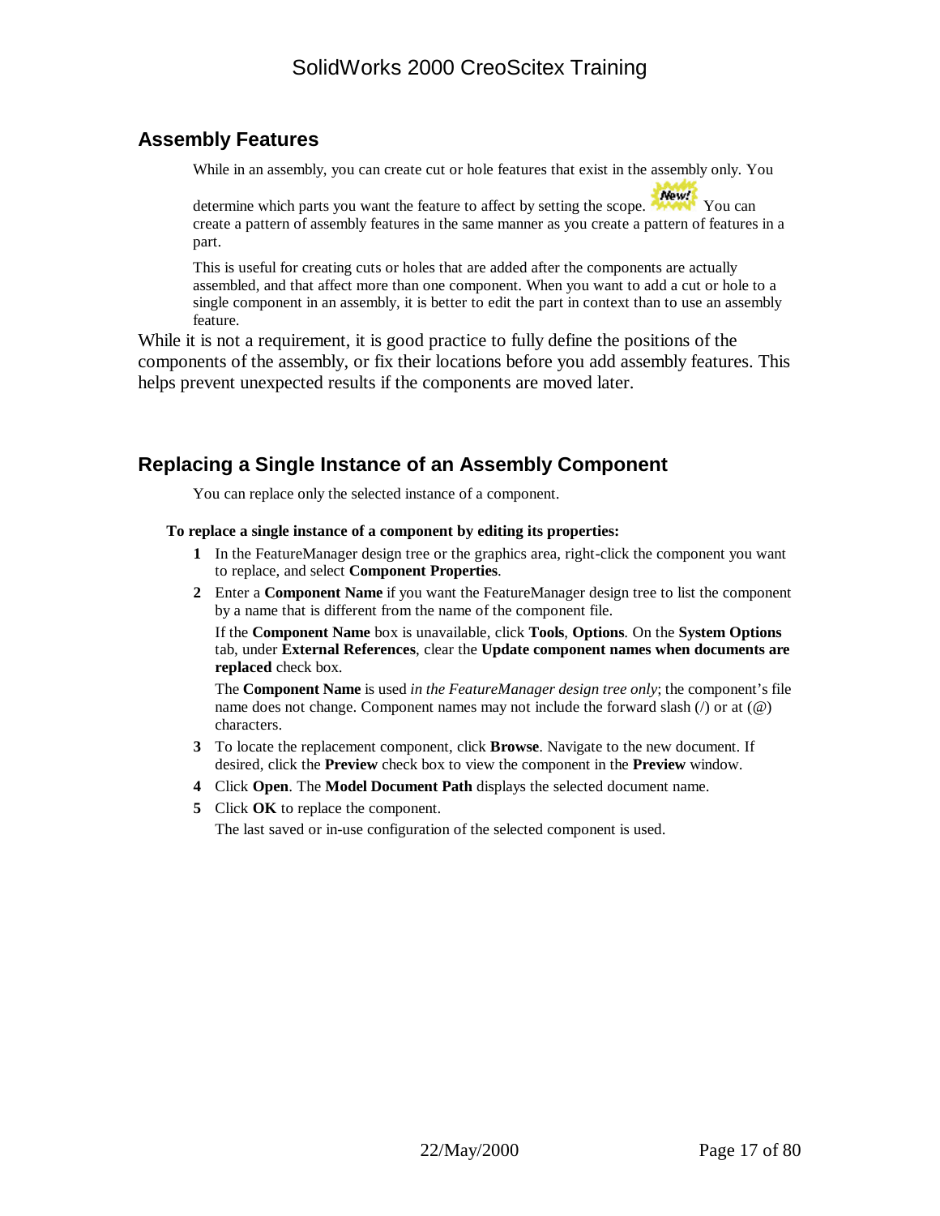## Assembly Features

While in an assembly, you can create cut or hole features that exist in the assembly only. You determine which parts you want the feature to affect by setting the scope. New! You can create a pattern of assembly features in the same manner as you create a pattern of features in a part.

This is useful for creating cuts or holes that are added after the components are actually assembled, and that affect more than one component. When you want to add a cut or hole to a single component in an assembly, it is better to edit the part in context than to use an assembly feature.

While it is not a requirement, it is good practice to fully define the positions of the components of the assembly, or fix their locations before you add assembly features. This helps prevent unexpected results if the components are moved later.

## Replacing a Single Instance of an Assembly Component

You can replace only the selected instance of a component.

**To replace a single instance of a component by editing its properties:**

1. In the FeatureManager design tree or the graphics area, right-click the component you want to replace, and select **Component Properties**.
2. Enter a **Component Name** if you want the FeatureManager design tree to list the component by a name that is different from the name of the component file.

   If the **Component Name** box is unavailable, click **Tools**, **Options**. On the **System Options** tab, under **External References**, clear the **Update component names when documents are replaced** check box.

   The **Component Name** is used *in the FeatureManager design tree only*; the component's file name does not change. Component names may not include the forward slash (/) or at (@) characters.
3. To locate the replacement component, click **Browse**. Navigate to the new document. If desired, click the **Preview** check box to view the component in the **Preview** window.
4. Click **Open**. The **Model Document Path** displays the selected document name.
5. Click **OK** to replace the component.

   The last saved or in-use configuration of the selected component is used.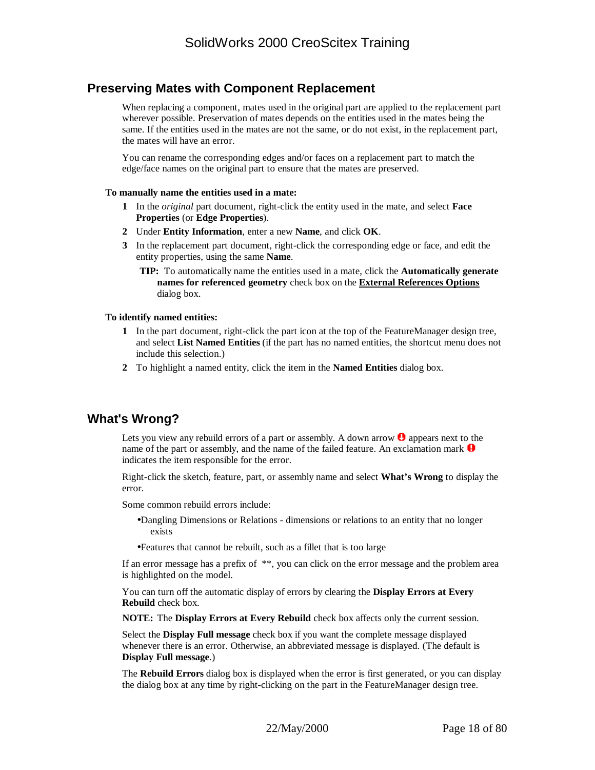## Preserving Mates with Component Replacement

When replacing a component, mates used in the original part are applied to the replacement part wherever possible. Preservation of mates depends on the entities used in the mates being the same. If the entities used in the mates are not the same, or do not exist, in the replacement part, the mates will have an error.

You can rename the corresponding edges and/or faces on a replacement part to match the edge/face names on the original part to ensure that the mates are preserved.

**To manually name the entities used in a mate:**

1. In the *original* part document, right-click the entity used in the mate, and select **Face Properties** (or **Edge Properties**).
2. Under **Entity Information**, enter a new **Name**, and click **OK**.
3. In the replacement part document, right-click the corresponding edge or face, and edit the entity properties, using the same **Name**.

   **TIP:** To automatically name the entities used in a mate, click the **Automatically generate names for referenced geometry** check box on the **External References Options** dialog box.

**To identify named entities:**

1. In the part document, right-click the part icon at the top of the FeatureManager design tree, and select **List Named Entities** (if the part has no named entities, the shortcut menu does not include this selection.)
2. To highlight a named entity, click the item in the **Named Entities** dialog box.

## What's Wrong?

Lets you view any rebuild errors of a part or assembly. A down arrow appears next to the name of the part or assembly, and the name of the failed feature. An exclamation mark indicates the item responsible for the error.

Right-click the sketch, feature, part, or assembly name and select **What's Wrong** to display the error.

Some common rebuild errors include:

- Dangling Dimensions or Relations - dimensions or relations to an entity that no longer exists
- Features that cannot be rebuilt, such as a fillet that is too large

If an error message has a prefix of **, you can click on the error message and the problem area is highlighted on the model.

You can turn off the automatic display of errors by clearing the **Display Errors at Every Rebuild** check box.

**NOTE:** The **Display Errors at Every Rebuild** check box affects only the current session.

Select the **Display Full message** check box if you want the complete message displayed whenever there is an error. Otherwise, an abbreviated message is displayed. (The default is **Display Full message**.)

The **Rebuild Errors** dialog box is displayed when the error is first generated, or you can display the dialog box at any time by right-clicking on the part in the FeatureManager design tree.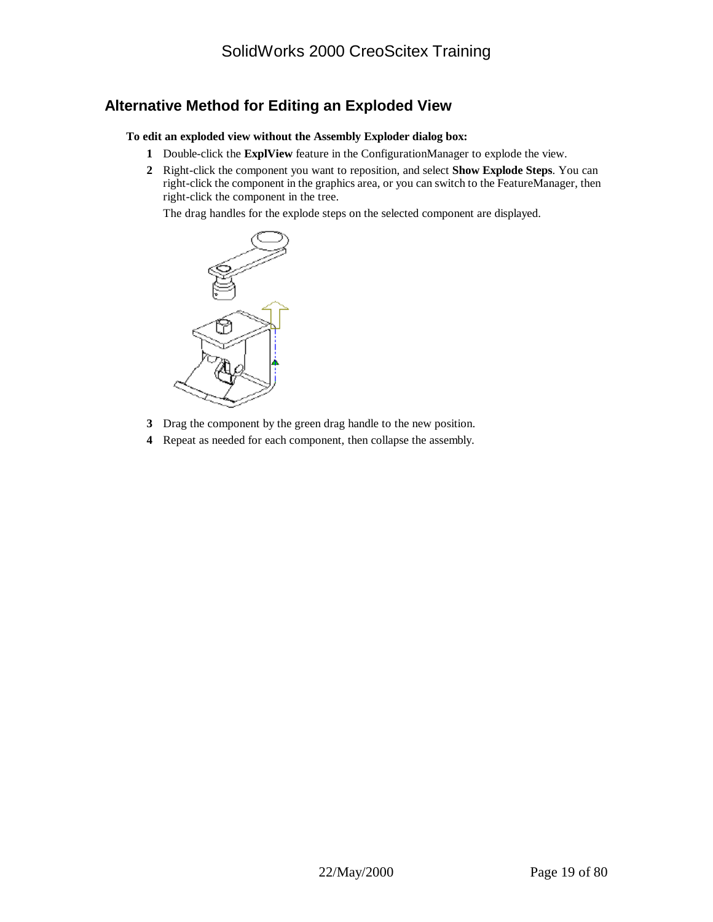## Alternative Method for Editing an Exploded View

**To edit an exploded view without the Assembly Exploder dialog box:**

1. Double-click the **ExplView** feature in the ConfigurationManager to explode the view.
2. Right-click the component you want to reposition, and select **Show Explode Steps**. You can right-click the component in the graphics area, or you can switch to the FeatureManager, then right-click the component in the tree.

   The drag handles for the explode steps on the selected component are displayed.

3. Drag the component by the green drag handle to the new position.
4. Repeat as needed for each component, then collapse the assembly.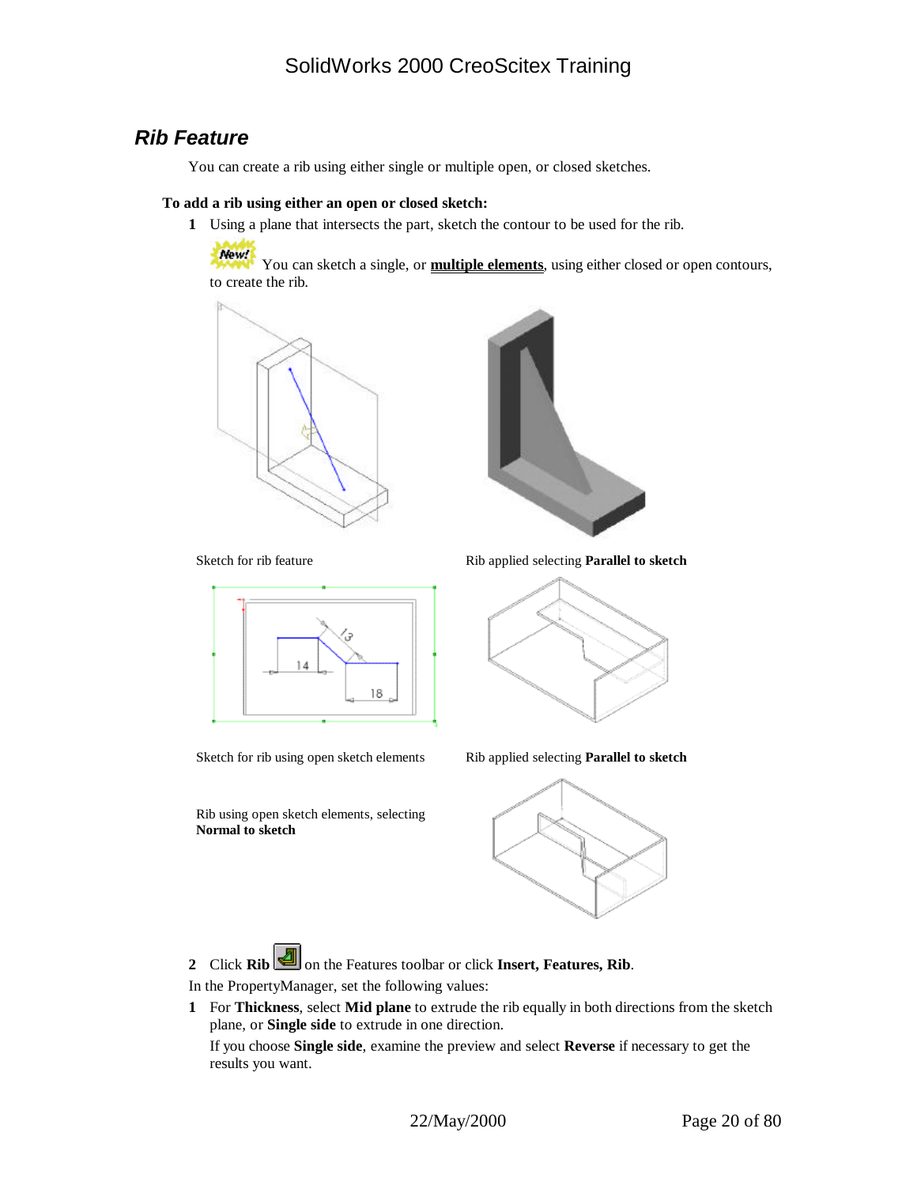## Rib Feature

You can create a rib using either single or multiple open, or closed sketches.

**To add a rib using either an open or closed sketch:**

1 Using a plane that intersects the part, sketch the contour to be used for the rib.

New! You can sketch a single, or **multiple elements**, using either closed or open contours, to create the rib.

Sketch for rib feature

Rib applied selecting **Parallel to sketch**

Sketch for rib using open sketch elements

Rib applied selecting **Parallel to sketch**

Rib using open sketch elements, selecting **Normal to sketch**

2 Click **Rib** on the Features toolbar or click **Insert, Features, Rib**.

In the PropertyManager, set the following values:

1 For **Thickness**, select **Mid plane** to extrude the rib equally in both directions from the sketch plane, or **Single side** to extrude in one direction.

If you choose **Single side**, examine the preview and select **Reverse** if necessary to get the results you want.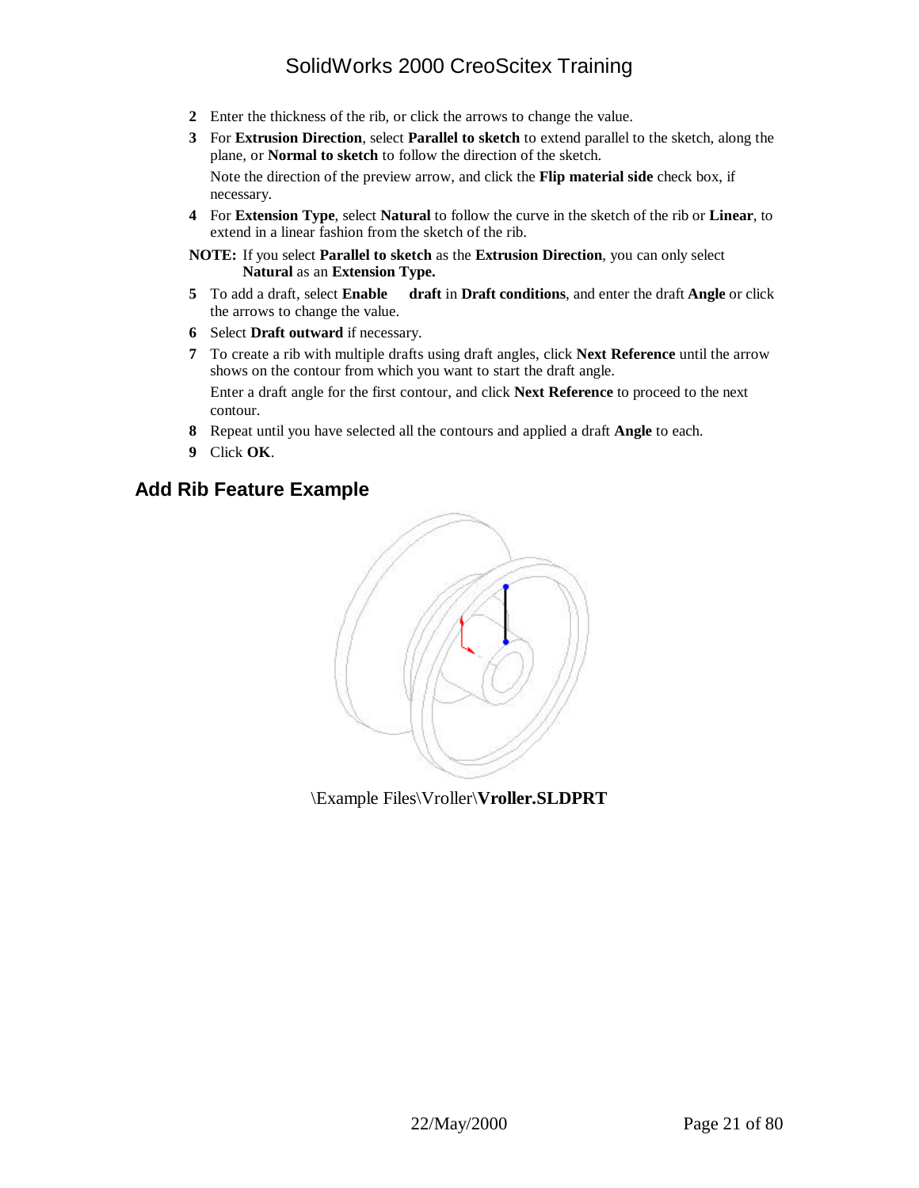2. Enter the thickness of the rib, or click the arrows to change the value.
3. For **Extrusion Direction**, select **Parallel to sketch** to extend parallel to the sketch, along the plane, or **Normal to sketch** to follow the direction of the sketch.

   Note the direction of the preview arrow, and click the **Flip material side** check box, if necessary.
4. For **Extension Type**, select **Natural** to follow the curve in the sketch of the rib or **Linear**, to extend in a linear fashion from the sketch of the rib.

**NOTE:** If you select **Parallel to sketch** as the **Extrusion Direction**, you can only select **Natural** as an **Extension Type.**

5. To add a draft, select **Enable draft** in **Draft conditions**, and enter the draft **Angle** or click the arrows to change the value.
6. Select **Draft outward** if necessary.
7. To create a rib with multiple drafts using draft angles, click **Next Reference** until the arrow shows on the contour from which you want to start the draft angle.

   Enter a draft angle for the first contour, and click **Next Reference** to proceed to the next contour.
8. Repeat until you have selected all the contours and applied a draft **Angle** to each.
9. Click **OK**.

## Add Rib Feature Example

\Example Files\Vroller\**Vroller.SLDPRT**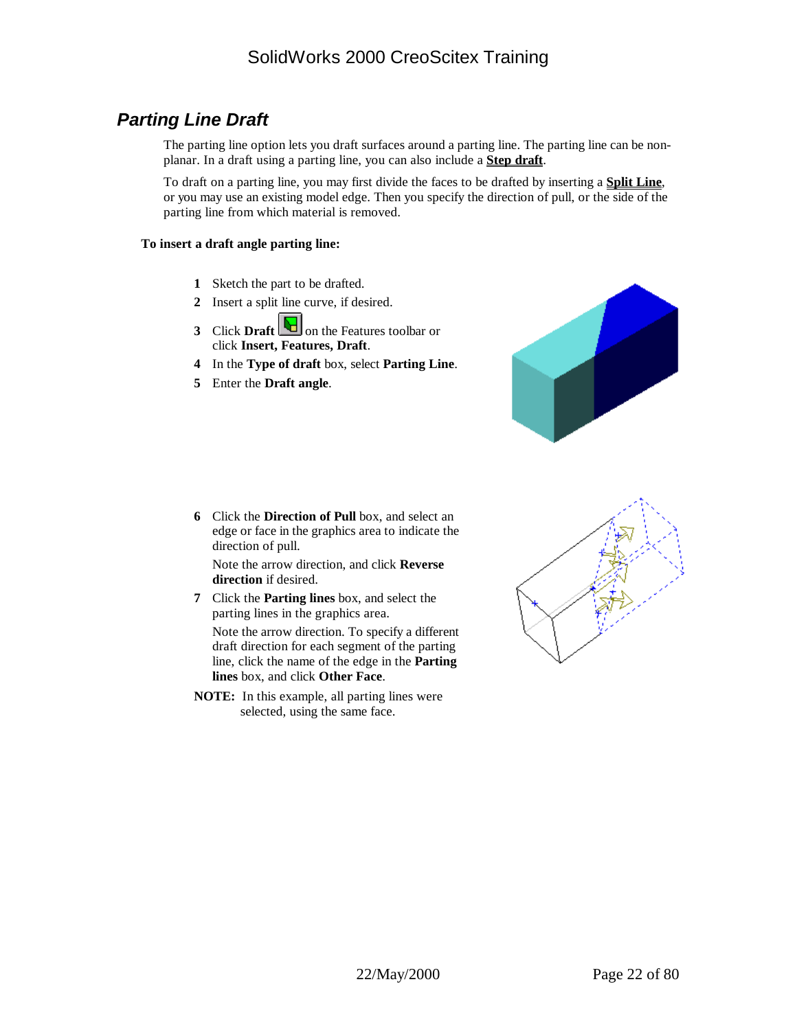## *Parting Line Draft*

The parting line option lets you draft surfaces around a parting line. The parting line can be non-planar. In a draft using a parting line, you can also include a **Step draft**.

To draft on a parting line, you may first divide the faces to be drafted by inserting a **Split Line**, or you may use an existing model edge. Then you specify the direction of pull, or the side of the parting line from which material is removed.

**To insert a draft angle parting line:**

1. Sketch the part to be drafted.
2. Insert a split line curve, if desired.
3. Click **Draft** on the Features toolbar or click **Insert, Features, Draft**.
4. In the **Type of draft** box, select **Parting Line**.
5. Enter the **Draft angle**.
6. Click the **Direction of Pull** box, and select an edge or face in the graphics area to indicate the direction of pull.

   Note the arrow direction, and click **Reverse direction** if desired.
7. Click the **Parting lines** box, and select the parting lines in the graphics area.

   Note the arrow direction. To specify a different draft direction for each segment of the parting line, click the name of the edge in the **Parting lines** box, and click **Other Face**.

**NOTE:** In this example, all parting lines were selected, using the same face.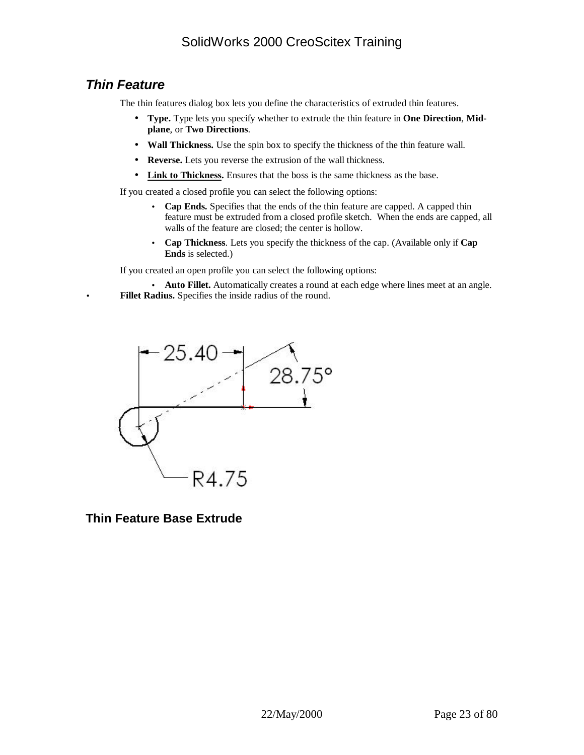## *Thin Feature*

The thin features dialog box lets you define the characteristics of extruded thin features.

- **Type.** Type lets you specify whether to extrude the thin feature in **One Direction**, **Mid-plane**, or **Two Directions**.
- **Wall Thickness.** Use the spin box to specify the thickness of the thin feature wall.
- **Reverse.** Lets you reverse the extrusion of the wall thickness.
- **Link to Thickness.** Ensures that the boss is the same thickness as the base.

If you created a closed profile you can select the following options:

- **Cap Ends.** Specifies that the ends of the thin feature are capped. A capped thin feature must be extruded from a closed profile sketch. When the ends are capped, all walls of the feature are closed; the center is hollow.
- **Cap Thickness**. Lets you specify the thickness of the cap. (Available only if **Cap Ends** is selected.)

If you created an open profile you can select the following options:

- **Auto Fillet.** Automatically creates a round at each edge where lines meet at an angle.
- **Fillet Radius.** Specifies the inside radius of the round.

### Thin Feature Base Extrude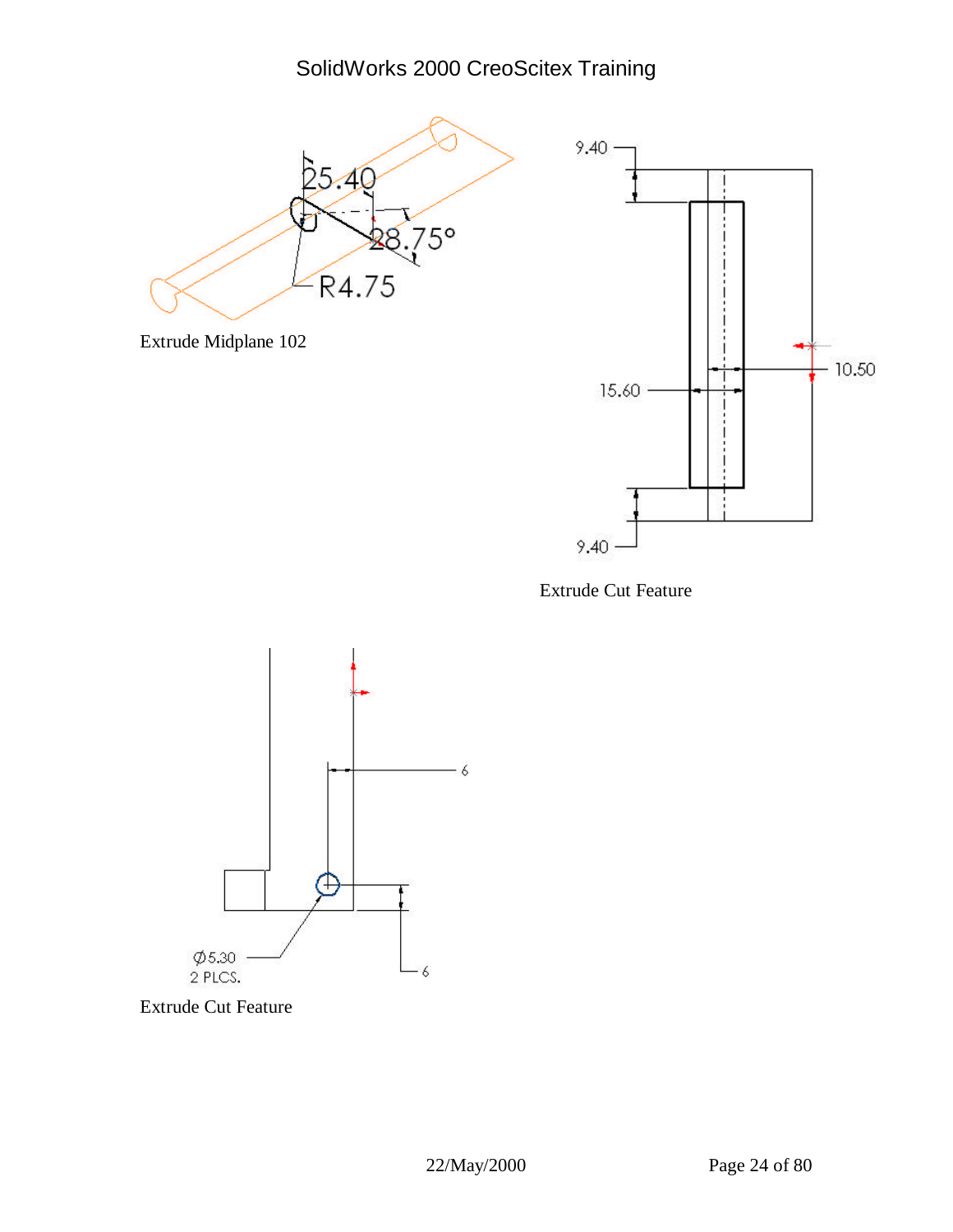25.40

28.75°

R4.75

Extrude Midplane 102

9.40

15.60

10.50

9.40

Extrude Cut Feature

6

6

Ø5.30
2 PLCS.

Extrude Cut Feature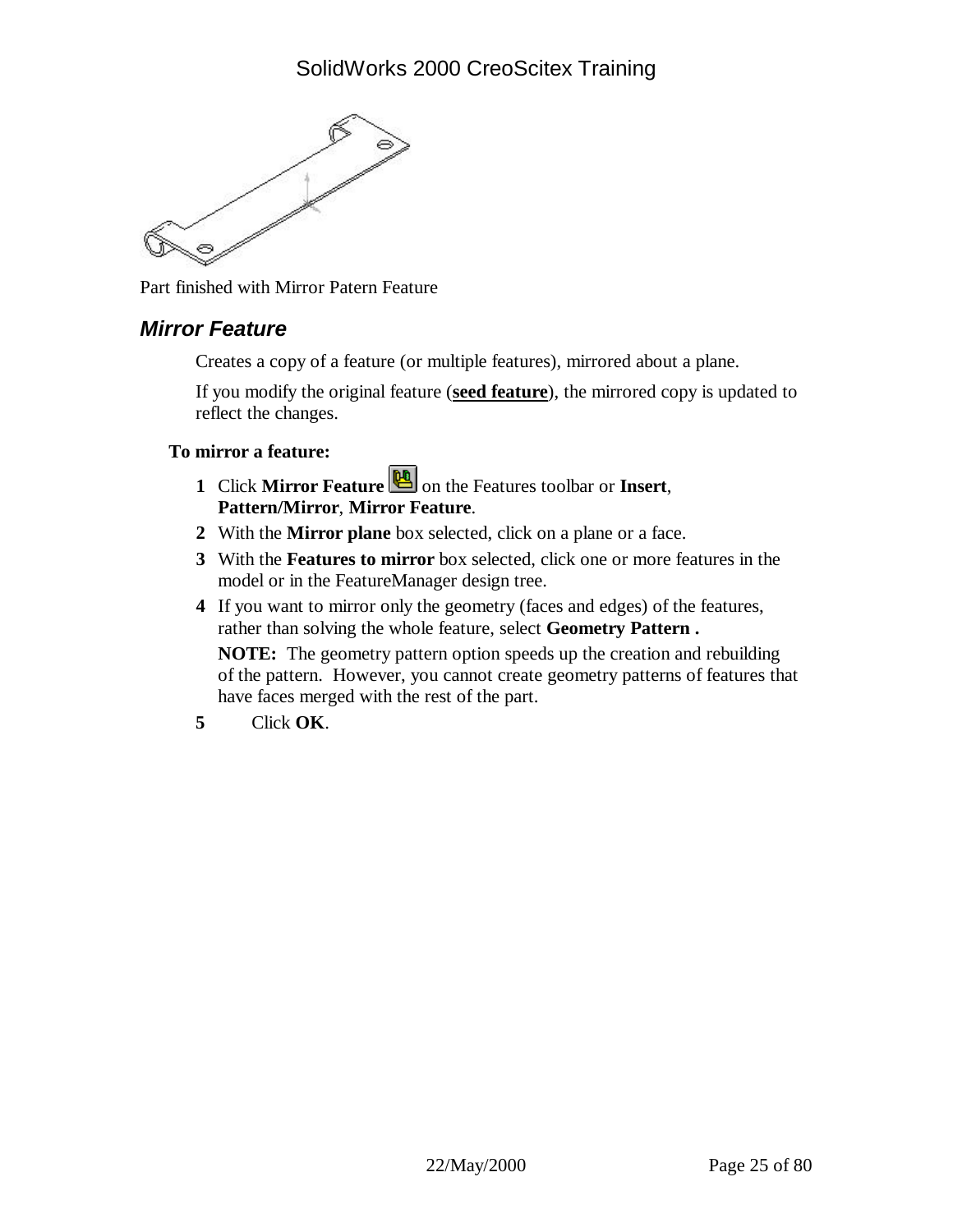Part finished with Mirror Patern Feature

## *Mirror Feature*

Creates a copy of a feature (or multiple features), mirrored about a plane.

If you modify the original feature (**seed feature**), the mirrored copy is updated to reflect the changes.

**To mirror a feature:**

1. Click **Mirror Feature** on the Features toolbar or **Insert**, **Pattern/Mirror**, **Mirror Feature**.
2. With the **Mirror plane** box selected, click on a plane or a face.
3. With the **Features to mirror** box selected, click one or more features in the model or in the FeatureManager design tree.
4. If you want to mirror only the geometry (faces and edges) of the features, rather than solving the whole feature, select **Geometry Pattern .**

   **NOTE:** The geometry pattern option speeds up the creation and rebuilding of the pattern. However, you cannot create geometry patterns of features that have faces merged with the rest of the part.
5. Click **OK**.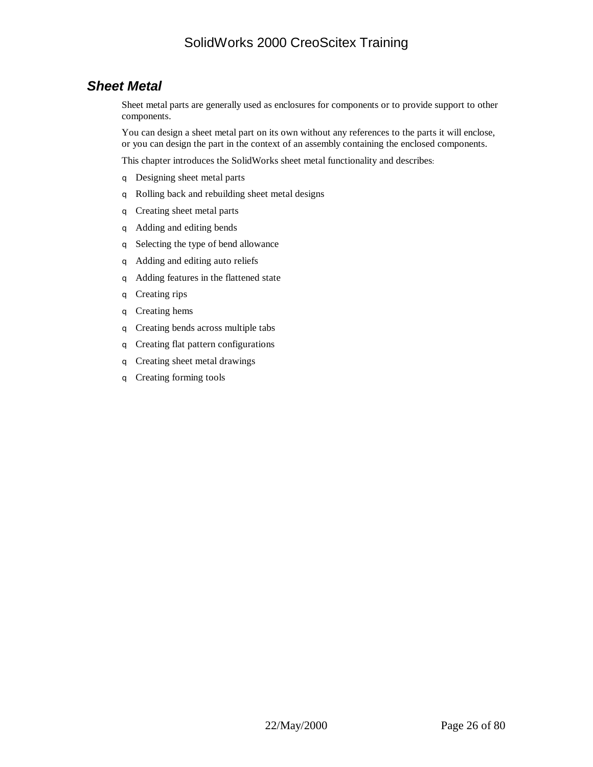## *Sheet Metal*

Sheet metal parts are generally used as enclosures for components or to provide support to other components.

You can design a sheet metal part on its own without any references to the parts it will enclose, or you can design the part in the context of an assembly containing the enclosed components.

This chapter introduces the SolidWorks sheet metal functionality and describes:

- Designing sheet metal parts
- Rolling back and rebuilding sheet metal designs
- Creating sheet metal parts
- Adding and editing bends
- Selecting the type of bend allowance
- Adding and editing auto reliefs
- Adding features in the flattened state
- Creating rips
- Creating hems
- Creating bends across multiple tabs
- Creating flat pattern configurations
- Creating sheet metal drawings
- Creating forming tools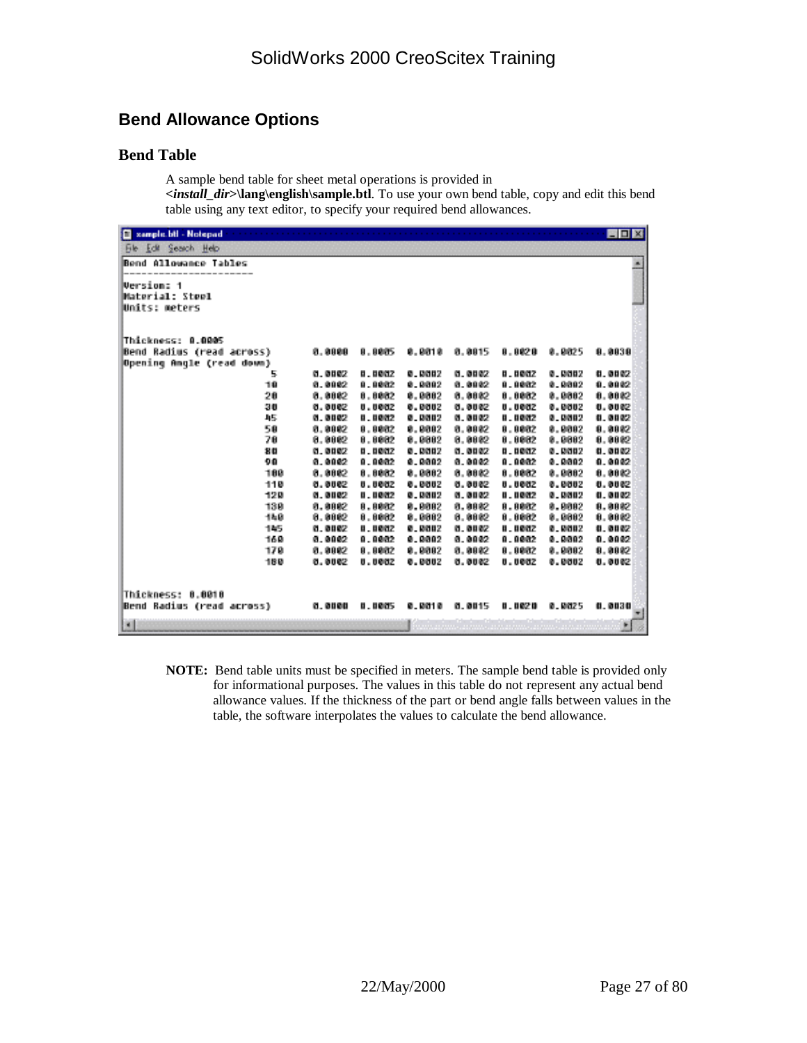## Bend Allowance Options

### Bend Table

A sample bend table for sheet metal operations is provided in **<*install_dir*>\lang\english\sample.btl**. To use your own bend table, copy and edit this bend table using any text editor, to specify your required bend allowances.

```
sample.btl - Notepad
File  Edit  Search  Help

Bend Allowance Tables
-----------------------

Version: 1
Material: Steel
Units: meters


Thickness: 0.0005
Bend Radius (read across)        0.0000  0.0005  0.0010  0.0015  0.0020  0.0025  0.0030
Opening Angle (read down)
                        5        0.0002  0.0002  0.0002  0.0002  0.0002  0.0002  0.0002
                       10        0.0002  0.0002  0.0002  0.0002  0.0002  0.0002  0.0002
                       20        0.0002  0.0002  0.0002  0.0002  0.0002  0.0002  0.0002
                       30        0.0002  0.0002  0.0002  0.0002  0.0002  0.0002  0.0002
                       45        0.0002  0.0002  0.0002  0.0002  0.0002  0.0002  0.0002
                       50        0.0002  0.0002  0.0002  0.0002  0.0002  0.0002  0.0002
                       70        0.0002  0.0002  0.0002  0.0002  0.0002  0.0002  0.0002
                       80        0.0002  0.0002  0.0002  0.0002  0.0002  0.0002  0.0002
                       90        0.0002  0.0002  0.0002  0.0002  0.0002  0.0002  0.0002
                      100        0.0002  0.0002  0.0002  0.0002  0.0002  0.0002  0.0002
                      110        0.0002  0.0002  0.0002  0.0002  0.0002  0.0002  0.0002
                      120        0.0002  0.0002  0.0002  0.0002  0.0002  0.0002  0.0002
                      130        0.0002  0.0002  0.0002  0.0002  0.0002  0.0002  0.0002
                      140        0.0002  0.0002  0.0002  0.0002  0.0002  0.0002  0.0002
                      145        0.0002  0.0002  0.0002  0.0002  0.0002  0.0002  0.0002
                      160        0.0002  0.0002  0.0002  0.0002  0.0002  0.0002  0.0002
                      170        0.0002  0.0002  0.0002  0.0002  0.0002  0.0002  0.0002
                      180        0.0002  0.0002  0.0002  0.0002  0.0002  0.0002  0.0002


Thickness: 0.0010
Bend Radius (read across)        0.0000  0.0005  0.0010  0.0015  0.0020  0.0025  0.0030
```

**NOTE:** Bend table units must be specified in meters. The sample bend table is provided only for informational purposes. The values in this table do not represent any actual bend allowance values. If the thickness of the part or bend angle falls between values in the table, the software interpolates the values to calculate the bend allowance.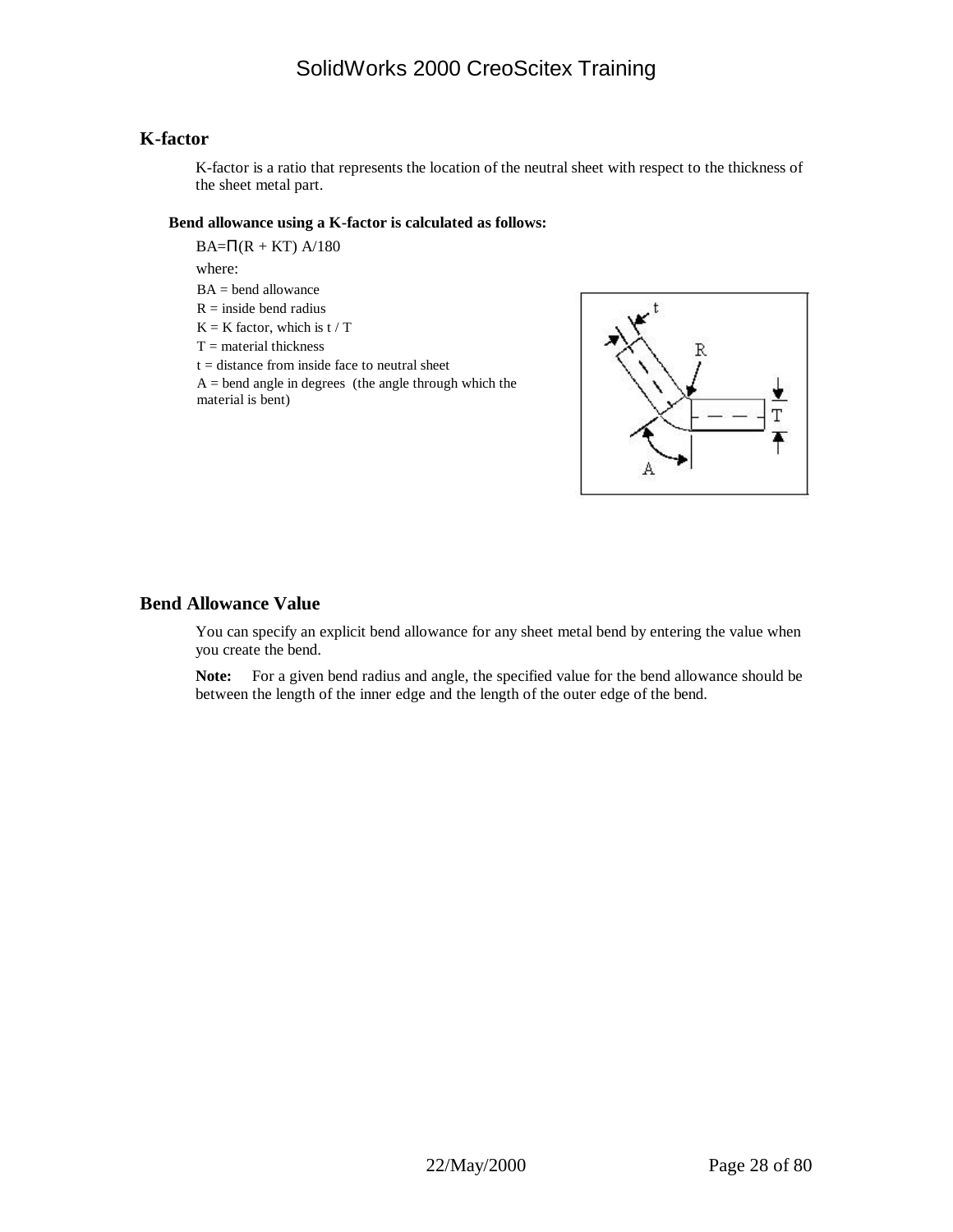## K-factor

K-factor is a ratio that represents the location of the neutral sheet with respect to the thickness of the sheet metal part.

**Bend allowance using a K-factor is calculated as follows:**

$BA = \Pi(R + KT) A/180$

where:

BA = bend allowance

R = inside bend radius

K = K factor, which is t / T

T = material thickness

t = distance from inside face to neutral sheet

A = bend angle in degrees (the angle through which the material is bent)

## Bend Allowance Value

You can specify an explicit bend allowance for any sheet metal bend by entering the value when you create the bend.

**Note:** For a given bend radius and angle, the specified value for the bend allowance should be between the length of the inner edge and the length of the outer edge of the bend.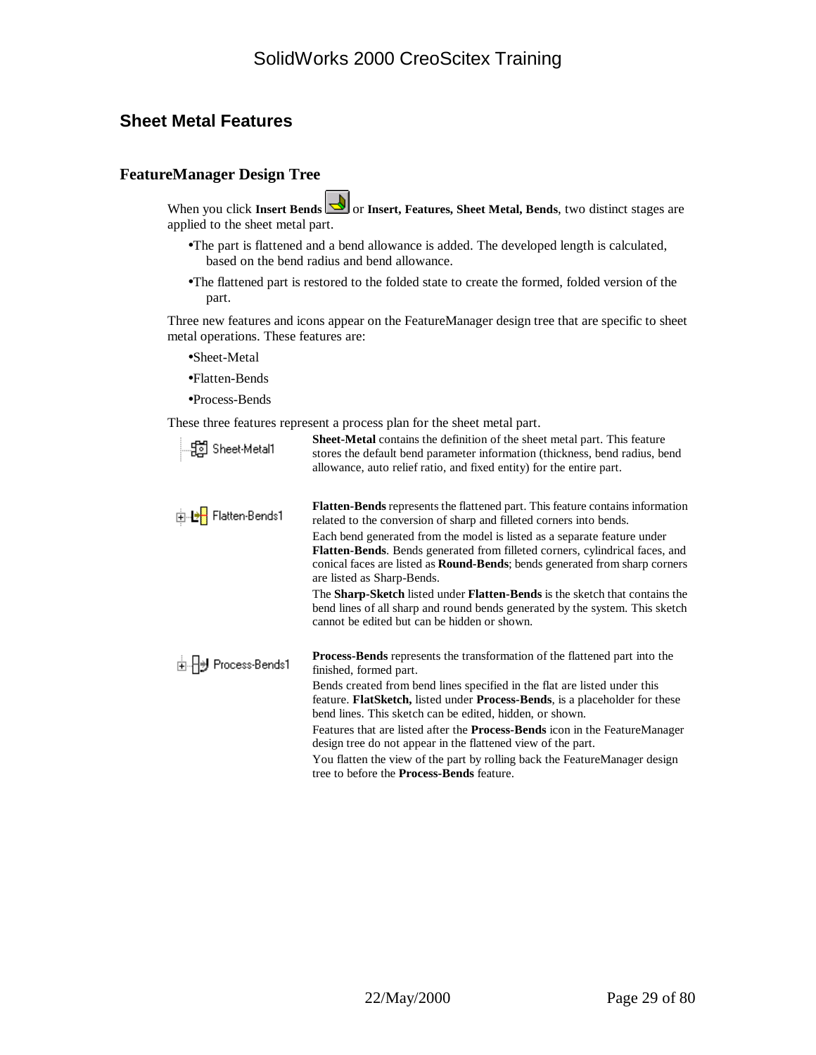## Sheet Metal Features

### FeatureManager Design Tree

When you click **Insert Bends** or **Insert, Features, Sheet Metal, Bends**, two distinct stages are applied to the sheet metal part.

- The part is flattened and a bend allowance is added. The developed length is calculated, based on the bend radius and bend allowance.
- The flattened part is restored to the folded state to create the formed, folded version of the part.

Three new features and icons appear on the FeatureManager design tree that are specific to sheet metal operations. These features are:

- Sheet-Metal
- Flatten-Bends
- Process-Bends

These three features represent a process plan for the sheet metal part.

Sheet-Metal1

**Sheet-Metal** contains the definition of the sheet metal part. This feature stores the default bend parameter information (thickness, bend radius, bend allowance, auto relief ratio, and fixed entity) for the entire part.

Flatten-Bends1

**Flatten-Bends** represents the flattened part. This feature contains information related to the conversion of sharp and filleted corners into bends.

Each bend generated from the model is listed as a separate feature under **Flatten-Bends**. Bends generated from filleted corners, cylindrical faces, and conical faces are listed as **Round-Bends**; bends generated from sharp corners are listed as Sharp-Bends.

The **Sharp-Sketch** listed under **Flatten-Bends** is the sketch that contains the bend lines of all sharp and round bends generated by the system. This sketch cannot be edited but can be hidden or shown.

Process-Bends1

**Process-Bends** represents the transformation of the flattened part into the finished, formed part.

Bends created from bend lines specified in the flat are listed under this feature. **FlatSketch,** listed under **Process-Bends**, is a placeholder for these bend lines. This sketch can be edited, hidden, or shown.

Features that are listed after the **Process-Bends** icon in the FeatureManager design tree do not appear in the flattened view of the part.

You flatten the view of the part by rolling back the FeatureManager design tree to before the **Process-Bends** feature.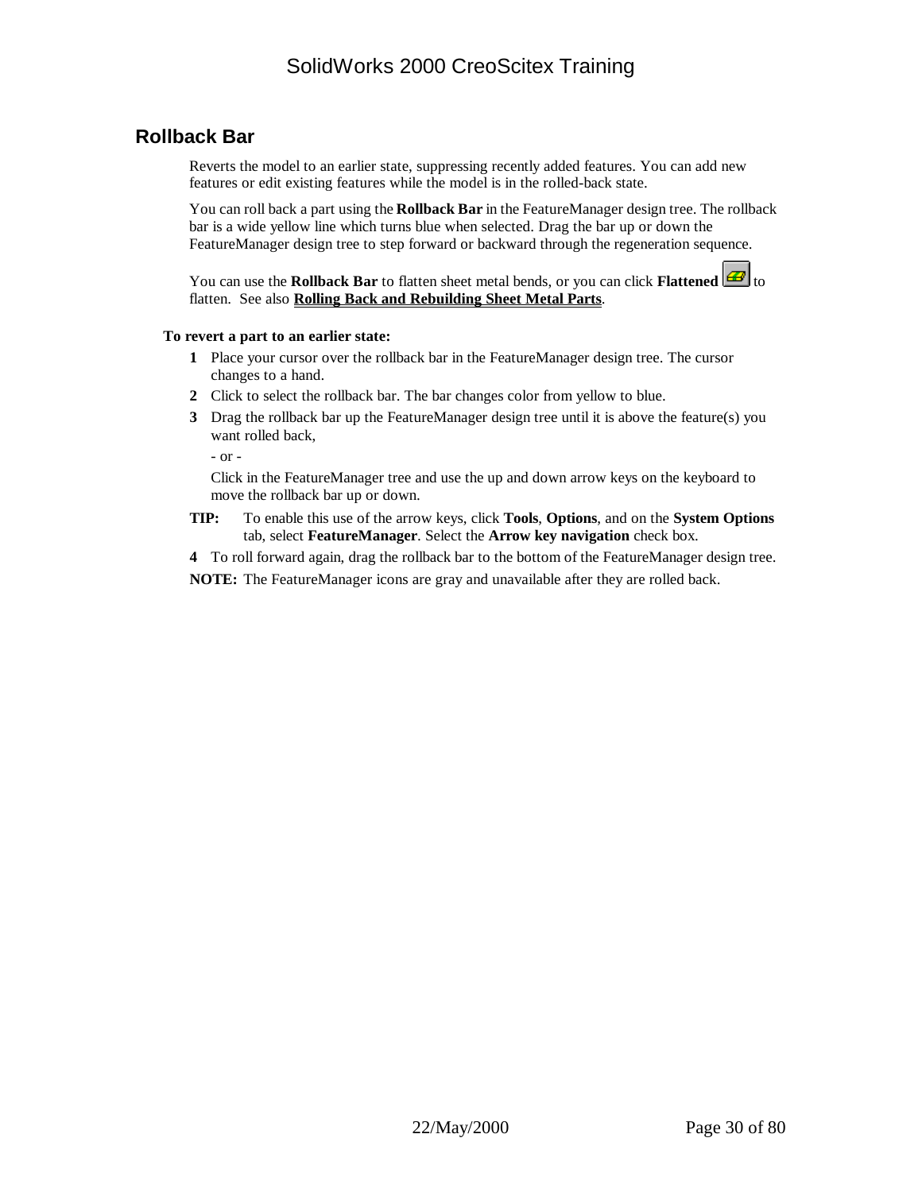## Rollback Bar

Reverts the model to an earlier state, suppressing recently added features. You can add new features or edit existing features while the model is in the rolled-back state.

You can roll back a part using the **Rollback Bar** in the FeatureManager design tree. The rollback bar is a wide yellow line which turns blue when selected. Drag the bar up or down the FeatureManager design tree to step forward or backward through the regeneration sequence.

You can use the **Rollback Bar** to flatten sheet metal bends, or you can click **Flattened** to flatten. See also **Rolling Back and Rebuilding Sheet Metal Parts**.

**To revert a part to an earlier state:**

1. Place your cursor over the rollback bar in the FeatureManager design tree. The cursor changes to a hand.
2. Click to select the rollback bar. The bar changes color from yellow to blue.
3. Drag the rollback bar up the FeatureManager design tree until it is above the feature(s) you want rolled back,

   - or -

   Click in the FeatureManager tree and use the up and down arrow keys on the keyboard to move the rollback bar up or down.

**TIP:** To enable this use of the arrow keys, click **Tools**, **Options**, and on the **System Options** tab, select **FeatureManager**. Select the **Arrow key navigation** check box.

4. To roll forward again, drag the rollback bar to the bottom of the FeatureManager design tree.

**NOTE:** The FeatureManager icons are gray and unavailable after they are rolled back.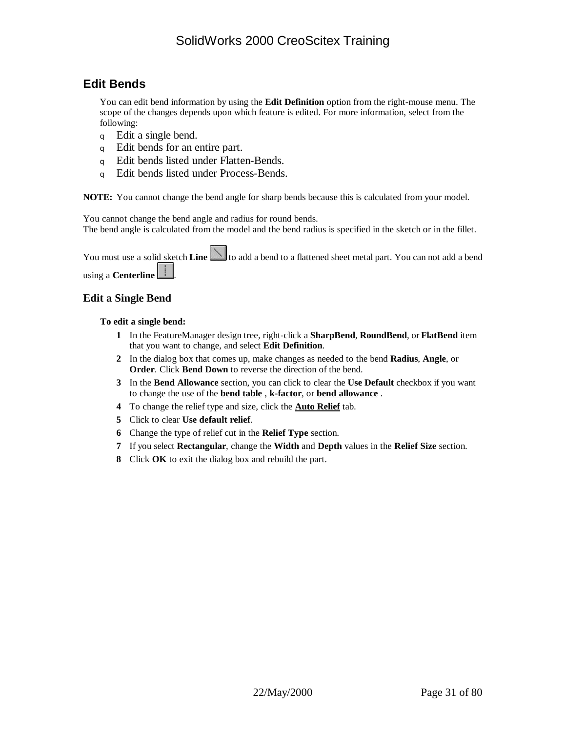## Edit Bends

You can edit bend information by using the **Edit Definition** option from the right-mouse menu. The scope of the changes depends upon which feature is edited. For more information, select from the following:

- Edit a single bend.
- Edit bends for an entire part.
- Edit bends listed under Flatten-Bends.
- Edit bends listed under Process-Bends.

**NOTE:** You cannot change the bend angle for sharp bends because this is calculated from your model.

You cannot change the bend angle and radius for round bends.
The bend angle is calculated from the model and the bend radius is specified in the sketch or in the fillet.

You must use a solid sketch **Line** to add a bend to a flattened sheet metal part. You can not add a bend using a **Centerline** .

### Edit a Single Bend

**To edit a single bend:**

1. In the FeatureManager design tree, right-click a **SharpBend**, **RoundBend**, or **FlatBend** item that you want to change, and select **Edit Definition**.
2. In the dialog box that comes up, make changes as needed to the bend **Radius**, **Angle**, or **Order**. Click **Bend Down** to reverse the direction of the bend.
3. In the **Bend Allowance** section, you can click to clear the **Use Default** checkbox if you want to change the use of the **bend table** , **k-factor**, or **bend allowance** .
4. To change the relief type and size, click the **Auto Relief** tab.
5. Click to clear **Use default relief**.
6. Change the type of relief cut in the **Relief Type** section.
7. If you select **Rectangular**, change the **Width** and **Depth** values in the **Relief Size** section.
8. Click **OK** to exit the dialog box and rebuild the part.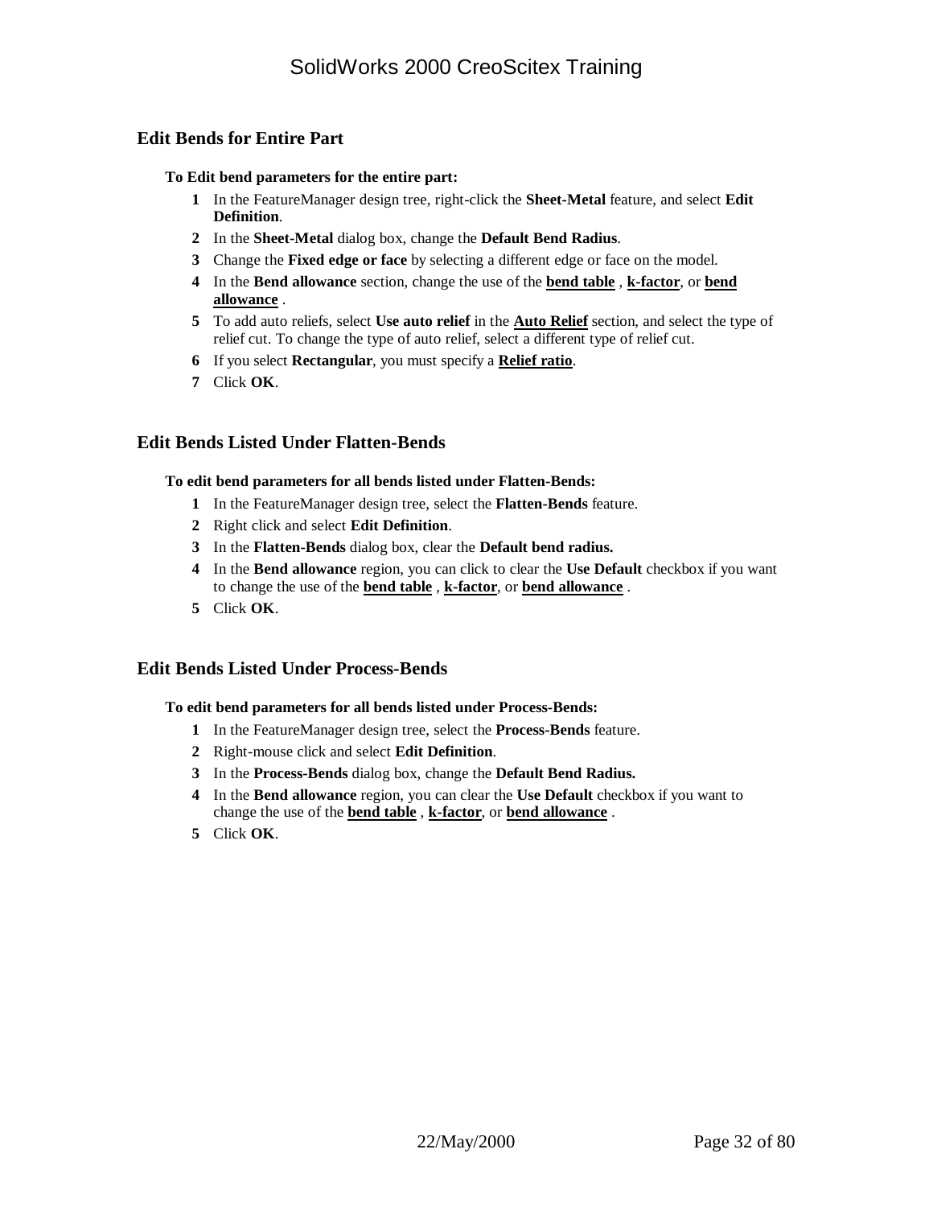## Edit Bends for Entire Part

**To Edit bend parameters for the entire part:**

1. In the FeatureManager design tree, right-click the **Sheet-Metal** feature, and select **Edit Definition**.
2. In the **Sheet-Metal** dialog box, change the **Default Bend Radius**.
3. Change the **Fixed edge or face** by selecting a different edge or face on the model.
4. In the **Bend allowance** section, change the use of the **bend table** , **k-factor**, or **bend allowance** .
5. To add auto reliefs, select **Use auto relief** in the **Auto Relief** section, and select the type of relief cut. To change the type of auto relief, select a different type of relief cut.
6. If you select **Rectangular**, you must specify a **Relief ratio**.
7. Click **OK**.

## Edit Bends Listed Under Flatten-Bends

**To edit bend parameters for all bends listed under Flatten-Bends:**

1. In the FeatureManager design tree, select the **Flatten-Bends** feature.
2. Right click and select **Edit Definition**.
3. In the **Flatten-Bends** dialog box, clear the **Default bend radius.**
4. In the **Bend allowance** region, you can click to clear the **Use Default** checkbox if you want to change the use of the **bend table** , **k-factor**, or **bend allowance** .
5. Click **OK**.

## Edit Bends Listed Under Process-Bends

**To edit bend parameters for all bends listed under Process-Bends:**

1. In the FeatureManager design tree, select the **Process-Bends** feature.
2. Right-mouse click and select **Edit Definition**.
3. In the **Process-Bends** dialog box, change the **Default Bend Radius.**
4. In the **Bend allowance** region, you can clear the **Use Default** checkbox if you want to change the use of the **bend table** , **k-factor**, or **bend allowance** .
5. Click **OK**.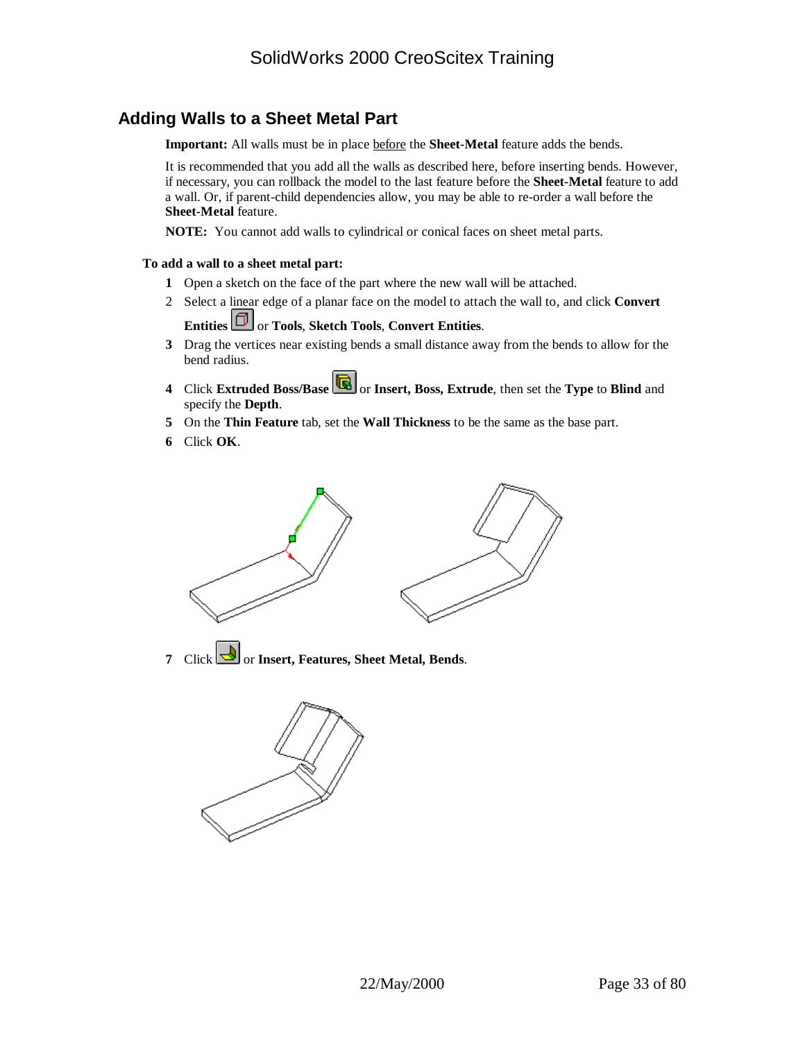## Adding Walls to a Sheet Metal Part

**Important:** All walls must be in place before the **Sheet-Metal** feature adds the bends.

It is recommended that you add all the walls as described here, before inserting bends. However, if necessary, you can rollback the model to the last feature before the **Sheet-Metal** feature to add a wall. Or, if parent-child dependencies allow, you may be able to re-order a wall before the **Sheet-Metal** feature.

**NOTE:** You cannot add walls to cylindrical or conical faces on sheet metal parts.

**To add a wall to a sheet metal part:**

1. Open a sketch on the face of the part where the new wall will be attached.
2. Select a linear edge of a planar face on the model to attach the wall to, and click **Convert Entities** or **Tools**, **Sketch Tools**, **Convert Entities**.
3. Drag the vertices near existing bends a small distance away from the bends to allow for the bend radius.
4. Click **Extruded Boss/Base** or **Insert, Boss, Extrude**, then set the **Type** to **Blind** and specify the **Depth**.
5. On the **Thin Feature** tab, set the **Wall Thickness** to be the same as the base part.
6. Click **OK**.
7. Click or **Insert, Features, Sheet Metal, Bends**.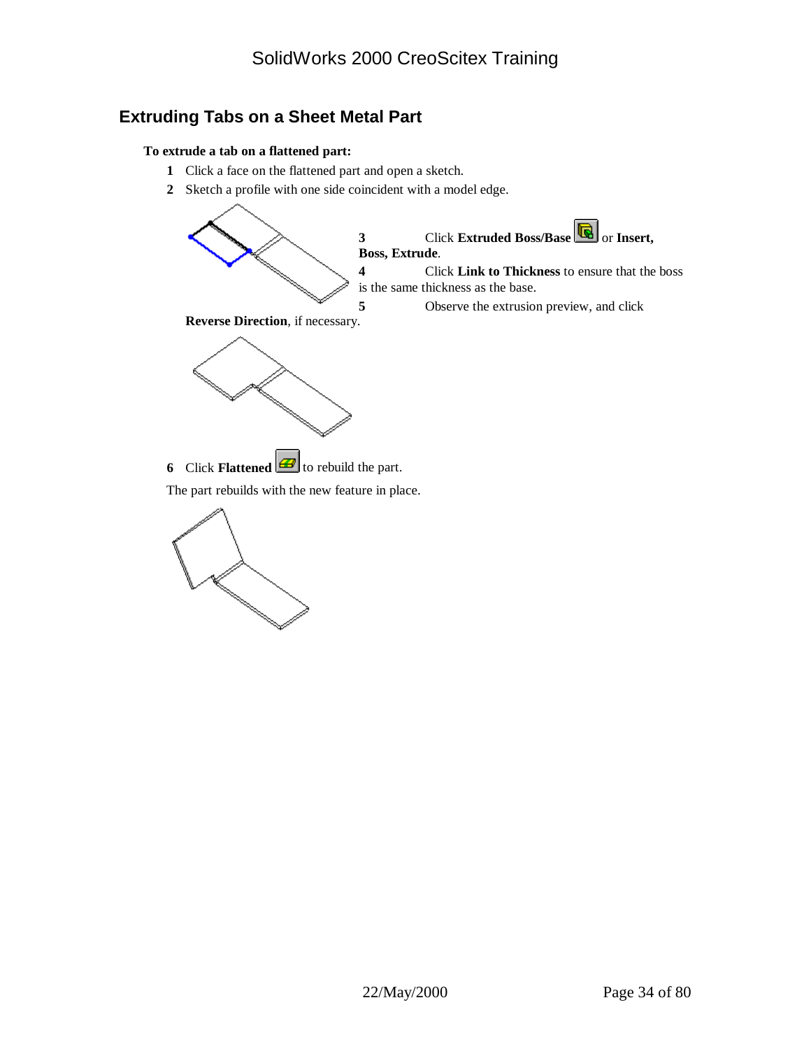## Extruding Tabs on a Sheet Metal Part

**To extrude a tab on a flattened part:**

1. Click a face on the flattened part and open a sketch.
2. Sketch a profile with one side coincident with a model edge.
3. Click **Extruded Boss/Base** or **Insert, Boss, Extrude**.
4. Click **Link to Thickness** to ensure that the boss is the same thickness as the base.
5. Observe the extrusion preview, and click **Reverse Direction**, if necessary.
6. Click **Flattened** to rebuild the part.

The part rebuilds with the new feature in place.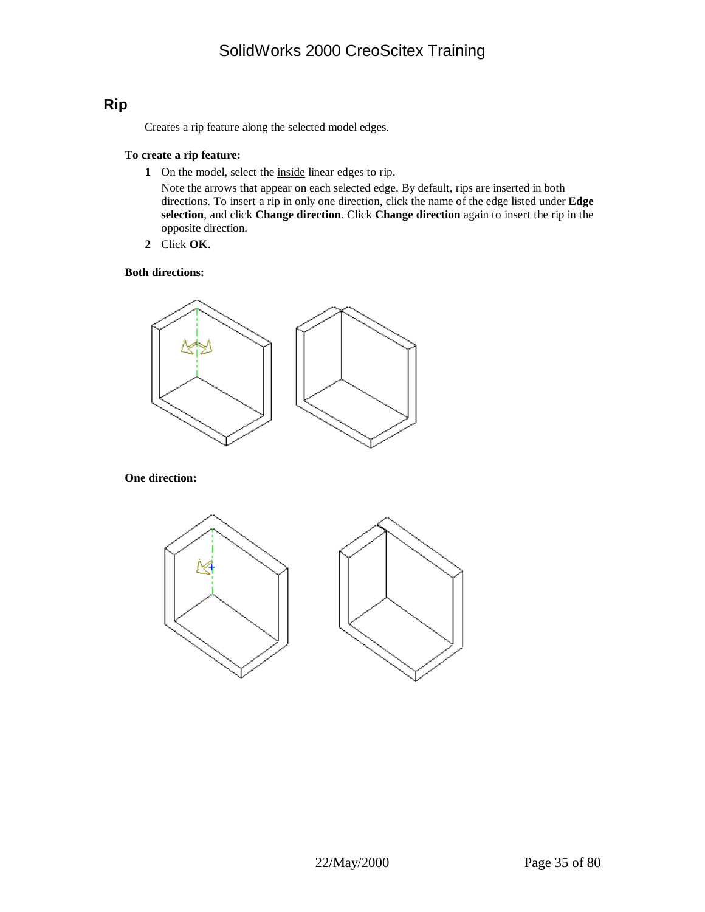## Rip

Creates a rip feature along the selected model edges.

**To create a rip feature:**

1. On the model, select the inside linear edges to rip.

   Note the arrows that appear on each selected edge. By default, rips are inserted in both directions. To insert a rip in only one direction, click the name of the edge listed under **Edge selection**, and click **Change direction**. Click **Change direction** again to insert the rip in the opposite direction.

2. Click **OK**.

**Both directions:**

**One direction:**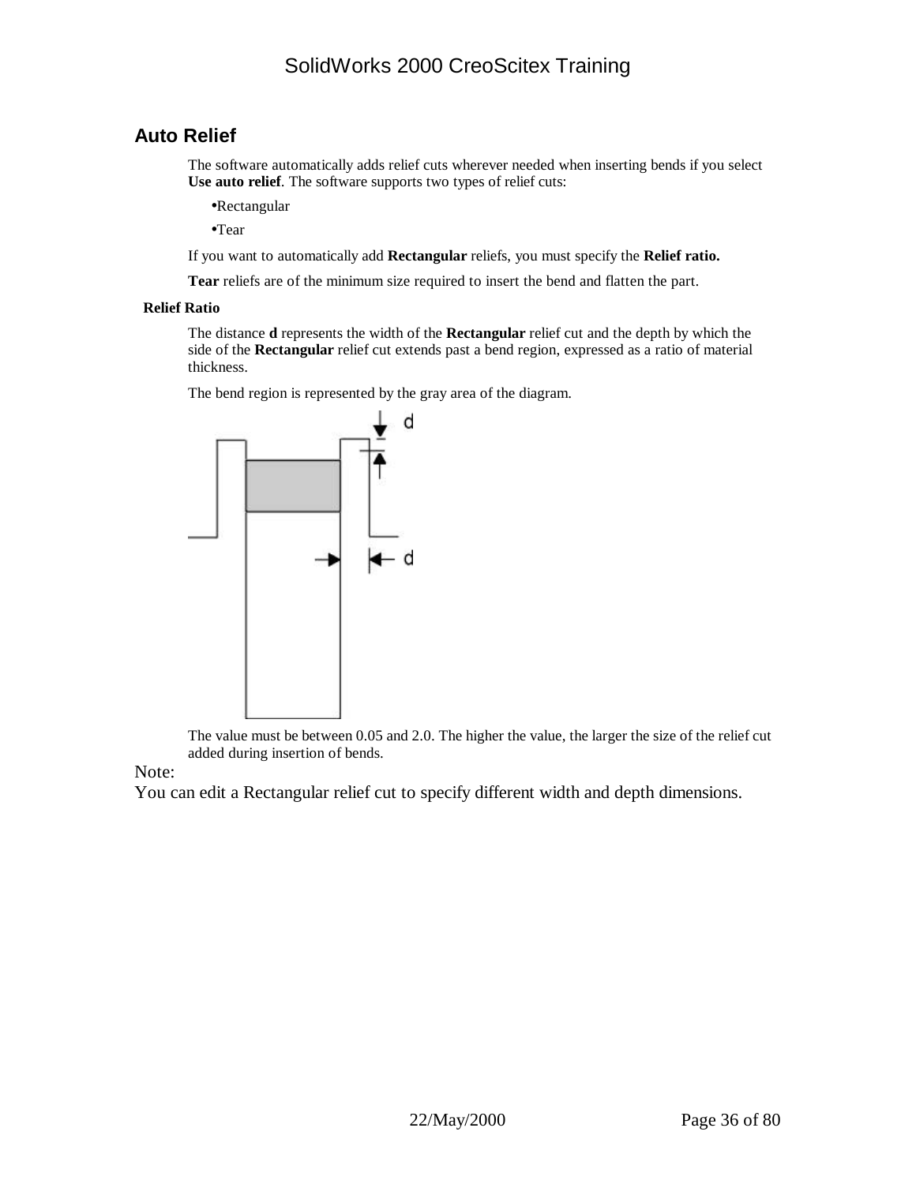## Auto Relief

The software automatically adds relief cuts wherever needed when inserting bends if you select **Use auto relief**. The software supports two types of relief cuts:

- Rectangular
- Tear

If you want to automatically add **Rectangular** reliefs, you must specify the **Relief ratio.**

**Tear** reliefs are of the minimum size required to insert the bend and flatten the part.

### Relief Ratio

The distance **d** represents the width of the **Rectangular** relief cut and the depth by which the side of the **Rectangular** relief cut extends past a bend region, expressed as a ratio of material thickness.

The bend region is represented by the gray area of the diagram.

The value must be between 0.05 and 2.0. The higher the value, the larger the size of the relief cut added during insertion of bends.

Note:
You can edit a Rectangular relief cut to specify different width and depth dimensions.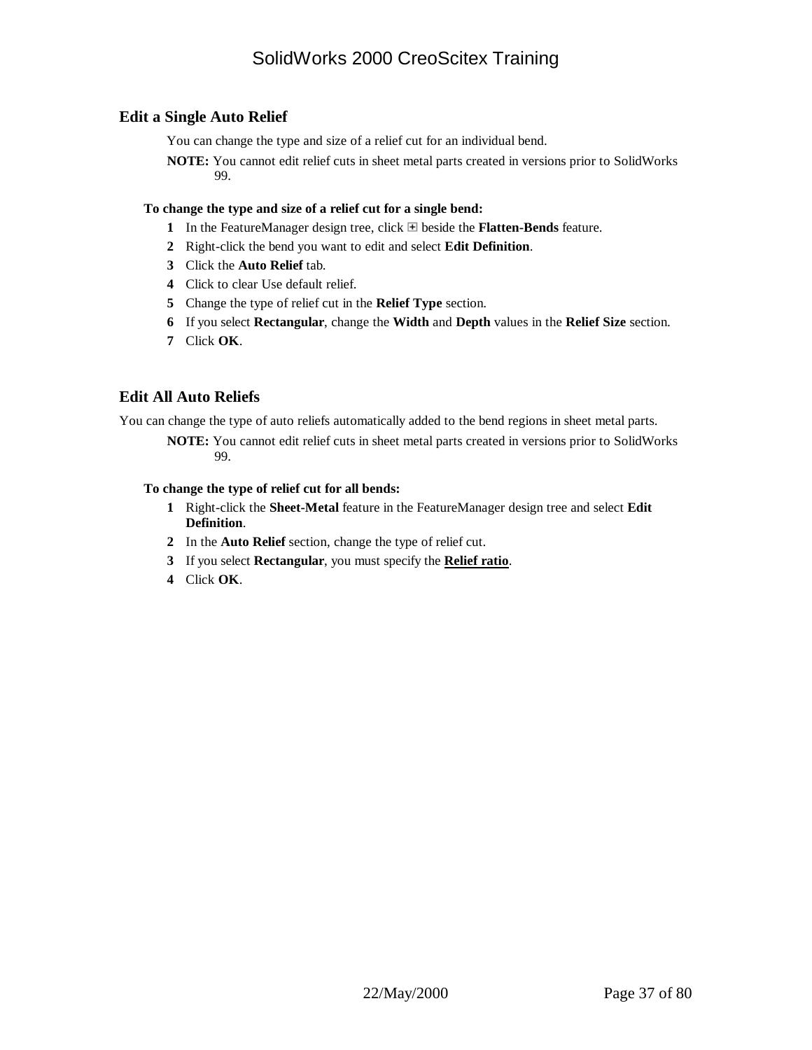## Edit a Single Auto Relief

You can change the type and size of a relief cut for an individual bend.

**NOTE:** You cannot edit relief cuts in sheet metal parts created in versions prior to SolidWorks 99.

**To change the type and size of a relief cut for a single bend:**

1. In the FeatureManager design tree, click ⊞ beside the **Flatten-Bends** feature.
2. Right-click the bend you want to edit and select **Edit Definition**.
3. Click the **Auto Relief** tab.
4. Click to clear Use default relief.
5. Change the type of relief cut in the **Relief Type** section.
6. If you select **Rectangular**, change the **Width** and **Depth** values in the **Relief Size** section.
7. Click **OK**.

## Edit All Auto Reliefs

You can change the type of auto reliefs automatically added to the bend regions in sheet metal parts.

**NOTE:** You cannot edit relief cuts in sheet metal parts created in versions prior to SolidWorks 99.

**To change the type of relief cut for all bends:**

1. Right-click the **Sheet-Metal** feature in the FeatureManager design tree and select **Edit Definition**.
2. In the **Auto Relief** section, change the type of relief cut.
3. If you select **Rectangular**, you must specify the **Relief ratio**.
4. Click **OK**.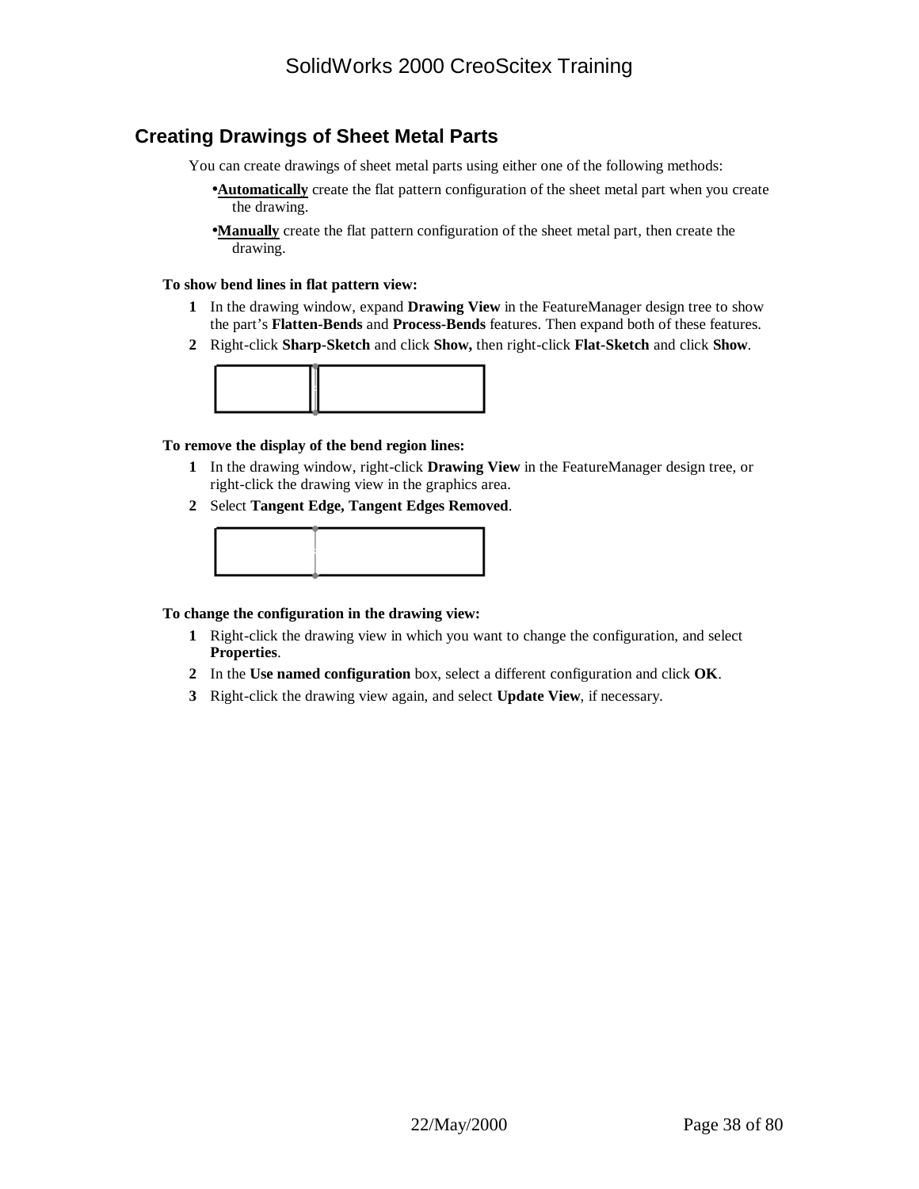## Creating Drawings of Sheet Metal Parts

You can create drawings of sheet metal parts using either one of the following methods:

- **Automatically** create the flat pattern configuration of the sheet metal part when you create the drawing.
- **Manually** create the flat pattern configuration of the sheet metal part, then create the drawing.

**To show bend lines in flat pattern view:**

1. In the drawing window, expand **Drawing View** in the FeatureManager design tree to show the part's **Flatten-Bends** and **Process-Bends** features. Then expand both of these features.
2. Right-click **Sharp-Sketch** and click **Show,** then right-click **Flat-Sketch** and click **Show**.

**To remove the display of the bend region lines:**

1. In the drawing window, right-click **Drawing View** in the FeatureManager design tree, or right-click the drawing view in the graphics area.
2. Select **Tangent Edge, Tangent Edges Removed**.

**To change the configuration in the drawing view:**

1. Right-click the drawing view in which you want to change the configuration, and select **Properties**.
2. In the **Use named configuration** box, select a different configuration and click **OK**.
3. Right-click the drawing view again, and select **Update View**, if necessary.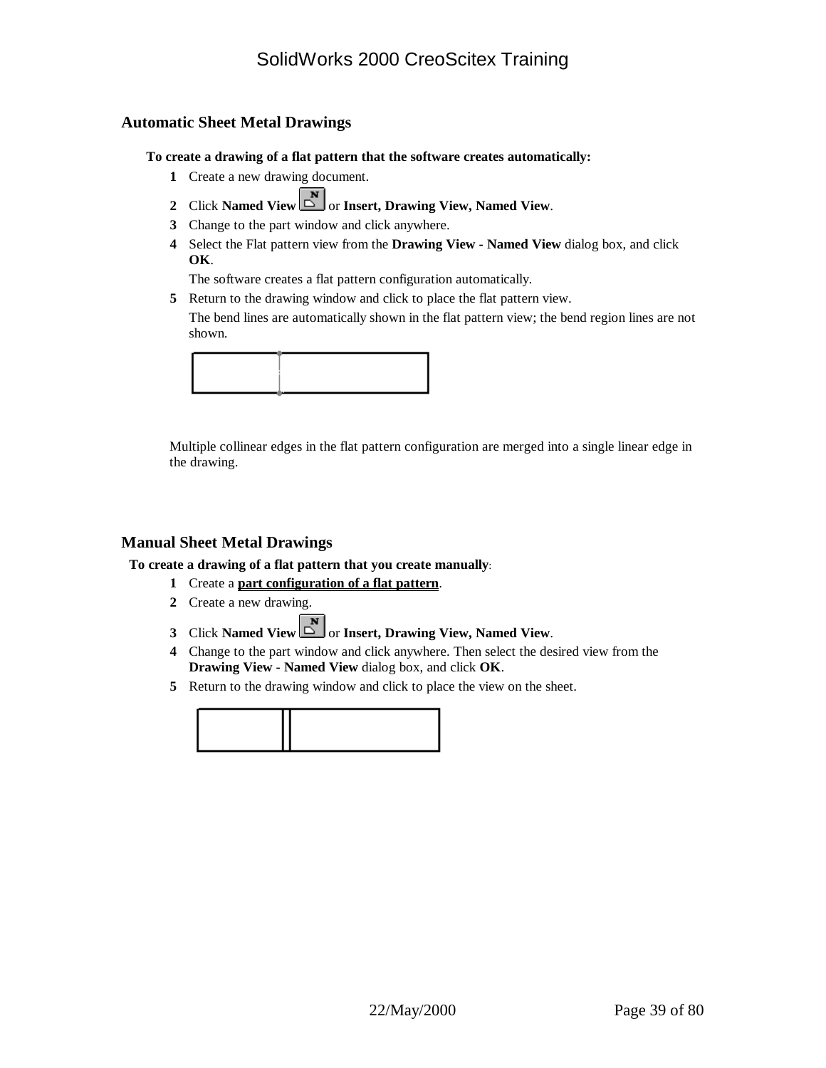## Automatic Sheet Metal Drawings

**To create a drawing of a flat pattern that the software creates automatically:**

1. Create a new drawing document.
2. Click **Named View** or **Insert, Drawing View, Named View**.
3. Change to the part window and click anywhere.
4. Select the Flat pattern view from the **Drawing View - Named View** dialog box, and click **OK**.

   The software creates a flat pattern configuration automatically.
5. Return to the drawing window and click to place the flat pattern view.

   The bend lines are automatically shown in the flat pattern view; the bend region lines are not shown.

Multiple collinear edges in the flat pattern configuration are merged into a single linear edge in the drawing.

## Manual Sheet Metal Drawings

**To create a drawing of a flat pattern that you create manually**:

1. Create a **part configuration of a flat pattern**.
2. Create a new drawing.
3. Click **Named View** or **Insert, Drawing View, Named View**.
4. Change to the part window and click anywhere. Then select the desired view from the **Drawing View - Named View** dialog box, and click **OK**.
5. Return to the drawing window and click to place the view on the sheet.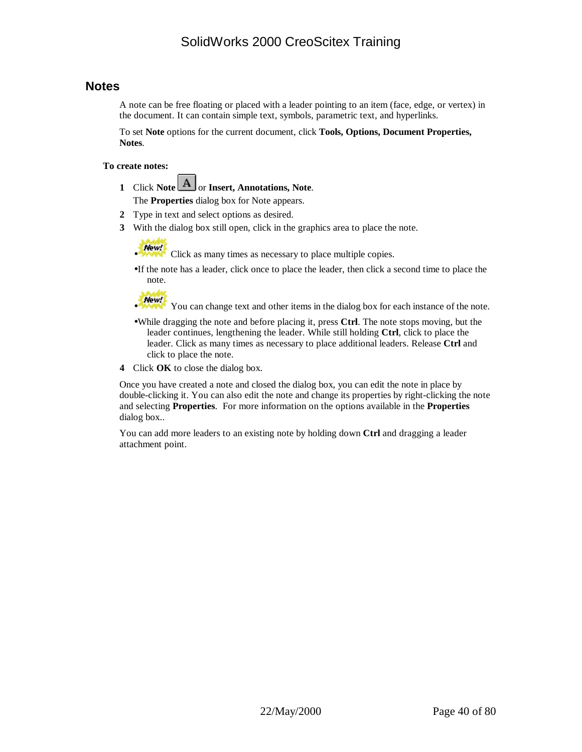## Notes

A note can be free floating or placed with a leader pointing to an item (face, edge, or vertex) in the document. It can contain simple text, symbols, parametric text, and hyperlinks.

To set **Note** options for the current document, click **Tools, Options, Document Properties, Notes**.

**To create notes:**

1. Click **Note** or **Insert, Annotations, Note**.
   The **Properties** dialog box for Note appears.
2. Type in text and select options as desired.
3. With the dialog box still open, click in the graphics area to place the note.
   - New! Click as many times as necessary to place multiple copies.
   - If the note has a leader, click once to place the leader, then click a second time to place the note.
   - New! You can change text and other items in the dialog box for each instance of the note.
   - While dragging the note and before placing it, press **Ctrl**. The note stops moving, but the leader continues, lengthening the leader. While still holding **Ctrl**, click to place the leader. Click as many times as necessary to place additional leaders. Release **Ctrl** and click to place the note.
4. Click **OK** to close the dialog box.

Once you have created a note and closed the dialog box, you can edit the note in place by double-clicking it. You can also edit the note and change its properties by right-clicking the note and selecting **Properties**. For more information on the options available in the **Properties** dialog box..

You can add more leaders to an existing note by holding down **Ctrl** and dragging a leader attachment point.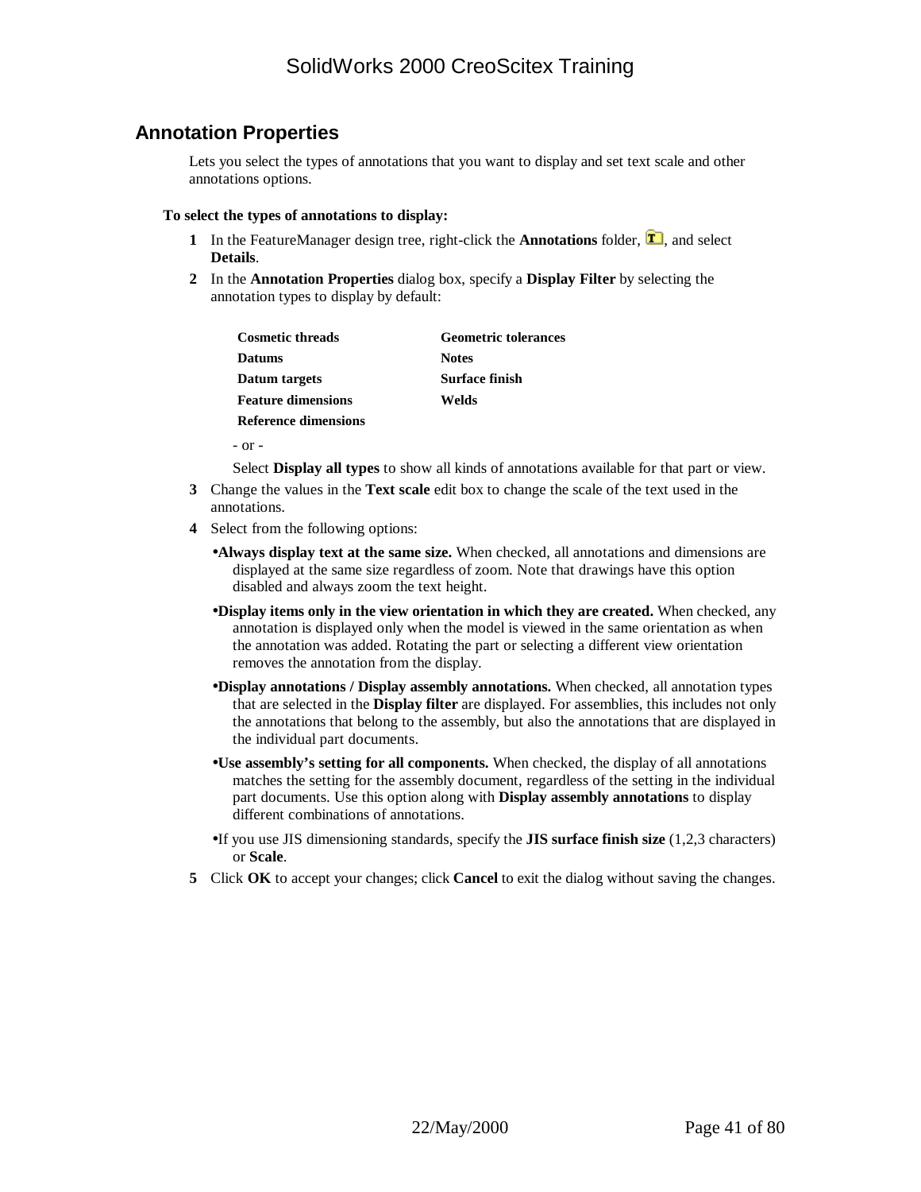## Annotation Properties

Lets you select the types of annotations that you want to display and set text scale and other annotations options.

**To select the types of annotations to display:**

1. In the FeatureManager design tree, right-click the **Annotations** folder, , and select **Details**.
2. In the **Annotation Properties** dialog box, specify a **Display Filter** by selecting the annotation types to display by default:

   | | |
   |---|---|
   | **Cosmetic threads** | **Geometric tolerances** |
   | **Datums** | **Notes** |
   | **Datum targets** | **Surface finish** |
   | **Feature dimensions** | **Welds** |
   | **Reference dimensions** | |

   \- or -

   Select **Display all types** to show all kinds of annotations available for that part or view.
3. Change the values in the **Text scale** edit box to change the scale of the text used in the annotations.
4. Select from the following options:
   - **Always display text at the same size.** When checked, all annotations and dimensions are displayed at the same size regardless of zoom. Note that drawings have this option disabled and always zoom the text height.
   - **Display items only in the view orientation in which they are created.** When checked, any annotation is displayed only when the model is viewed in the same orientation as when the annotation was added. Rotating the part or selecting a different view orientation removes the annotation from the display.
   - **Display annotations / Display assembly annotations.** When checked, all annotation types that are selected in the **Display filter** are displayed. For assemblies, this includes not only the annotations that belong to the assembly, but also the annotations that are displayed in the individual part documents.
   - **Use assembly's setting for all components.** When checked, the display of all annotations matches the setting for the assembly document, regardless of the setting in the individual part documents. Use this option along with **Display assembly annotations** to display different combinations of annotations.
   - If you use JIS dimensioning standards, specify the **JIS surface finish size** (1,2,3 characters) or **Scale**.
5. Click **OK** to accept your changes; click **Cancel** to exit the dialog without saving the changes.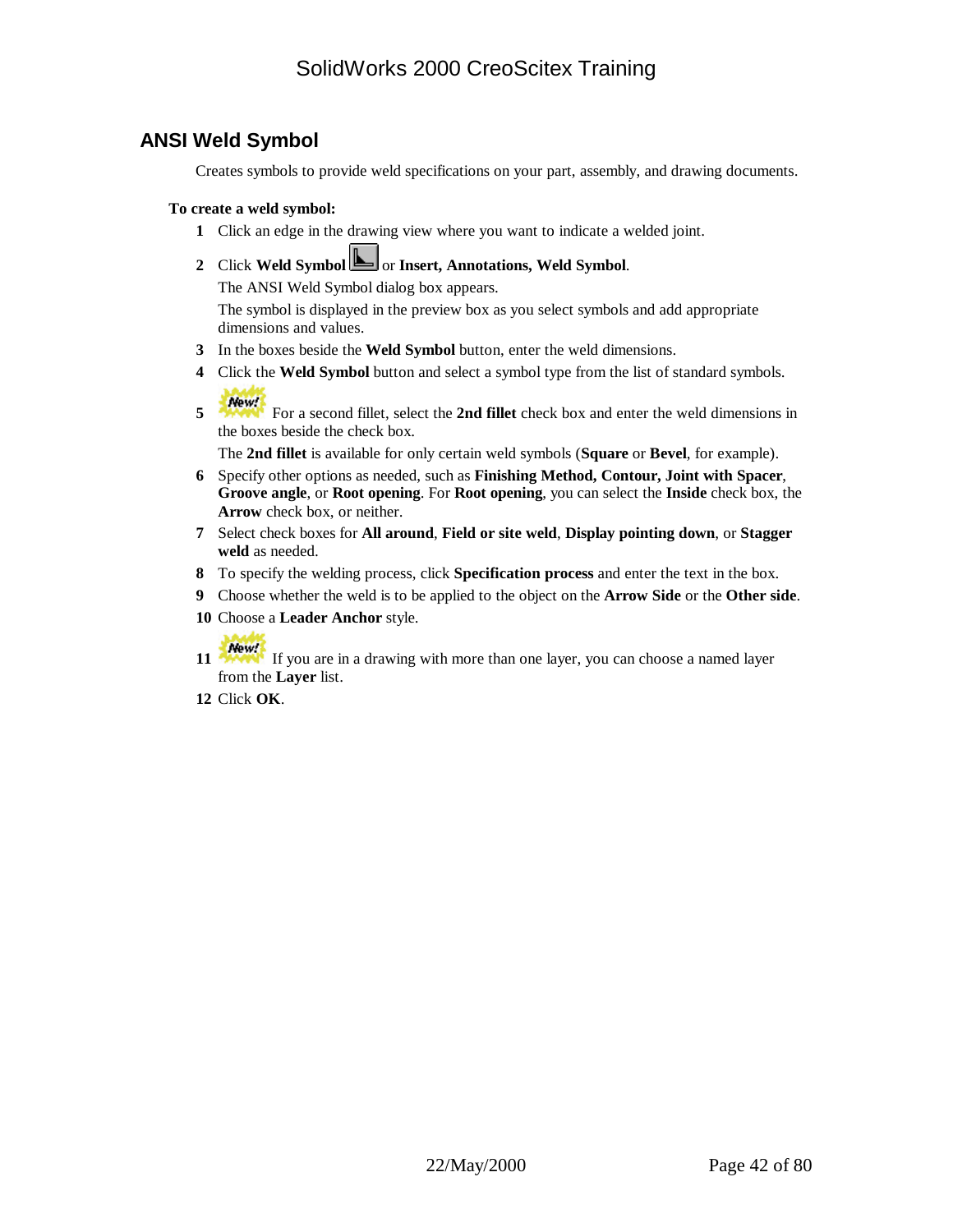## ANSI Weld Symbol

Creates symbols to provide weld specifications on your part, assembly, and drawing documents.

**To create a weld symbol:**

1. Click an edge in the drawing view where you want to indicate a welded joint.
2. Click **Weld Symbol** or **Insert, Annotations, Weld Symbol**.

   The ANSI Weld Symbol dialog box appears.

   The symbol is displayed in the preview box as you select symbols and add appropriate dimensions and values.
3. In the boxes beside the **Weld Symbol** button, enter the weld dimensions.
4. Click the **Weld Symbol** button and select a symbol type from the list of standard symbols.
5. New! For a second fillet, select the **2nd fillet** check box and enter the weld dimensions in the boxes beside the check box.

   The **2nd fillet** is available for only certain weld symbols (**Square** or **Bevel**, for example).
6. Specify other options as needed, such as **Finishing Method, Contour, Joint with Spacer**, **Groove angle**, or **Root opening**. For **Root opening**, you can select the **Inside** check box, the **Arrow** check box, or neither.
7. Select check boxes for **All around**, **Field or site weld**, **Display pointing down**, or **Stagger weld** as needed.
8. To specify the welding process, click **Specification process** and enter the text in the box.
9. Choose whether the weld is to be applied to the object on the **Arrow Side** or the **Other side**.
10. Choose a **Leader Anchor** style.
11. New! If you are in a drawing with more than one layer, you can choose a named layer from the **Layer** list.
12. Click **OK**.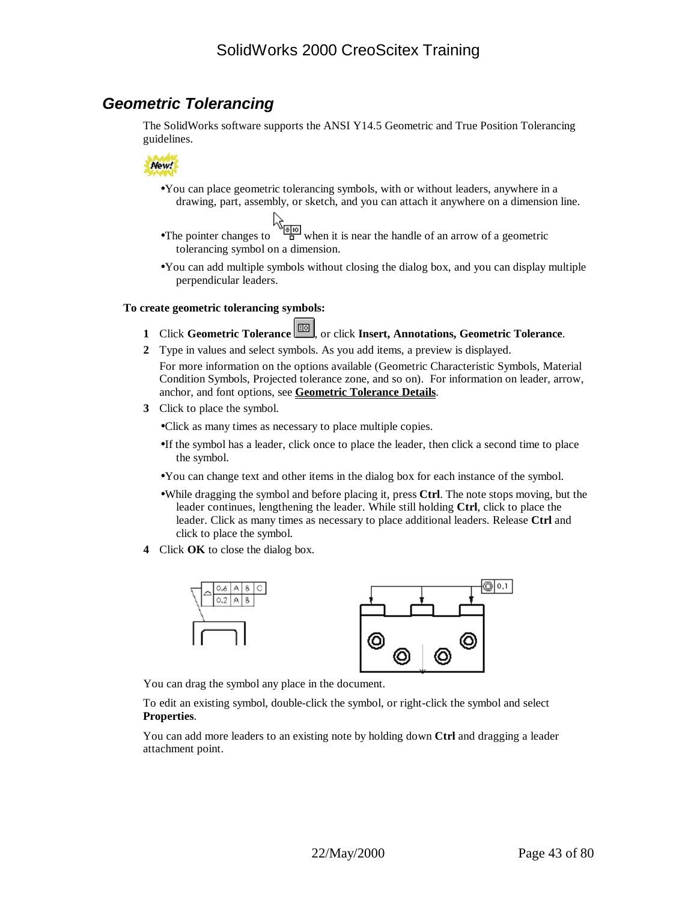## Geometric Tolerancing

The SolidWorks software supports the ANSI Y14.5 Geometric and True Position Tolerancing guidelines.

New!

- You can place geometric tolerancing symbols, with or without leaders, anywhere in a drawing, part, assembly, or sketch, and you can attach it anywhere on a dimension line.
- The pointer changes to when it is near the handle of an arrow of a geometric tolerancing symbol on a dimension.
- You can add multiple symbols without closing the dialog box, and you can display multiple perpendicular leaders.

**To create geometric tolerancing symbols:**

1. Click **Geometric Tolerance** , or click **Insert, Annotations, Geometric Tolerance**.
2. Type in values and select symbols. As you add items, a preview is displayed.

   For more information on the options available (Geometric Characteristic Symbols, Material Condition Symbols, Projected tolerance zone, and so on). For information on leader, arrow, anchor, and font options, see **Geometric Tolerance Details**.
3. Click to place the symbol.
   - Click as many times as necessary to place multiple copies.
   - If the symbol has a leader, click once to place the leader, then click a second time to place the symbol.
   - You can change text and other items in the dialog box for each instance of the symbol.
   - While dragging the symbol and before placing it, press **Ctrl**. The note stops moving, but the leader continues, lengthening the leader. While still holding **Ctrl**, click to place the leader. Click as many times as necessary to place additional leaders. Release **Ctrl** and click to place the symbol.
4. Click **OK** to close the dialog box.

You can drag the symbol any place in the document.

To edit an existing symbol, double-click the symbol, or right-click the symbol and select **Properties**.

You can add more leaders to an existing note by holding down **Ctrl** and dragging a leader attachment point.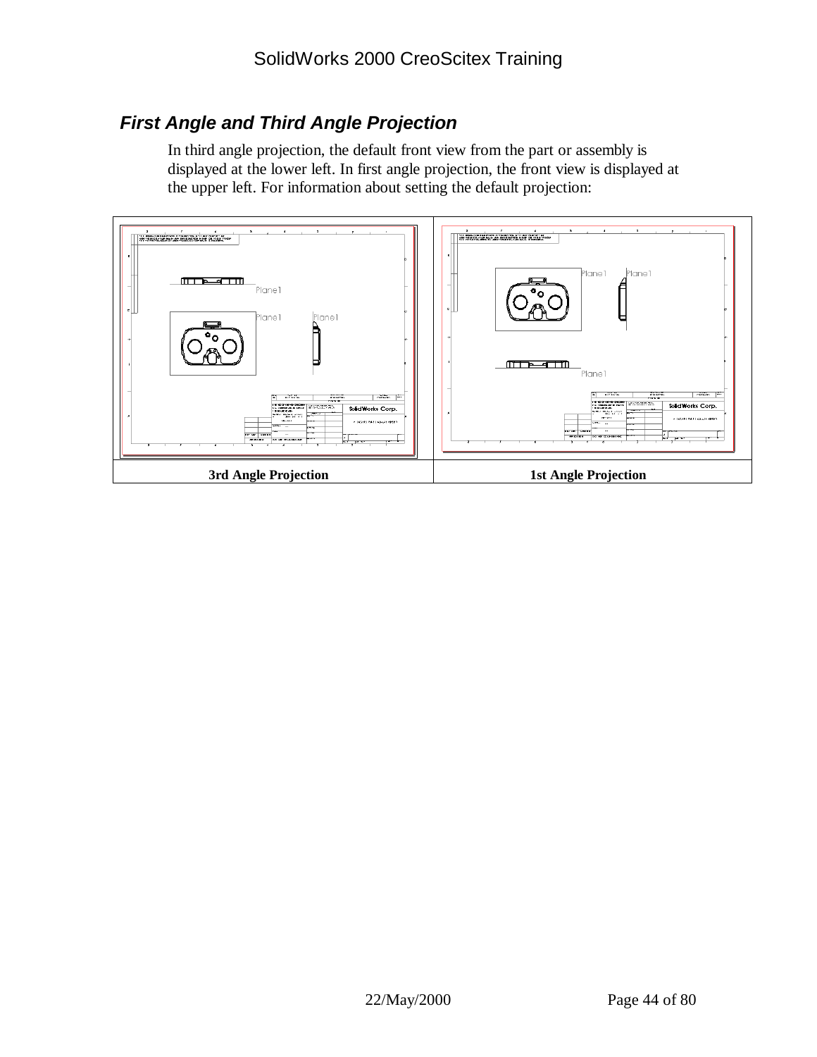## First Angle and Third Angle Projection

In third angle projection, the default front view from the part or assembly is displayed at the lower left. In first angle projection, the front view is displayed at the upper left. For information about setting the default projection:

| 3rd Angle Projection | 1st Angle Projection |
|---|---|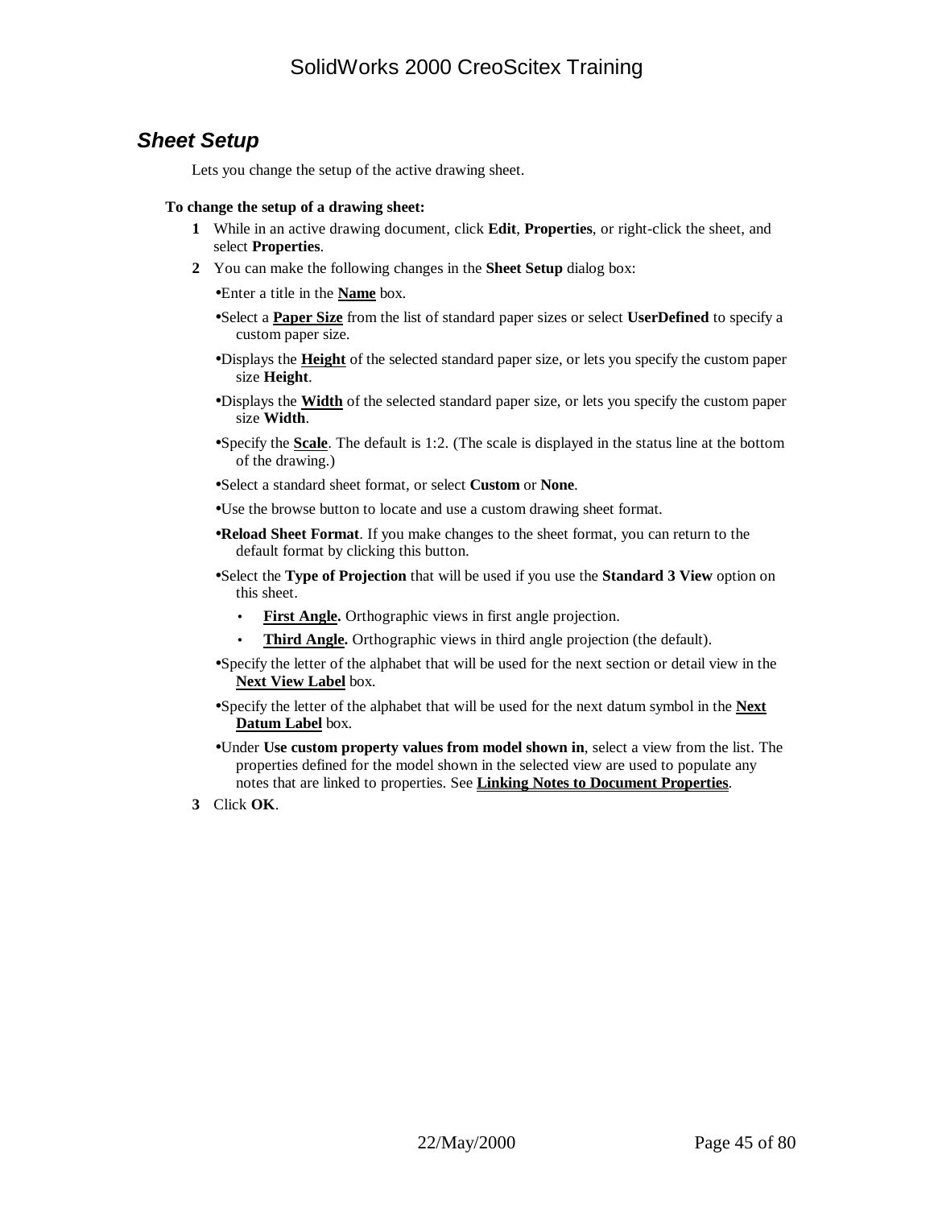## *Sheet Setup*

Lets you change the setup of the active drawing sheet.

**To change the setup of a drawing sheet:**

1. While in an active drawing document, click **Edit**, **Properties**, or right-click the sheet, and select **Properties**.
2. You can make the following changes in the **Sheet Setup** dialog box:
   - Enter a title in the **Name** box.
   - Select a **Paper Size** from the list of standard paper sizes or select **UserDefined** to specify a custom paper size.
   - Displays the **Height** of the selected standard paper size, or lets you specify the custom paper size **Height**.
   - Displays the **Width** of the selected standard paper size, or lets you specify the custom paper size **Width**.
   - Specify the **Scale**. The default is 1:2. (The scale is displayed in the status line at the bottom of the drawing.)
   - Select a standard sheet format, or select **Custom** or **None**.
   - Use the browse button to locate and use a custom drawing sheet format.
   - **Reload Sheet Format**. If you make changes to the sheet format, you can return to the default format by clicking this button.
   - Select the **Type of Projection** that will be used if you use the **Standard 3 View** option on this sheet.
     - **First Angle.** Orthographic views in first angle projection.
     - **Third Angle.** Orthographic views in third angle projection (the default).
   - Specify the letter of the alphabet that will be used for the next section or detail view in the **Next View Label** box.
   - Specify the letter of the alphabet that will be used for the next datum symbol in the **Next Datum Label** box.
   - Under **Use custom property values from model shown in**, select a view from the list. The properties defined for the model shown in the selected view are used to populate any notes that are linked to properties. See **Linking Notes to Document Properties**.
3. Click **OK**.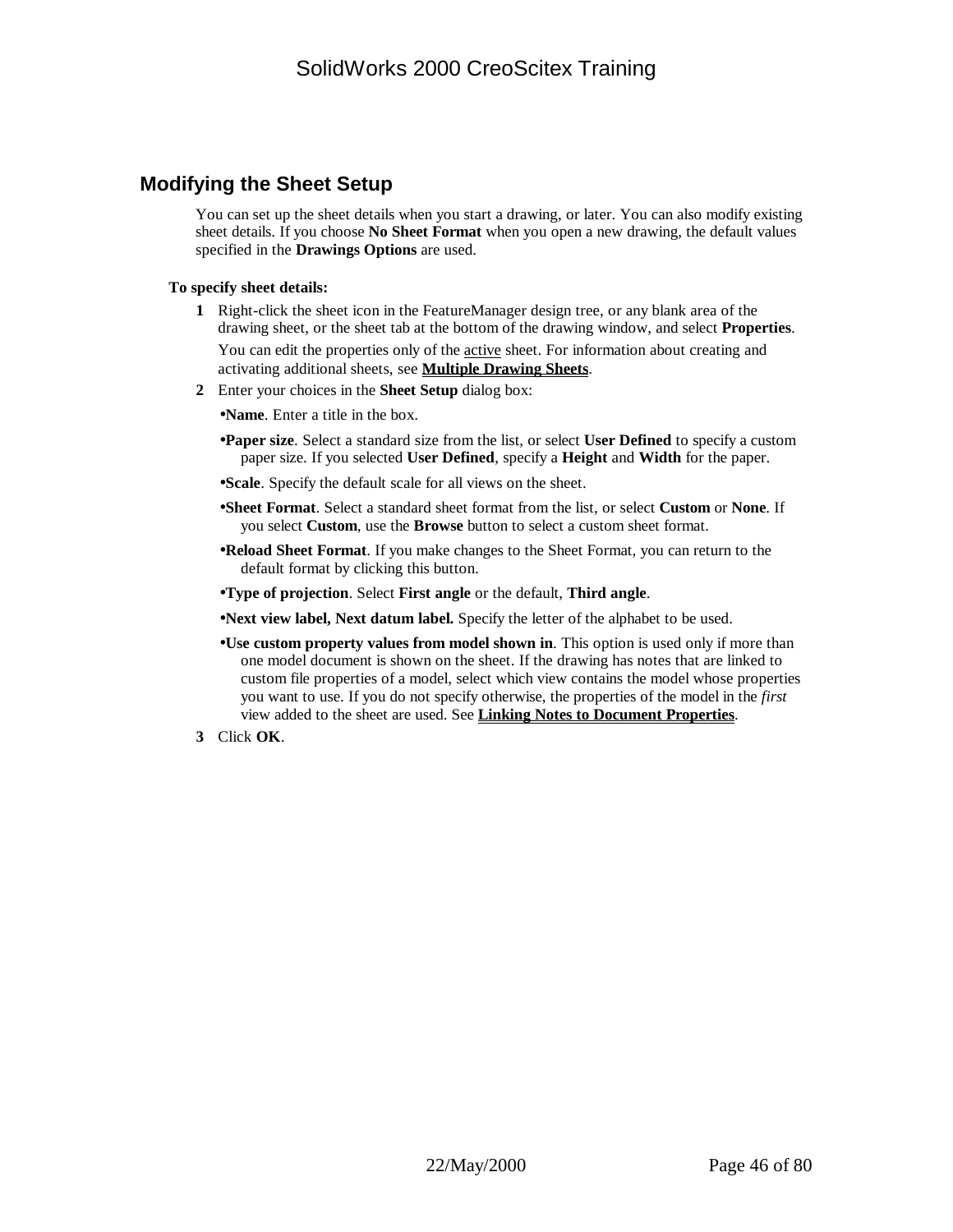## Modifying the Sheet Setup

You can set up the sheet details when you start a drawing, or later. You can also modify existing sheet details. If you choose **No Sheet Format** when you open a new drawing, the default values specified in the **Drawings Options** are used.

**To specify sheet details:**

**1** Right-click the sheet icon in the FeatureManager design tree, or any blank area of the drawing sheet, or the sheet tab at the bottom of the drawing window, and select **Properties**.

You can edit the properties only of the <u>active</u> sheet. For information about creating and activating additional sheets, see **<u>Multiple Drawing Sheets</u>**.

**2** Enter your choices in the **Sheet Setup** dialog box:

- **Name**. Enter a title in the box.
- **Paper size**. Select a standard size from the list, or select **User Defined** to specify a custom paper size. If you selected **User Defined**, specify a **Height** and **Width** for the paper.
- **Scale**. Specify the default scale for all views on the sheet.
- **Sheet Format**. Select a standard sheet format from the list, or select **Custom** or **None**. If you select **Custom**, use the **Browse** button to select a custom sheet format.
- **Reload Sheet Format**. If you make changes to the Sheet Format, you can return to the default format by clicking this button.
- **Type of projection**. Select **First angle** or the default, **Third angle**.
- **Next view label, Next datum label.** Specify the letter of the alphabet to be used.
- **Use custom property values from model shown in**. This option is used only if more than one model document is shown on the sheet. If the drawing has notes that are linked to custom file properties of a model, select which view contains the model whose properties you want to use. If you do not specify otherwise, the properties of the model in the *first* view added to the sheet are used. See **<u>Linking Notes to Document Properties</u>**.

**3** Click **OK**.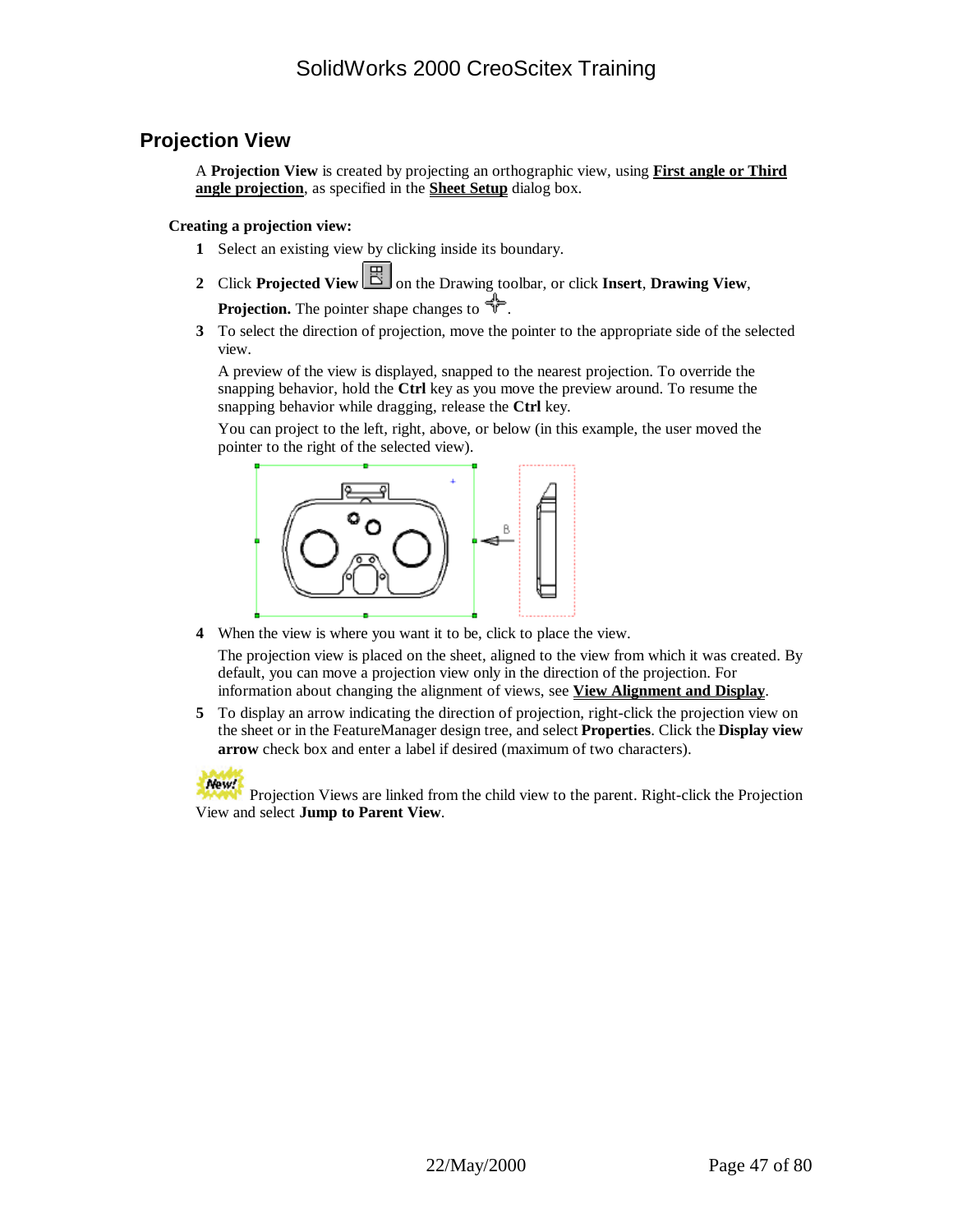## Projection View

A **Projection View** is created by projecting an orthographic view, using **First angle or Third angle projection**, as specified in the **Sheet Setup** dialog box.

**Creating a projection view:**

1. Select an existing view by clicking inside its boundary.
2. Click **Projected View** on the Drawing toolbar, or click **Insert**, **Drawing View**, **Projection.** The pointer shape changes to .
3. To select the direction of projection, move the pointer to the appropriate side of the selected view.

   A preview of the view is displayed, snapped to the nearest projection. To override the snapping behavior, hold the **Ctrl** key as you move the preview around. To resume the snapping behavior while dragging, release the **Ctrl** key.

   You can project to the left, right, above, or below (in this example, the user moved the pointer to the right of the selected view).

4. When the view is where you want it to be, click to place the view.

   The projection view is placed on the sheet, aligned to the view from which it was created. By default, you can move a projection view only in the direction of the projection. For information about changing the alignment of views, see **View Alignment and Display**.

5. To display an arrow indicating the direction of projection, right-click the projection view on the sheet or in the FeatureManager design tree, and select **Properties**. Click the **Display view arrow** check box and enter a label if desired (maximum of two characters).

New! Projection Views are linked from the child view to the parent. Right-click the Projection View and select **Jump to Parent View**.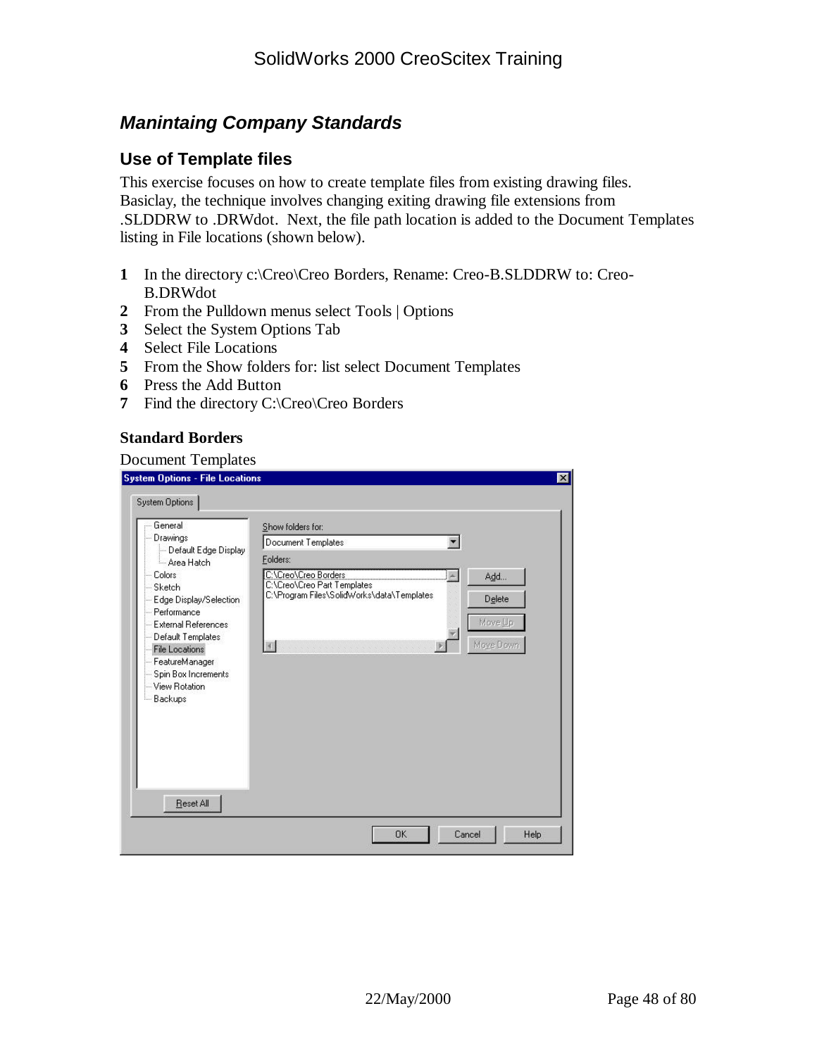## *Manintaing Company Standards*

### Use of Template files

This exercise focuses on how to create template files from existing drawing files. Basiclay, the technique involves changing exiting drawing file extensions from .SLDDRW to .DRWdot. Next, the file path location is added to the Document Templates listing in File locations (shown below).

1. In the directory c:\Creo\Creo Borders, Rename: Creo-B.SLDDRW to: Creo-B.DRWdot
2. From the Pulldown menus select Tools | Options
3. Select the System Options Tab
4. Select File Locations
5. From the Show folders for: list select Document Templates
6. Press the Add Button
7. Find the directory C:\Creo\Creo Borders

**Standard Borders**

Document Templates

System Options - File Locations

System Options

- General
- Drawings
  - Default Edge Display
  - Area Hatch
- Colors
- Sketch
- Edge Display/Selection
- Performance
- External References
- Default Templates
- File Locations
- FeatureManager
- Spin Box Increments
- View Rotation
- Backups

Show folders for: Document Templates

Folders:

C:\Creo\Creo Borders
C:\Creo\Creo Part Templates
C:\Program Files\SolidWorks\data\Templates

Add... | Delete | Move Up | Move Down

Reset All

OK | Cancel | Help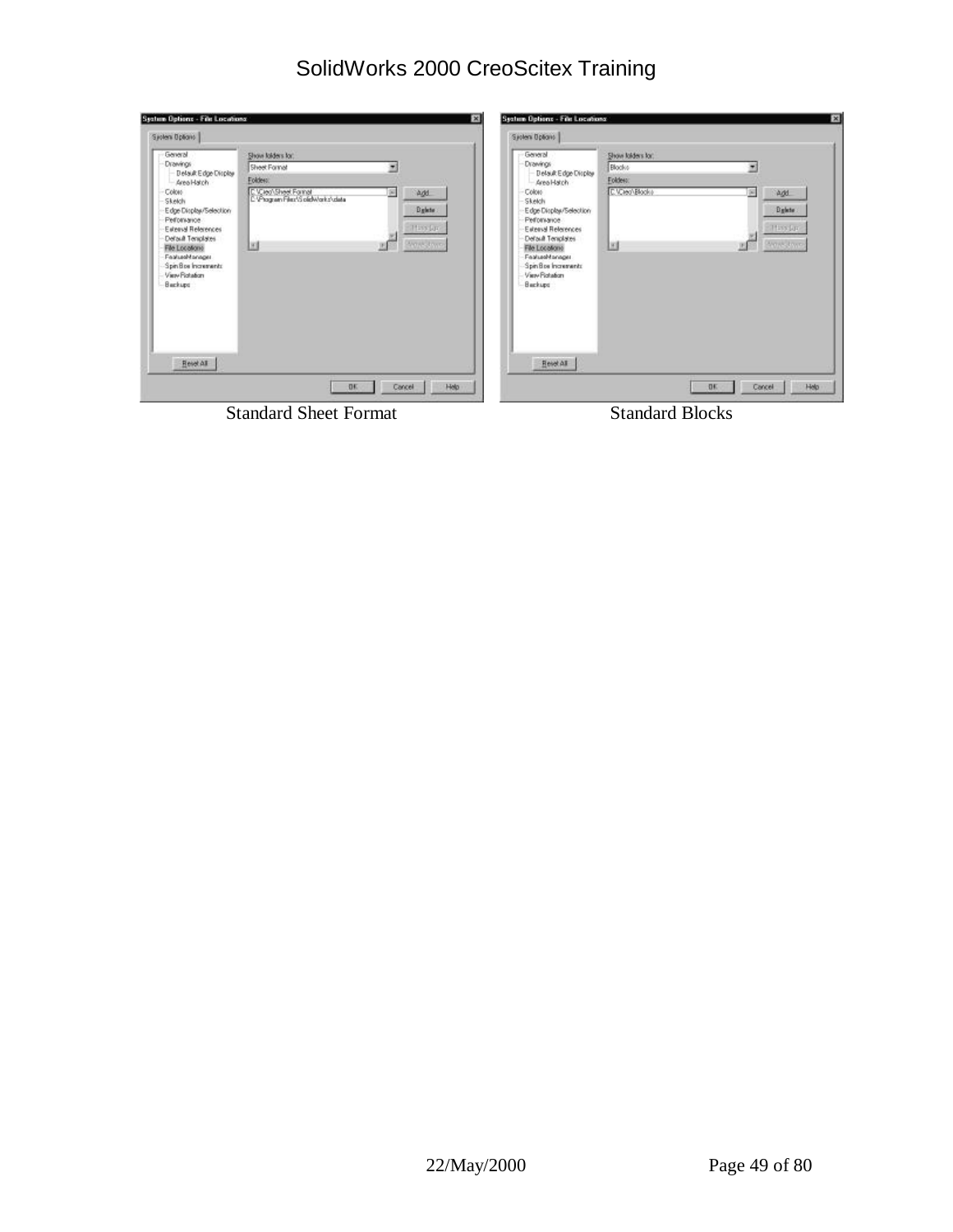Standard Sheet Format

Standard Blocks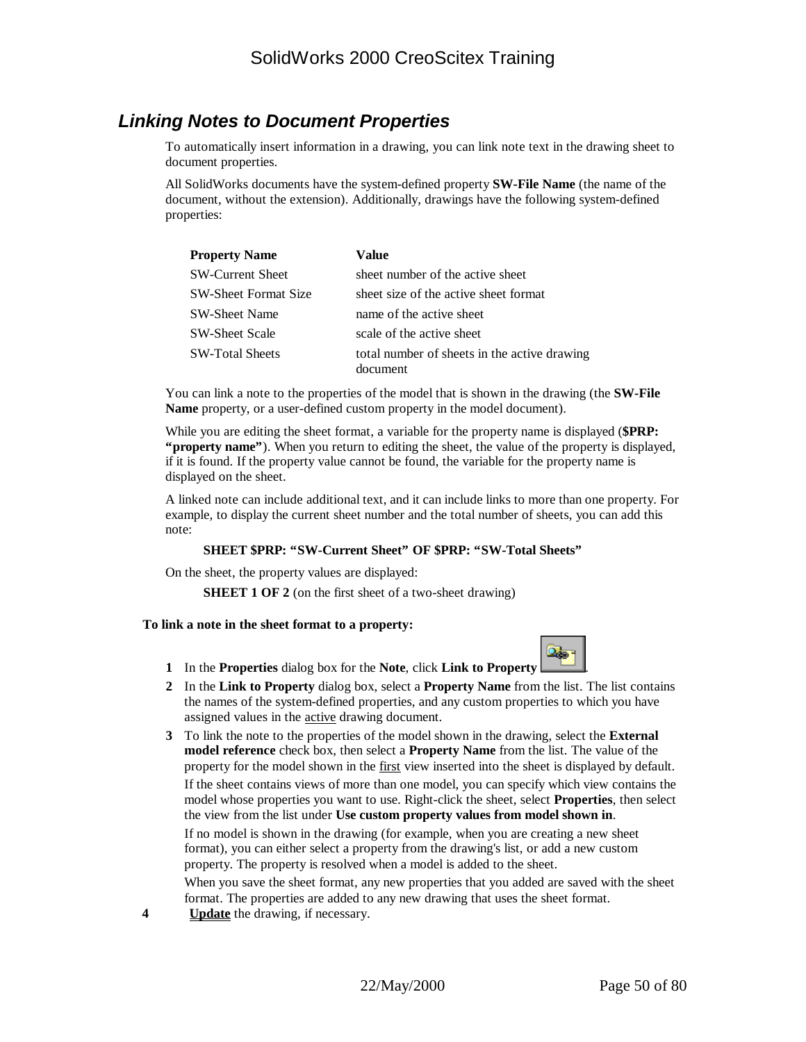## *Linking Notes to Document Properties*

To automatically insert information in a drawing, you can link note text in the drawing sheet to document properties.

All SolidWorks documents have the system-defined property **SW-File Name** (the name of the document, without the extension). Additionally, drawings have the following system-defined properties:

| **Property Name** | **Value** |
|---|---|
| SW-Current Sheet | sheet number of the active sheet |
| SW-Sheet Format Size | sheet size of the active sheet format |
| SW-Sheet Name | name of the active sheet |
| SW-Sheet Scale | scale of the active sheet |
| SW-Total Sheets | total number of sheets in the active drawing document |

You can link a note to the properties of the model that is shown in the drawing (the **SW-File Name** property, or a user-defined custom property in the model document).

While you are editing the sheet format, a variable for the property name is displayed (**$PRP: "property name"**). When you return to editing the sheet, the value of the property is displayed, if it is found. If the property value cannot be found, the variable for the property name is displayed on the sheet.

A linked note can include additional text, and it can include links to more than one property. For example, to display the current sheet number and the total number of sheets, you can add this note:

**SHEET $PRP: "SW-Current Sheet" OF $PRP: "SW-Total Sheets"**

On the sheet, the property values are displayed:

**SHEET 1 OF 2** (on the first sheet of a two-sheet drawing)

**To link a note in the sheet format to a property:**

1. In the **Properties** dialog box for the **Note**, click **Link to Property** .
2. In the **Link to Property** dialog box, select a **Property Name** from the list. The list contains the names of the system-defined properties, and any custom properties to which you have assigned values in the active drawing document.
3. To link the note to the properties of the model shown in the drawing, select the **External model reference** check box, then select a **Property Name** from the list. The value of the property for the model shown in the first view inserted into the sheet is displayed by default.

   If the sheet contains views of more than one model, you can specify which view contains the model whose properties you want to use. Right-click the sheet, select **Properties**, then select the view from the list under **Use custom property values from model shown in**.

   If no model is shown in the drawing (for example, when you are creating a new sheet format), you can either select a property from the drawing's list, or add a new custom property. The property is resolved when a model is added to the sheet.

   When you save the sheet format, any new properties that you added are saved with the sheet format. The properties are added to any new drawing that uses the sheet format.
4. **Update** the drawing, if necessary.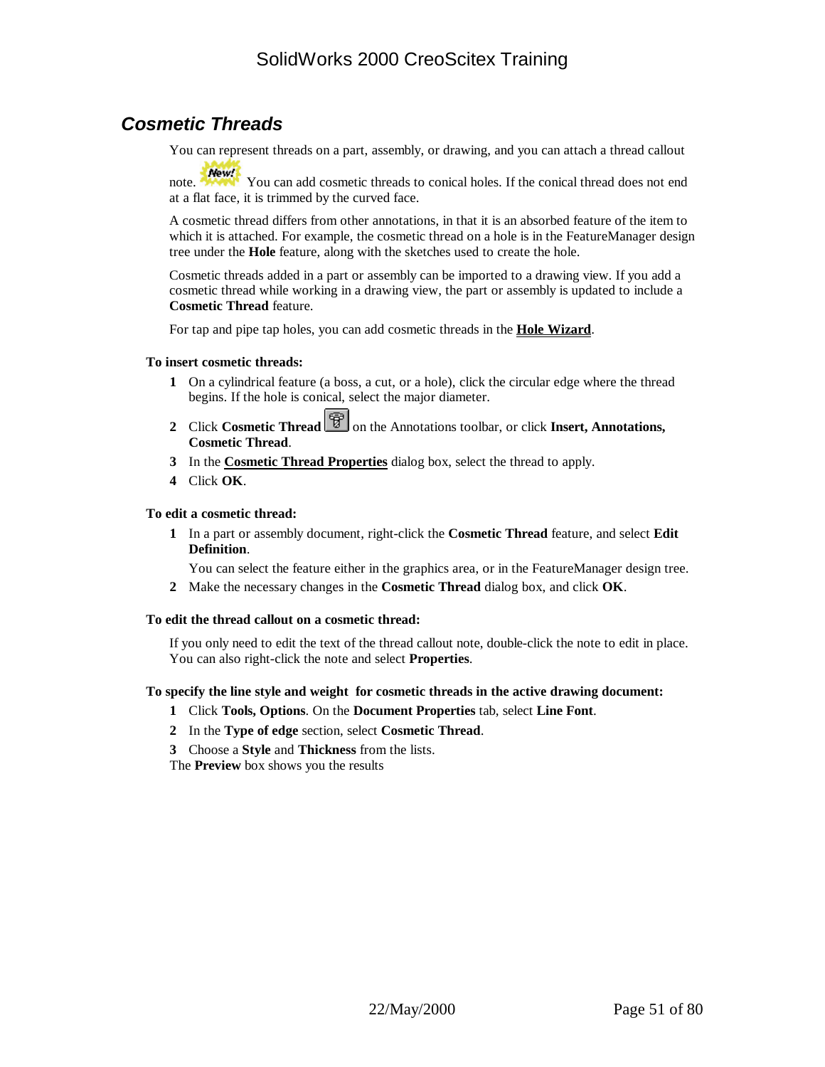## *Cosmetic Threads*

You can represent threads on a part, assembly, or drawing, and you can attach a thread callout note. New! You can add cosmetic threads to conical holes. If the conical thread does not end at a flat face, it is trimmed by the curved face.

A cosmetic thread differs from other annotations, in that it is an absorbed feature of the item to which it is attached. For example, the cosmetic thread on a hole is in the FeatureManager design tree under the **Hole** feature, along with the sketches used to create the hole.

Cosmetic threads added in a part or assembly can be imported to a drawing view. If you add a cosmetic thread while working in a drawing view, the part or assembly is updated to include a **Cosmetic Thread** feature.

For tap and pipe tap holes, you can add cosmetic threads in the **Hole Wizard**.

**To insert cosmetic threads:**

1. On a cylindrical feature (a boss, a cut, or a hole), click the circular edge where the thread begins. If the hole is conical, select the major diameter.
2. Click **Cosmetic Thread** on the Annotations toolbar, or click **Insert, Annotations, Cosmetic Thread**.
3. In the **Cosmetic Thread Properties** dialog box, select the thread to apply.
4. Click **OK**.

**To edit a cosmetic thread:**

1. In a part or assembly document, right-click the **Cosmetic Thread** feature, and select **Edit Definition**.

   You can select the feature either in the graphics area, or in the FeatureManager design tree.
2. Make the necessary changes in the **Cosmetic Thread** dialog box, and click **OK**.

**To edit the thread callout on a cosmetic thread:**

If you only need to edit the text of the thread callout note, double-click the note to edit in place. You can also right-click the note and select **Properties**.

**To specify the line style and weight for cosmetic threads in the active drawing document:**

1. Click **Tools, Options**. On the **Document Properties** tab, select **Line Font**.
2. In the **Type of edge** section, select **Cosmetic Thread**.
3. Choose a **Style** and **Thickness** from the lists.

The **Preview** box shows you the results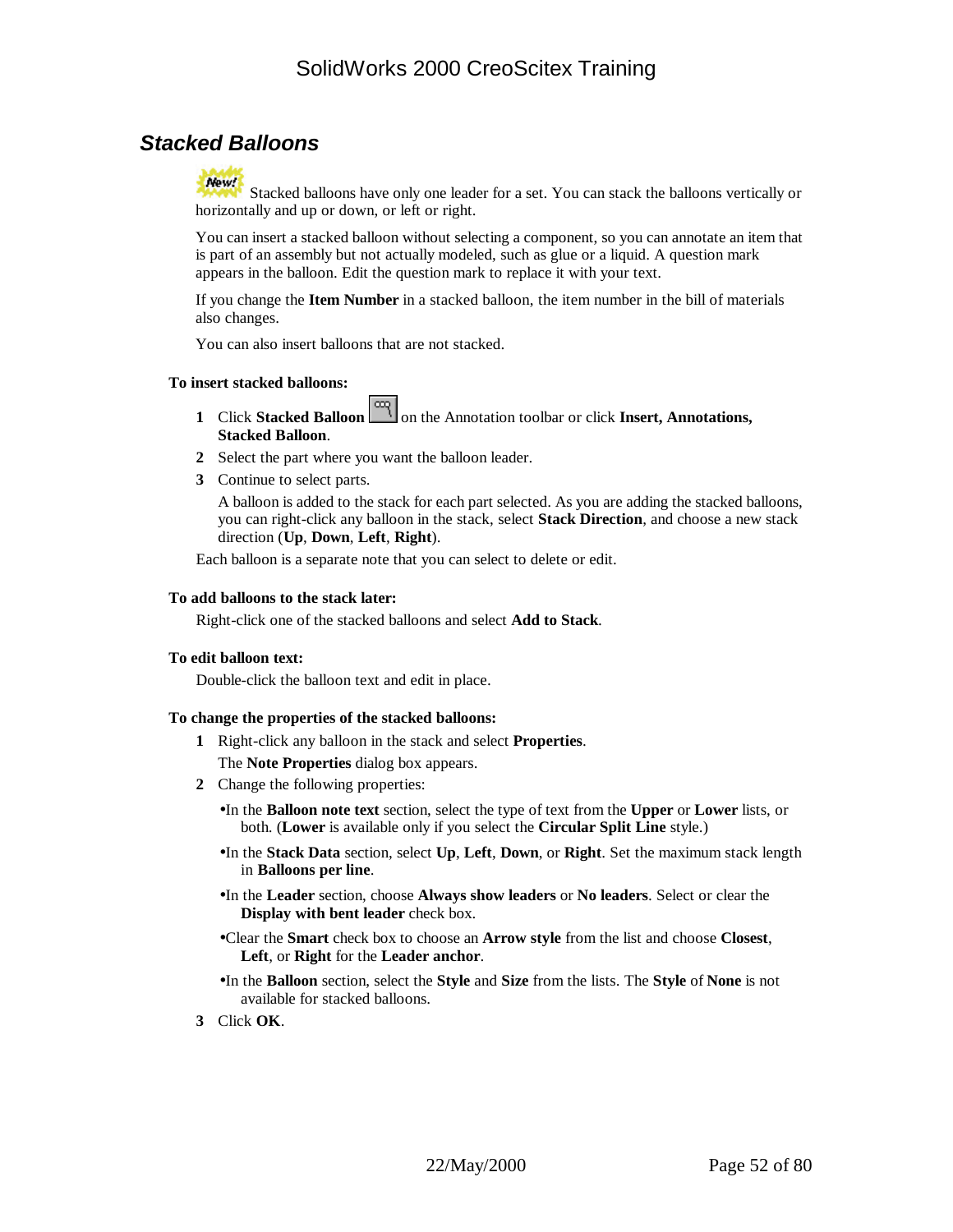## *Stacked Balloons*

Stacked balloons have only one leader for a set. You can stack the balloons vertically or horizontally and up or down, or left or right.

You can insert a stacked balloon without selecting a component, so you can annotate an item that is part of an assembly but not actually modeled, such as glue or a liquid. A question mark appears in the balloon. Edit the question mark to replace it with your text.

If you change the **Item Number** in a stacked balloon, the item number in the bill of materials also changes.

You can also insert balloons that are not stacked.

**To insert stacked balloons:**

1. Click **Stacked Balloon** on the Annotation toolbar or click **Insert, Annotations, Stacked Balloon**.
2. Select the part where you want the balloon leader.
3. Continue to select parts.

   A balloon is added to the stack for each part selected. As you are adding the stacked balloons, you can right-click any balloon in the stack, select **Stack Direction**, and choose a new stack direction (**Up**, **Down**, **Left**, **Right**).

Each balloon is a separate note that you can select to delete or edit.

**To add balloons to the stack later:**

Right-click one of the stacked balloons and select **Add to Stack**.

**To edit balloon text:**

Double-click the balloon text and edit in place.

**To change the properties of the stacked balloons:**

1. Right-click any balloon in the stack and select **Properties**.

   The **Note Properties** dialog box appears.
2. Change the following properties:
   - In the **Balloon note text** section, select the type of text from the **Upper** or **Lower** lists, or both. (**Lower** is available only if you select the **Circular Split Line** style.)
   - In the **Stack Data** section, select **Up**, **Left**, **Down**, or **Right**. Set the maximum stack length in **Balloons per line**.
   - In the **Leader** section, choose **Always show leaders** or **No leaders**. Select or clear the **Display with bent leader** check box.
   - Clear the **Smart** check box to choose an **Arrow style** from the list and choose **Closest**, **Left**, or **Right** for the **Leader anchor**.
   - In the **Balloon** section, select the **Style** and **Size** from the lists. The **Style** of **None** is not available for stacked balloons.
3. Click **OK**.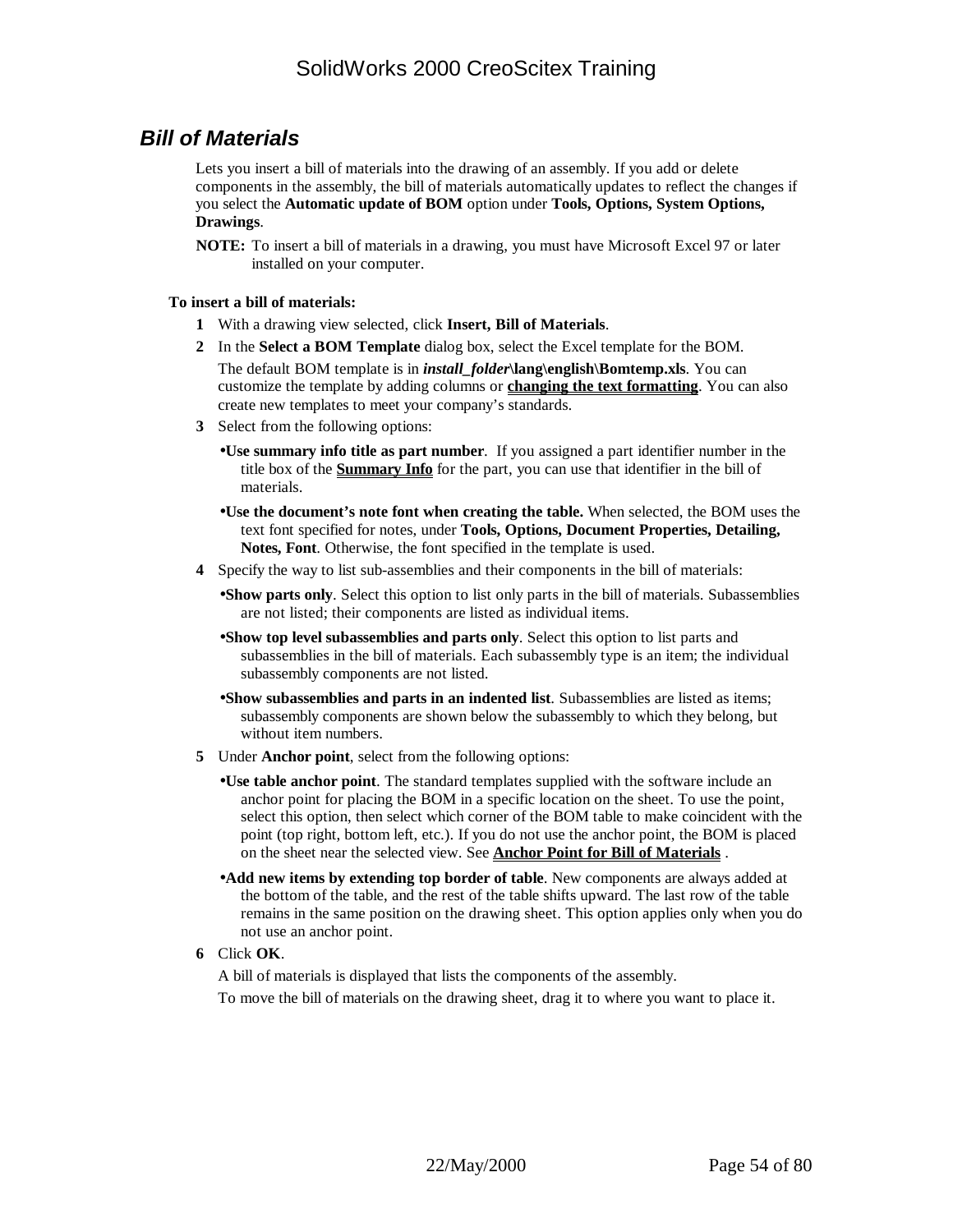## Bill of Materials

Lets you insert a bill of materials into the drawing of an assembly. If you add or delete components in the assembly, the bill of materials automatically updates to reflect the changes if you select the **Automatic update of BOM** option under **Tools, Options, System Options, Drawings**.

**NOTE:** To insert a bill of materials in a drawing, you must have Microsoft Excel 97 or later installed on your computer.

**To insert a bill of materials:**

1. With a drawing view selected, click **Insert, Bill of Materials**.
2. In the **Select a BOM Template** dialog box, select the Excel template for the BOM.

   The default BOM template is in ***install_folder*\lang\english\Bomtemp.xls**. You can customize the template by adding columns or **changing the text formatting**. You can also create new templates to meet your company's standards.
3. Select from the following options:
   - **Use summary info title as part number**. If you assigned a part identifier number in the title box of the **Summary Info** for the part, you can use that identifier in the bill of materials.
   - **Use the document's note font when creating the table.** When selected, the BOM uses the text font specified for notes, under **Tools, Options, Document Properties, Detailing, Notes, Font**. Otherwise, the font specified in the template is used.
4. Specify the way to list sub-assemblies and their components in the bill of materials:
   - **Show parts only**. Select this option to list only parts in the bill of materials. Subassemblies are not listed; their components are listed as individual items.
   - **Show top level subassemblies and parts only**. Select this option to list parts and subassemblies in the bill of materials. Each subassembly type is an item; the individual subassembly components are not listed.
   - **Show subassemblies and parts in an indented list**. Subassemblies are listed as items; subassembly components are shown below the subassembly to which they belong, but without item numbers.
5. Under **Anchor point**, select from the following options:
   - **Use table anchor point**. The standard templates supplied with the software include an anchor point for placing the BOM in a specific location on the sheet. To use the point, select this option, then select which corner of the BOM table to make coincident with the point (top right, bottom left, etc.). If you do not use the anchor point, the BOM is placed on the sheet near the selected view. See **Anchor Point for Bill of Materials** .
   - **Add new items by extending top border of table**. New components are always added at the bottom of the table, and the rest of the table shifts upward. The last row of the table remains in the same position on the drawing sheet. This option applies only when you do not use an anchor point.
6. Click **OK**.

   A bill of materials is displayed that lists the components of the assembly.

   To move the bill of materials on the drawing sheet, drag it to where you want to place it.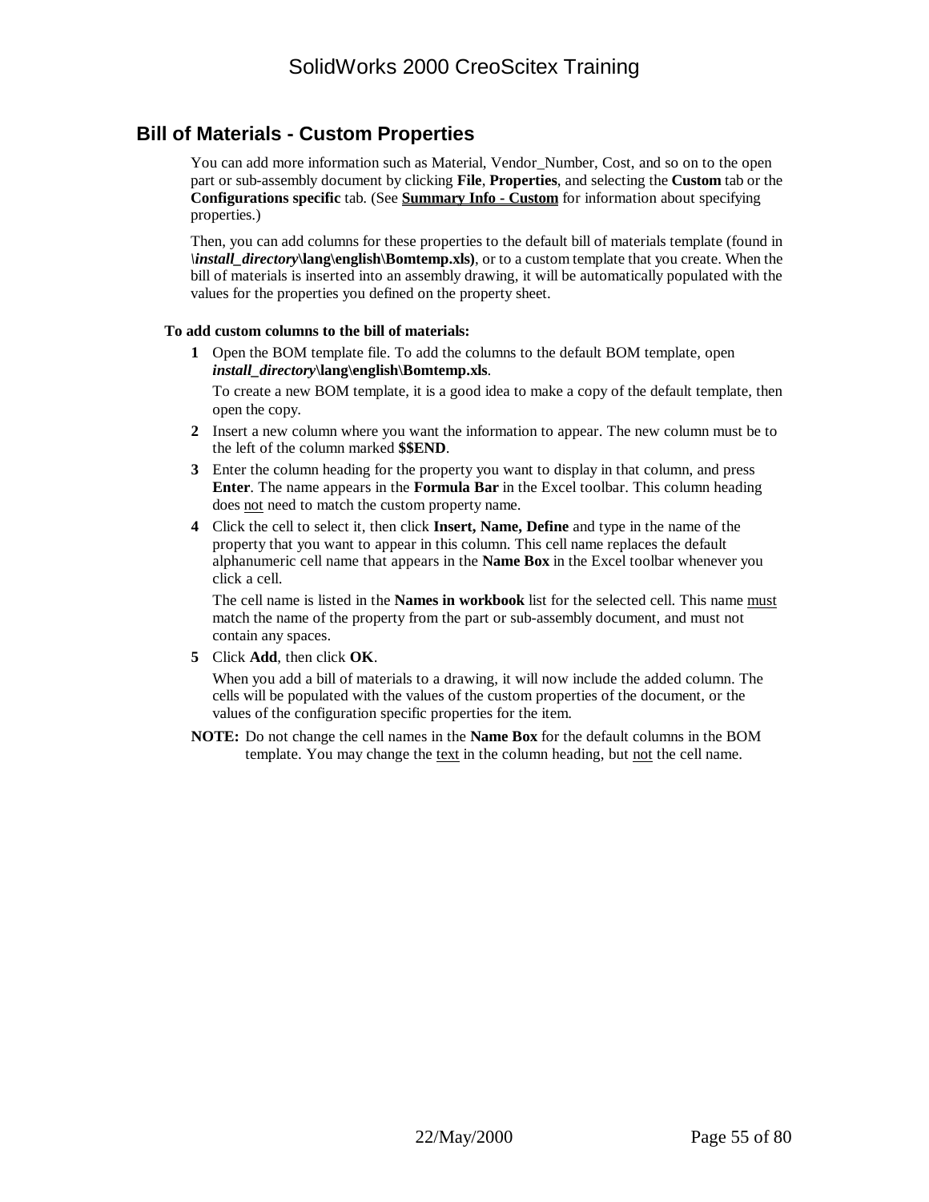## Bill of Materials - Custom Properties

You can add more information such as Material, Vendor_Number, Cost, and so on to the open part or sub-assembly document by clicking **File**, **Properties**, and selecting the **Custom** tab or the **Configurations specific** tab. (See **Summary Info - Custom** for information about specifying properties.)

Then, you can add columns for these properties to the default bill of materials template (found in **\*install_directory*\lang\english\Bomtemp.xls)**, or to a custom template that you create. When the bill of materials is inserted into an assembly drawing, it will be automatically populated with the values for the properties you defined on the property sheet.

**To add custom columns to the bill of materials:**

1. Open the BOM template file. To add the columns to the default BOM template, open ***install_directory*\lang\english\Bomtemp.xls**.

   To create a new BOM template, it is a good idea to make a copy of the default template, then open the copy.

2. Insert a new column where you want the information to appear. The new column must be to the left of the column marked **$$END**.
3. Enter the column heading for the property you want to display in that column, and press **Enter**. The name appears in the **Formula Bar** in the Excel toolbar. This column heading does not need to match the custom property name.
4. Click the cell to select it, then click **Insert, Name, Define** and type in the name of the property that you want to appear in this column. This cell name replaces the default alphanumeric cell name that appears in the **Name Box** in the Excel toolbar whenever you click a cell.

   The cell name is listed in the **Names in workbook** list for the selected cell. This name must match the name of the property from the part or sub-assembly document, and must not contain any spaces.

5. Click **Add**, then click **OK**.

   When you add a bill of materials to a drawing, it will now include the added column. The cells will be populated with the values of the custom properties of the document, or the values of the configuration specific properties for the item.

**NOTE:** Do not change the cell names in the **Name Box** for the default columns in the BOM template. You may change the text in the column heading, but not the cell name.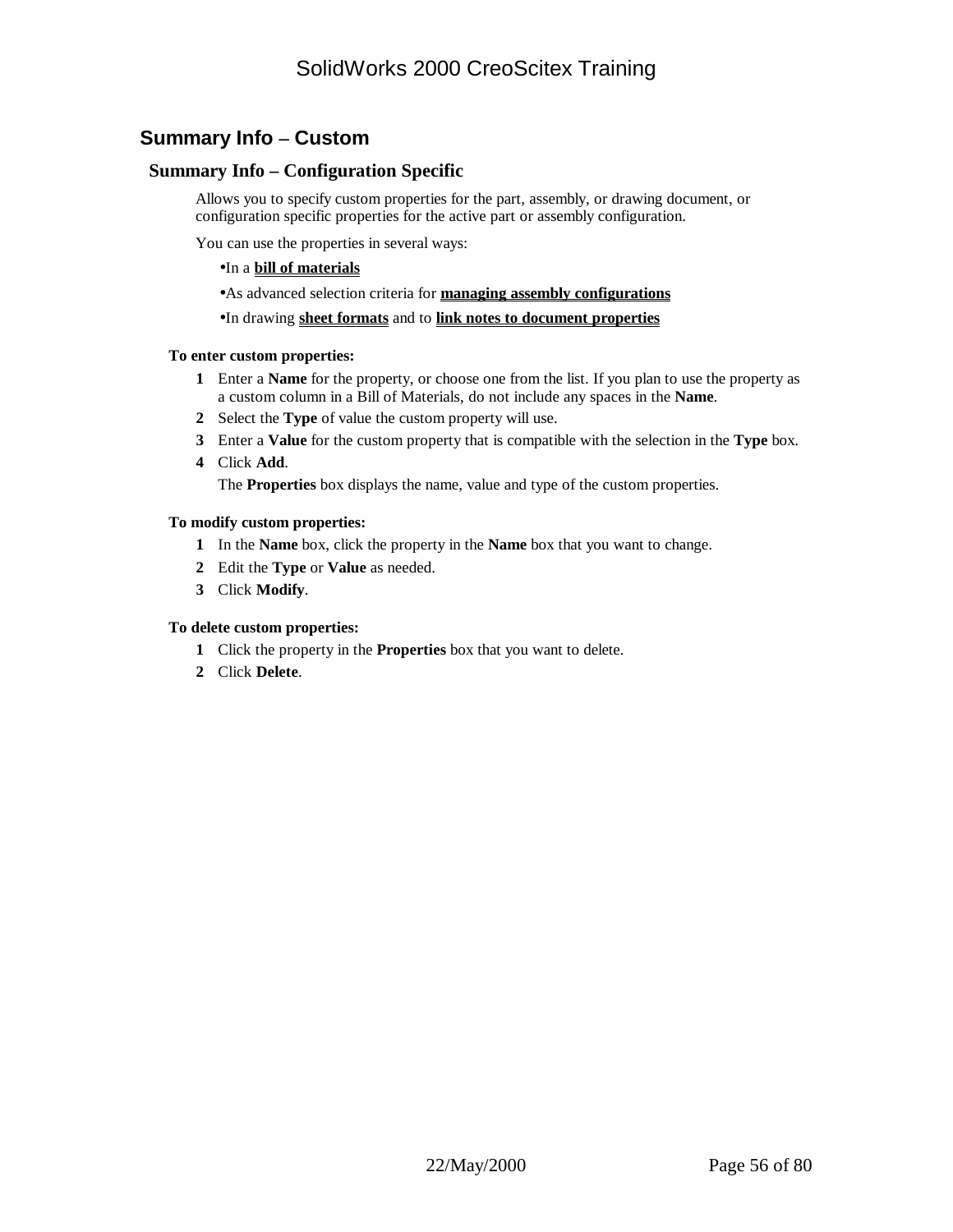## Summary Info – Custom

### Summary Info – Configuration Specific

Allows you to specify custom properties for the part, assembly, or drawing document, or configuration specific properties for the active part or assembly configuration.

You can use the properties in several ways:

- In a **bill of materials**
- As advanced selection criteria for **managing assembly configurations**
- In drawing **sheet formats** and to **link notes to document properties**

**To enter custom properties:**

1. Enter a **Name** for the property, or choose one from the list. If you plan to use the property as a custom column in a Bill of Materials, do not include any spaces in the **Name**.
2. Select the **Type** of value the custom property will use.
3. Enter a **Value** for the custom property that is compatible with the selection in the **Type** box.
4. Click **Add**.

   The **Properties** box displays the name, value and type of the custom properties.

**To modify custom properties:**

1. In the **Name** box, click the property in the **Name** box that you want to change.
2. Edit the **Type** or **Value** as needed.
3. Click **Modify**.

**To delete custom properties:**

1. Click the property in the **Properties** box that you want to delete.
2. Click **Delete**.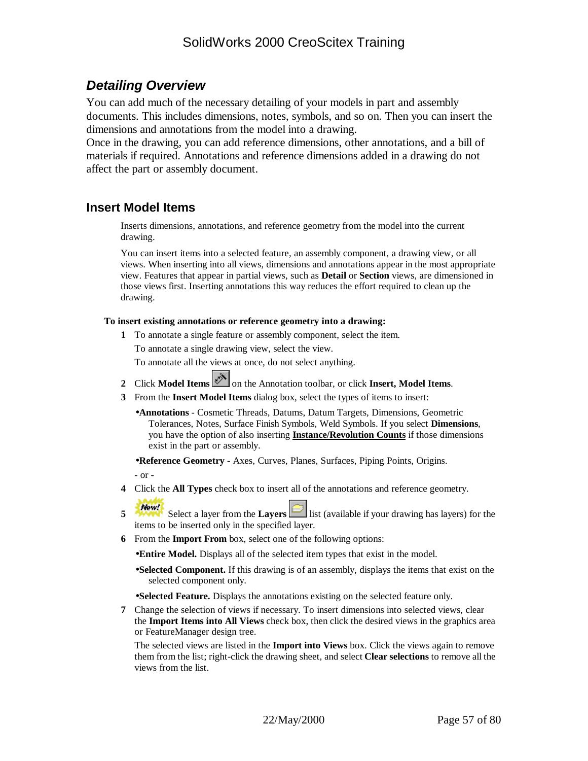## Detailing Overview

You can add much of the necessary detailing of your models in part and assembly documents. This includes dimensions, notes, symbols, and so on. Then you can insert the dimensions and annotations from the model into a drawing.
Once in the drawing, you can add reference dimensions, other annotations, and a bill of materials if required. Annotations and reference dimensions added in a drawing do not affect the part or assembly document.

### Insert Model Items

Inserts dimensions, annotations, and reference geometry from the model into the current drawing.

You can insert items into a selected feature, an assembly component, a drawing view, or all views. When inserting into all views, dimensions and annotations appear in the most appropriate view. Features that appear in partial views, such as **Detail** or **Section** views, are dimensioned in those views first. Inserting annotations this way reduces the effort required to clean up the drawing.

**To insert existing annotations or reference geometry into a drawing:**

1. To annotate a single feature or assembly component, select the item.
   To annotate a single drawing view, select the view.
   To annotate all the views at once, do not select anything.
2. Click **Model Items** on the Annotation toolbar, or click **Insert, Model Items**.
3. From the **Insert Model Items** dialog box, select the types of items to insert:
   - **Annotations** - Cosmetic Threads, Datums, Datum Targets, Dimensions, Geometric Tolerances, Notes, Surface Finish Symbols, Weld Symbols. If you select **Dimensions**, you have the option of also inserting **Instance/Revolution Counts** if those dimensions exist in the part or assembly.
   - **Reference Geometry** - Axes, Curves, Planes, Surfaces, Piping Points, Origins.

   \- or -
4. Click the **All Types** check box to insert all of the annotations and reference geometry.
5. New! Select a layer from the **Layers** list (available if your drawing has layers) for the items to be inserted only in the specified layer.
6. From the **Import From** box, select one of the following options:
   - **Entire Model.** Displays all of the selected item types that exist in the model.
   - **Selected Component.** If this drawing is of an assembly, displays the items that exist on the selected component only.
   - **Selected Feature.** Displays the annotations existing on the selected feature only.
7. Change the selection of views if necessary. To insert dimensions into selected views, clear the **Import Items into All Views** check box, then click the desired views in the graphics area or FeatureManager design tree.

   The selected views are listed in the **Import into Views** box. Click the views again to remove them from the list; right-click the drawing sheet, and select **Clear selections** to remove all the views from the list.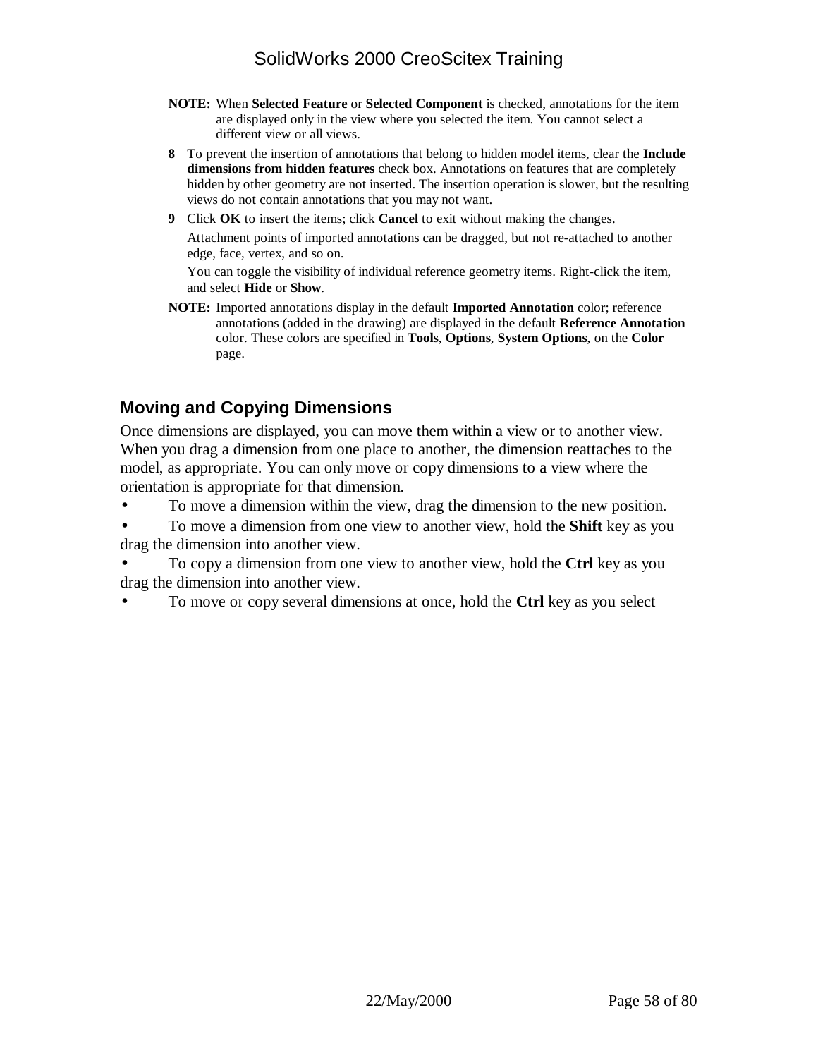**NOTE:** When **Selected Feature** or **Selected Component** is checked, annotations for the item are displayed only in the view where you selected the item. You cannot select a different view or all views.

8. To prevent the insertion of annotations that belong to hidden model items, clear the **Include dimensions from hidden features** check box. Annotations on features that are completely hidden by other geometry are not inserted. The insertion operation is slower, but the resulting views do not contain annotations that you may not want.
9. Click **OK** to insert the items; click **Cancel** to exit without making the changes.

   Attachment points of imported annotations can be dragged, but not re-attached to another edge, face, vertex, and so on.

   You can toggle the visibility of individual reference geometry items. Right-click the item, and select **Hide** or **Show**.

**NOTE:** Imported annotations display in the default **Imported Annotation** color; reference annotations (added in the drawing) are displayed in the default **Reference Annotation** color. These colors are specified in **Tools**, **Options**, **System Options**, on the **Color** page.

## Moving and Copying Dimensions

Once dimensions are displayed, you can move them within a view or to another view. When you drag a dimension from one place to another, the dimension reattaches to the model, as appropriate. You can only move or copy dimensions to a view where the orientation is appropriate for that dimension.

- To move a dimension within the view, drag the dimension to the new position.
- To move a dimension from one view to another view, hold the **Shift** key as you drag the dimension into another view.
- To copy a dimension from one view to another view, hold the **Ctrl** key as you drag the dimension into another view.
- To move or copy several dimensions at once, hold the **Ctrl** key as you select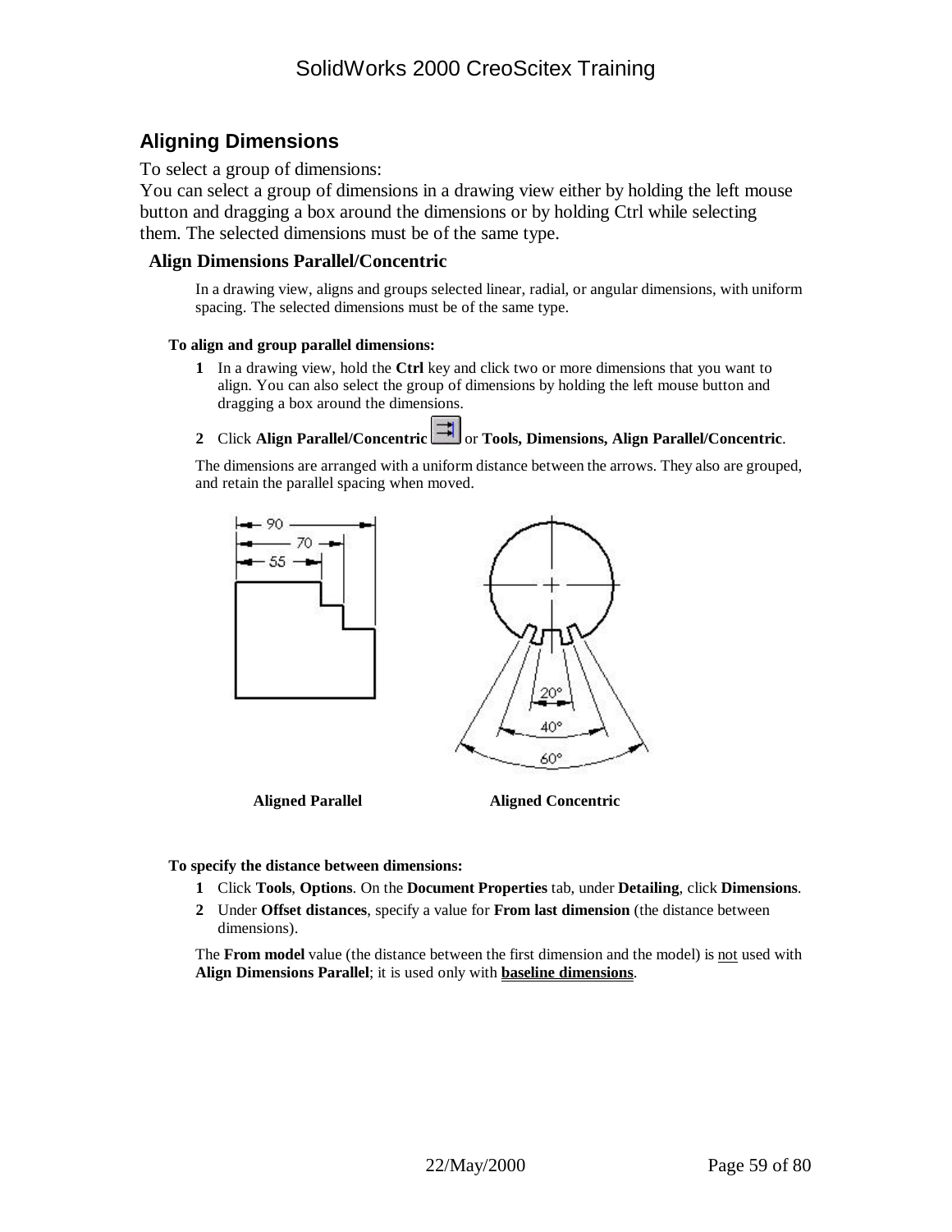## Aligning Dimensions

To select a group of dimensions:
You can select a group of dimensions in a drawing view either by holding the left mouse button and dragging a box around the dimensions or by holding Ctrl while selecting them. The selected dimensions must be of the same type.

### Align Dimensions Parallel/Concentric

In a drawing view, aligns and groups selected linear, radial, or angular dimensions, with uniform spacing. The selected dimensions must be of the same type.

**To align and group parallel dimensions:**

1. In a drawing view, hold the **Ctrl** key and click two or more dimensions that you want to align. You can also select the group of dimensions by holding the left mouse button and dragging a box around the dimensions.
2. Click **Align Parallel/Concentric** or **Tools, Dimensions, Align Parallel/Concentric**.

The dimensions are arranged with a uniform distance between the arrows. They also are grouped, and retain the parallel spacing when moved.

**Aligned Parallel** **Aligned Concentric**

**To specify the distance between dimensions:**

1. Click **Tools**, **Options**. On the **Document Properties** tab, under **Detailing**, click **Dimensions**.
2. Under **Offset distances**, specify a value for **From last dimension** (the distance between dimensions).

The **From model** value (the distance between the first dimension and the model) is not used with **Align Dimensions Parallel**; it is used only with **baseline dimensions**.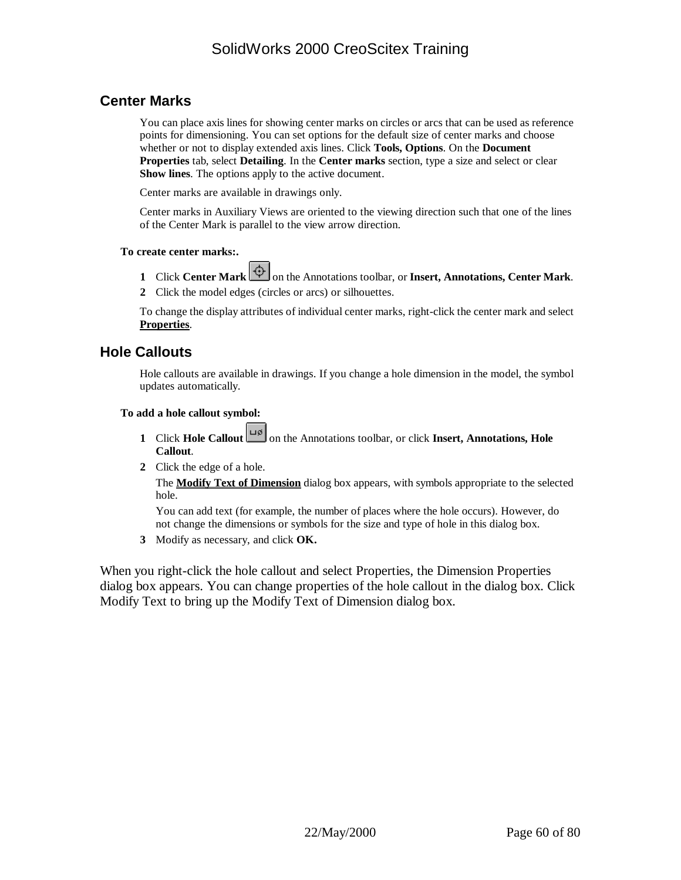## Center Marks

You can place axis lines for showing center marks on circles or arcs that can be used as reference points for dimensioning. You can set options for the default size of center marks and choose whether or not to display extended axis lines. Click **Tools, Options**. On the **Document Properties** tab, select **Detailing**. In the **Center marks** section, type a size and select or clear **Show lines**. The options apply to the active document.

Center marks are available in drawings only.

Center marks in Auxiliary Views are oriented to the viewing direction such that one of the lines of the Center Mark is parallel to the view arrow direction.

**To create center marks:.**

1. Click **Center Mark** on the Annotations toolbar, or **Insert, Annotations, Center Mark**.
2. Click the model edges (circles or arcs) or silhouettes.

To change the display attributes of individual center marks, right-click the center mark and select **Properties**.

## Hole Callouts

Hole callouts are available in drawings. If you change a hole dimension in the model, the symbol updates automatically.

**To add a hole callout symbol:**

1. Click **Hole Callout** on the Annotations toolbar, or click **Insert, Annotations, Hole Callout**.
2. Click the edge of a hole.

   The **Modify Text of Dimension** dialog box appears, with symbols appropriate to the selected hole.

   You can add text (for example, the number of places where the hole occurs). However, do not change the dimensions or symbols for the size and type of hole in this dialog box.
3. Modify as necessary, and click **OK.**

When you right-click the hole callout and select Properties, the Dimension Properties dialog box appears. You can change properties of the hole callout in the dialog box. Click Modify Text to bring up the Modify Text of Dimension dialog box.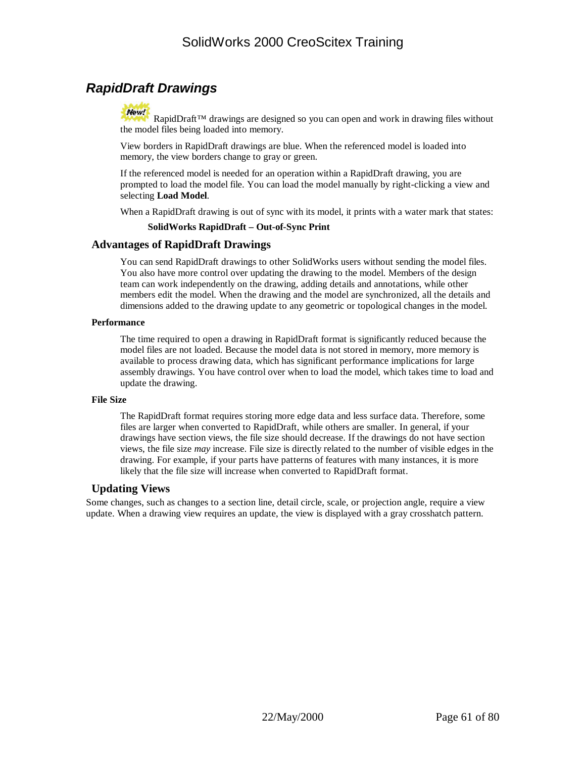## *RapidDraft Drawings*

New! RapidDraft™ drawings are designed so you can open and work in drawing files without the model files being loaded into memory.

View borders in RapidDraft drawings are blue. When the referenced model is loaded into memory, the view borders change to gray or green.

If the referenced model is needed for an operation within a RapidDraft drawing, you are prompted to load the model file. You can load the model manually by right-clicking a view and selecting **Load Model**.

When a RapidDraft drawing is out of sync with its model, it prints with a water mark that states:

**SolidWorks RapidDraft – Out-of-Sync Print**

### Advantages of RapidDraft Drawings

You can send RapidDraft drawings to other SolidWorks users without sending the model files. You also have more control over updating the drawing to the model. Members of the design team can work independently on the drawing, adding details and annotations, while other members edit the model. When the drawing and the model are synchronized, all the details and dimensions added to the drawing update to any geometric or topological changes in the model.

#### Performance

The time required to open a drawing in RapidDraft format is significantly reduced because the model files are not loaded. Because the model data is not stored in memory, more memory is available to process drawing data, which has significant performance implications for large assembly drawings. You have control over when to load the model, which takes time to load and update the drawing.

#### File Size

The RapidDraft format requires storing more edge data and less surface data. Therefore, some files are larger when converted to RapidDraft, while others are smaller. In general, if your drawings have section views, the file size should decrease. If the drawings do not have section views, the file size *may* increase. File size is directly related to the number of visible edges in the drawing. For example, if your parts have patterns of features with many instances, it is more likely that the file size will increase when converted to RapidDraft format.

### Updating Views

Some changes, such as changes to a section line, detail circle, scale, or projection angle, require a view update. When a drawing view requires an update, the view is displayed with a gray crosshatch pattern.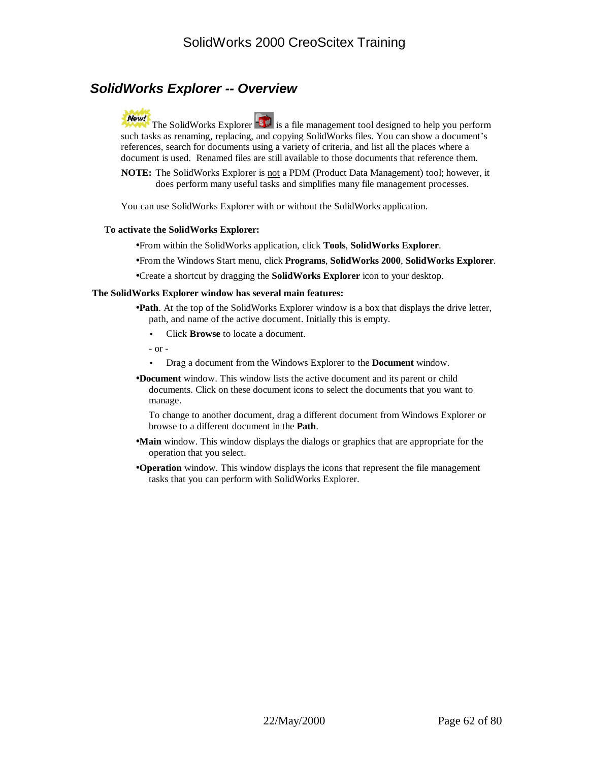## *SolidWorks Explorer -- Overview*

The SolidWorks Explorer is a file management tool designed to help you perform such tasks as renaming, replacing, and copying SolidWorks files. You can show a document's references, search for documents using a variety of criteria, and list all the places where a document is used. Renamed files are still available to those documents that reference them.

**NOTE:** The SolidWorks Explorer is not a PDM (Product Data Management) tool; however, it does perform many useful tasks and simplifies many file management processes.

You can use SolidWorks Explorer with or without the SolidWorks application.

**To activate the SolidWorks Explorer:**

- From within the SolidWorks application, click **Tools**, **SolidWorks Explorer**.
- From the Windows Start menu, click **Programs**, **SolidWorks 2000**, **SolidWorks Explorer**.
- Create a shortcut by dragging the **SolidWorks Explorer** icon to your desktop.

**The SolidWorks Explorer window has several main features:**

- **Path**. At the top of the SolidWorks Explorer window is a box that displays the drive letter, path, and name of the active document. Initially this is empty.
  - Click **Browse** to locate a document.

  \- or -

  - Drag a document from the Windows Explorer to the **Document** window.
- **Document** window. This window lists the active document and its parent or child documents. Click on these document icons to select the documents that you want to manage.

  To change to another document, drag a different document from Windows Explorer or browse to a different document in the **Path**.
- **Main** window. This window displays the dialogs or graphics that are appropriate for the operation that you select.
- **Operation** window. This window displays the icons that represent the file management tasks that you can perform with SolidWorks Explorer.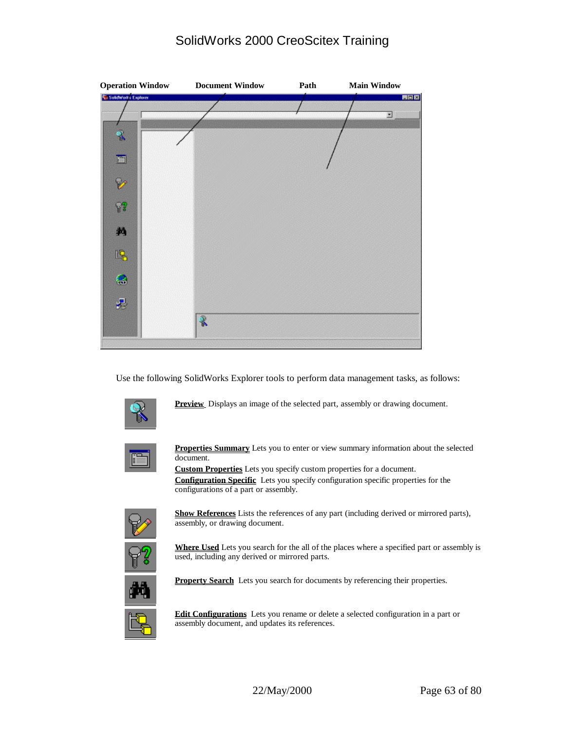Operation Window    Document Window    Path    Main Window

Use the following SolidWorks Explorer tools to perform data management tasks, as follows:

**Preview** Displays an image of the selected part, assembly or drawing document.

**Properties Summary** Lets you to enter or view summary information about the selected document.
**Custom Properties** Lets you specify custom properties for a document.
**Configuration Specific** Lets you specify configuration specific properties for the configurations of a part or assembly.

**Show References** Lists the references of any part (including derived or mirrored parts), assembly, or drawing document.

**Where Used** Lets you search for the all of the places where a specified part or assembly is used, including any derived or mirrored parts.

**Property Search** Lets you search for documents by referencing their properties.

**Edit Configurations** Lets you rename or delete a selected configuration in a part or assembly document, and updates its references.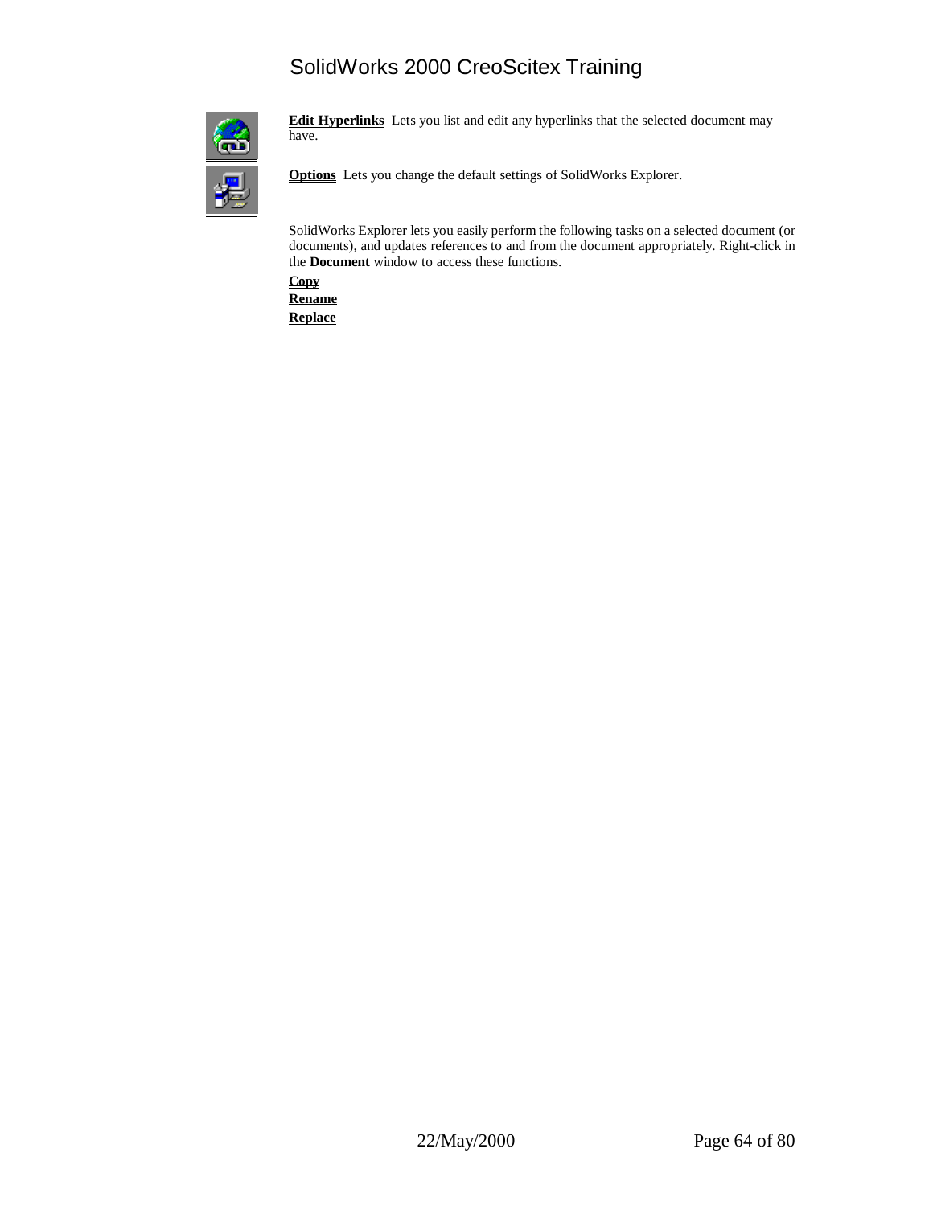**Edit Hyperlinks** Lets you list and edit any hyperlinks that the selected document may have.

**Options** Lets you change the default settings of SolidWorks Explorer.

SolidWorks Explorer lets you easily perform the following tasks on a selected document (or documents), and updates references to and from the document appropriately. Right-click in the **Document** window to access these functions.

**Copy**
**Rename**
**Replace**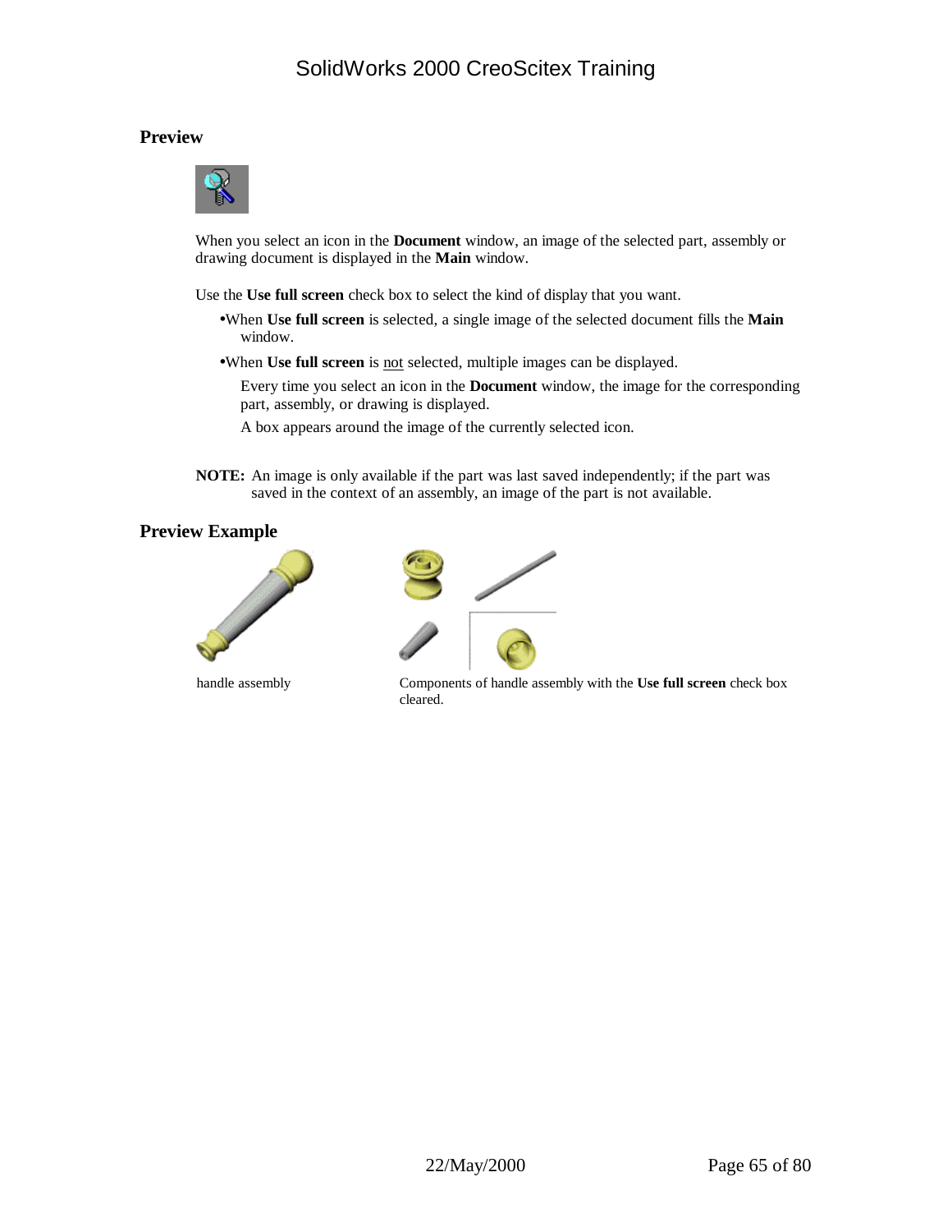## Preview

When you select an icon in the **Document** window, an image of the selected part, assembly or drawing document is displayed in the **Main** window.

Use the **Use full screen** check box to select the kind of display that you want.

- When **Use full screen** is selected, a single image of the selected document fills the **Main** window.
- When **Use full screen** is not selected, multiple images can be displayed.

  Every time you select an icon in the **Document** window, the image for the corresponding part, assembly, or drawing is displayed.

  A box appears around the image of the currently selected icon.

**NOTE:** An image is only available if the part was last saved independently; if the part was saved in the context of an assembly, an image of the part is not available.

## Preview Example

handle assembly

Components of handle assembly with the **Use full screen** check box cleared.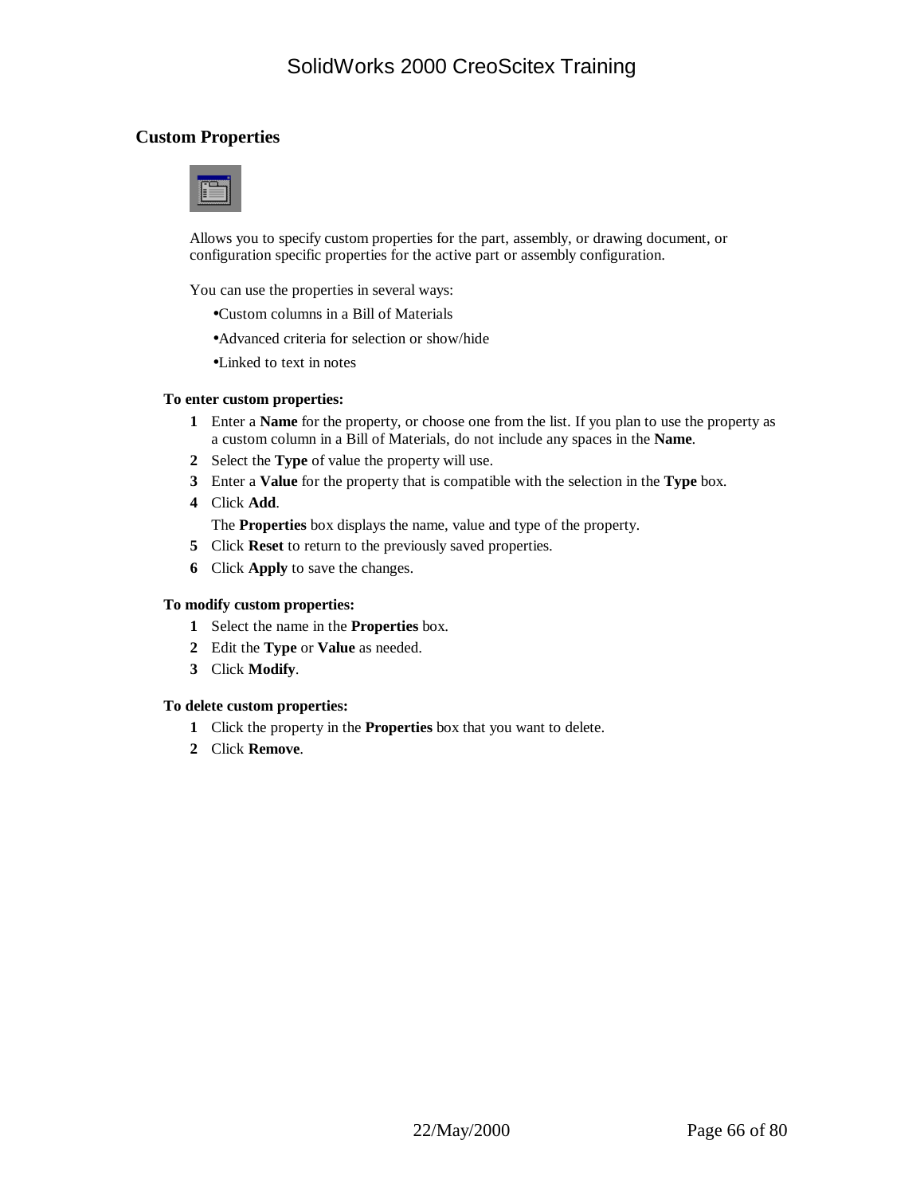## Custom Properties

Allows you to specify custom properties for the part, assembly, or drawing document, or configuration specific properties for the active part or assembly configuration.

You can use the properties in several ways:

- Custom columns in a Bill of Materials
- Advanced criteria for selection or show/hide
- Linked to text in notes

**To enter custom properties:**

1. Enter a **Name** for the property, or choose one from the list. If you plan to use the property as a custom column in a Bill of Materials, do not include any spaces in the **Name**.
2. Select the **Type** of value the property will use.
3. Enter a **Value** for the property that is compatible with the selection in the **Type** box.
4. Click **Add**.

   The **Properties** box displays the name, value and type of the property.
5. Click **Reset** to return to the previously saved properties.
6. Click **Apply** to save the changes.

**To modify custom properties:**

1. Select the name in the **Properties** box.
2. Edit the **Type** or **Value** as needed.
3. Click **Modify**.

**To delete custom properties:**

1. Click the property in the **Properties** box that you want to delete.
2. Click **Remove**.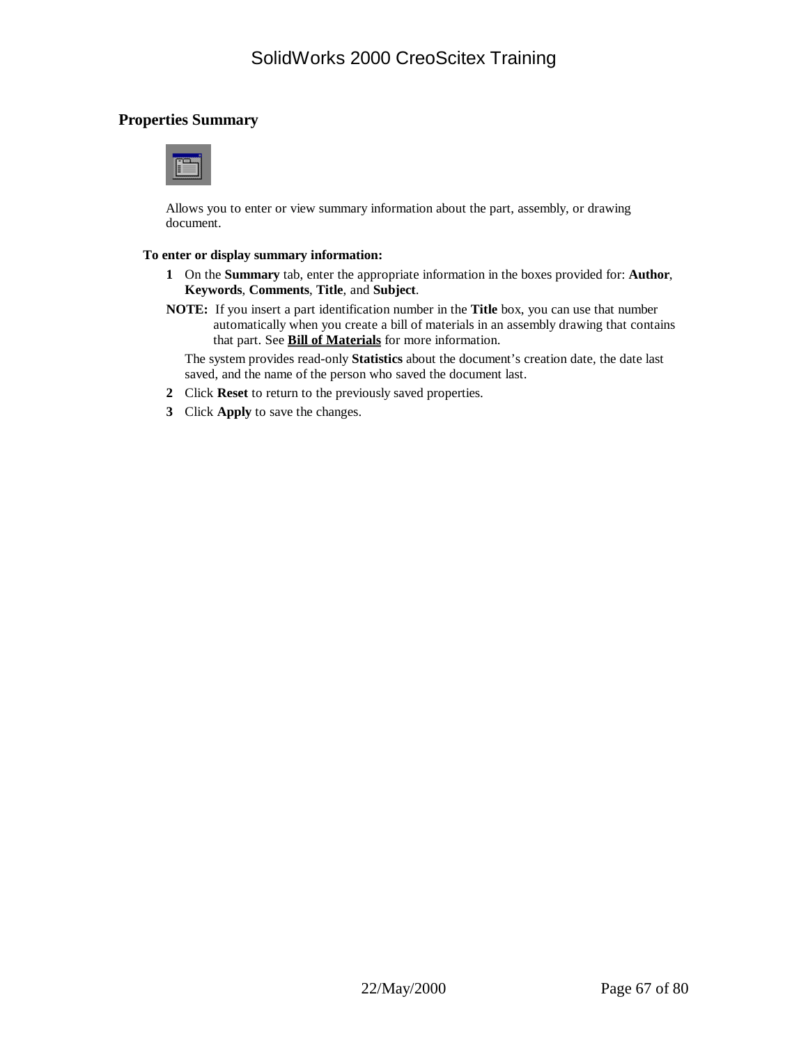## Properties Summary

Allows you to enter or view summary information about the part, assembly, or drawing document.

**To enter or display summary information:**

1. On the **Summary** tab, enter the appropriate information in the boxes provided for: **Author**, **Keywords**, **Comments**, **Title**, and **Subject**.

   **NOTE:** If you insert a part identification number in the **Title** box, you can use that number automatically when you create a bill of materials in an assembly drawing that contains that part. See **Bill of Materials** for more information.

   The system provides read-only **Statistics** about the document's creation date, the date last saved, and the name of the person who saved the document last.

2. Click **Reset** to return to the previously saved properties.
3. Click **Apply** to save the changes.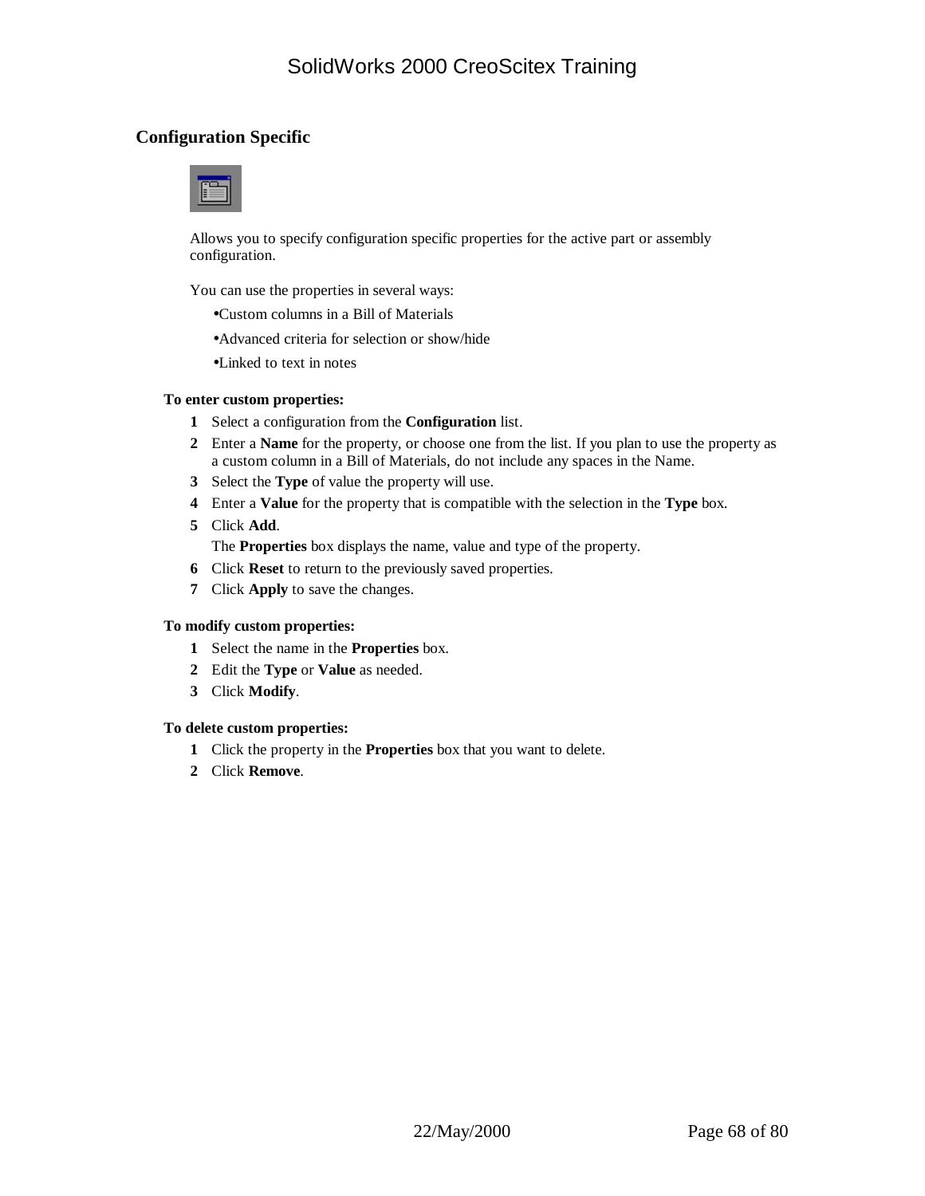## Configuration Specific

Allows you to specify configuration specific properties for the active part or assembly configuration.

You can use the properties in several ways:

- Custom columns in a Bill of Materials
- Advanced criteria for selection or show/hide
- Linked to text in notes

**To enter custom properties:**

1. Select a configuration from the **Configuration** list.
2. Enter a **Name** for the property, or choose one from the list. If you plan to use the property as a custom column in a Bill of Materials, do not include any spaces in the Name.
3. Select the **Type** of value the property will use.
4. Enter a **Value** for the property that is compatible with the selection in the **Type** box.
5. Click **Add**.
   The **Properties** box displays the name, value and type of the property.
6. Click **Reset** to return to the previously saved properties.
7. Click **Apply** to save the changes.

**To modify custom properties:**

1. Select the name in the **Properties** box.
2. Edit the **Type** or **Value** as needed.
3. Click **Modify**.

**To delete custom properties:**

1. Click the property in the **Properties** box that you want to delete.
2. Click **Remove**.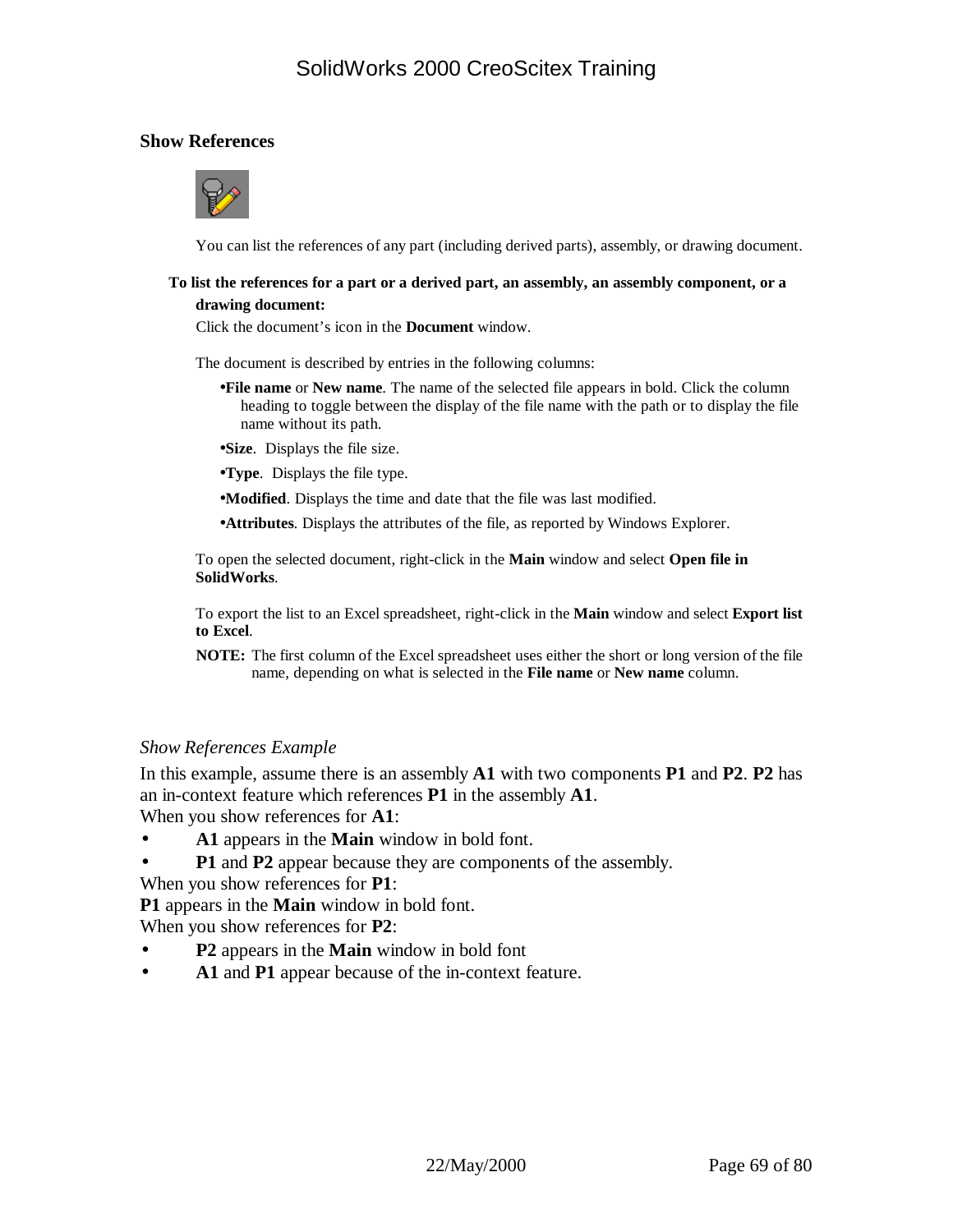## Show References

You can list the references of any part (including derived parts), assembly, or drawing document.

**To list the references for a part or a derived part, an assembly, an assembly component, or a drawing document:**

Click the document's icon in the **Document** window.

The document is described by entries in the following columns:

- **File name** or **New name**. The name of the selected file appears in bold. Click the column heading to toggle between the display of the file name with the path or to display the file name without its path.
- **Size**. Displays the file size.
- **Type**. Displays the file type.
- **Modified**. Displays the time and date that the file was last modified.
- **Attributes**. Displays the attributes of the file, as reported by Windows Explorer.

To open the selected document, right-click in the **Main** window and select **Open file in SolidWorks**.

To export the list to an Excel spreadsheet, right-click in the **Main** window and select **Export list to Excel**.

**NOTE:** The first column of the Excel spreadsheet uses either the short or long version of the file name, depending on what is selected in the **File name** or **New name** column.

### *Show References Example*

In this example, assume there is an assembly **A1** with two components **P1** and **P2**. **P2** has an in-context feature which references **P1** in the assembly **A1**.

When you show references for **A1**:

- **A1** appears in the **Main** window in bold font.
- **P1** and **P2** appear because they are components of the assembly.

When you show references for **P1**:

**P1** appears in the **Main** window in bold font.

When you show references for **P2**:

- **P2** appears in the **Main** window in bold font
- **A1** and **P1** appear because of the in-context feature.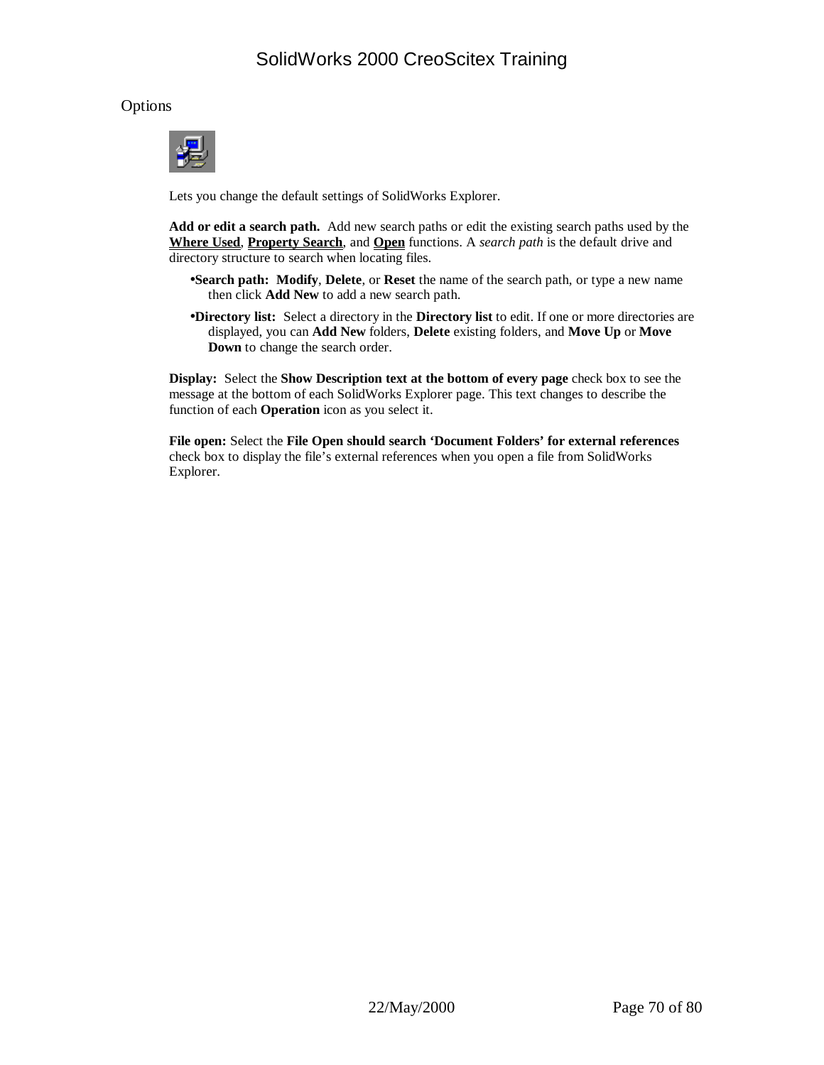## Options

Lets you change the default settings of SolidWorks Explorer.

**Add or edit a search path.** Add new search paths or edit the existing search paths used by the **Where Used**, **Property Search**, and **Open** functions. A *search path* is the default drive and directory structure to search when locating files.

- **Search path:** **Modify**, **Delete**, or **Reset** the name of the search path, or type a new name then click **Add New** to add a new search path.
- **Directory list:** Select a directory in the **Directory list** to edit. If one or more directories are displayed, you can **Add New** folders, **Delete** existing folders, and **Move Up** or **Move Down** to change the search order.

**Display:** Select the **Show Description text at the bottom of every page** check box to see the message at the bottom of each SolidWorks Explorer page. This text changes to describe the function of each **Operation** icon as you select it.

**File open:** Select the **File Open should search 'Document Folders' for external references** check box to display the file's external references when you open a file from SolidWorks Explorer.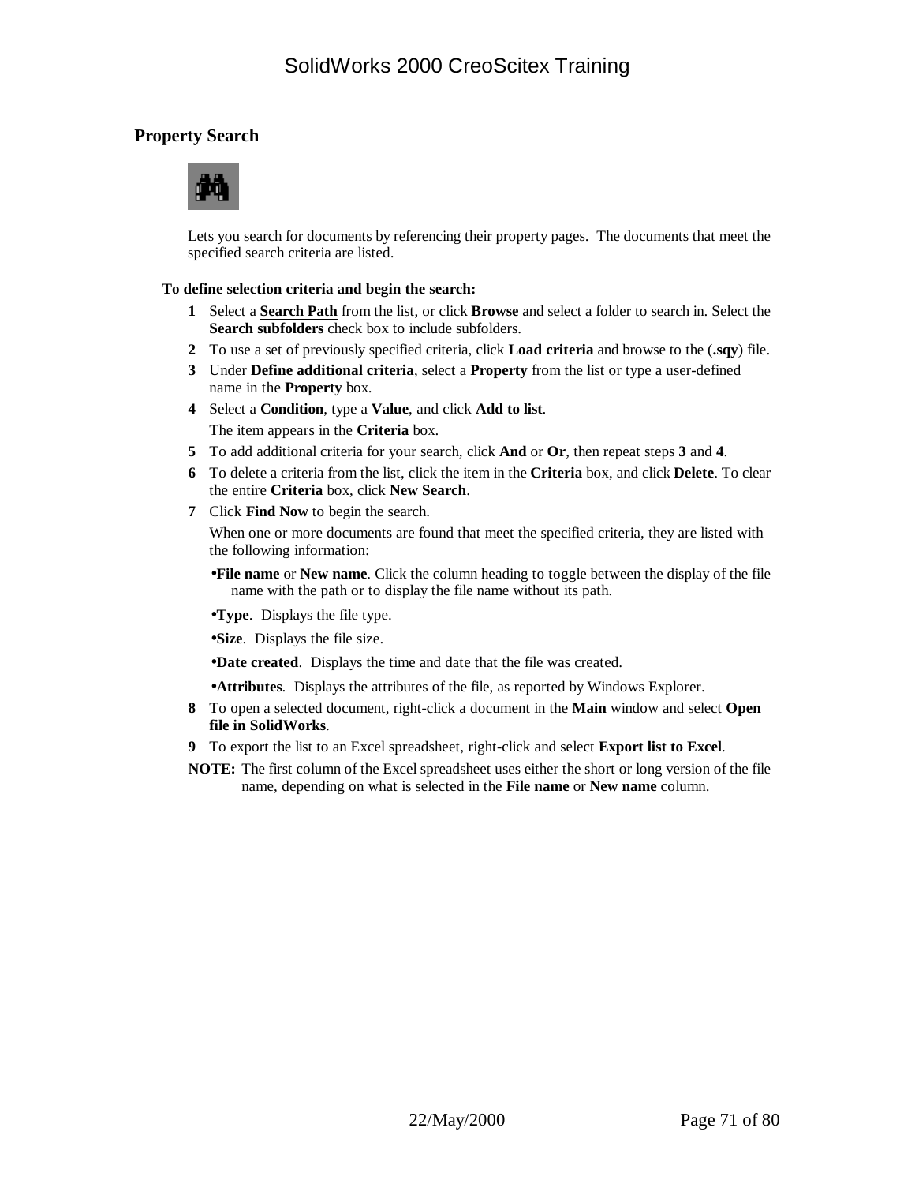## Property Search

Lets you search for documents by referencing their property pages. The documents that meet the specified search criteria are listed.

**To define selection criteria and begin the search:**

1. Select a **Search Path** from the list, or click **Browse** and select a folder to search in. Select the **Search subfolders** check box to include subfolders.
2. To use a set of previously specified criteria, click **Load criteria** and browse to the (**.sqy**) file.
3. Under **Define additional criteria**, select a **Property** from the list or type a user-defined name in the **Property** box.
4. Select a **Condition**, type a **Value**, and click **Add to list**.

   The item appears in the **Criteria** box.
5. To add additional criteria for your search, click **And** or **Or**, then repeat steps **3** and **4**.
6. To delete a criteria from the list, click the item in the **Criteria** box, and click **Delete**. To clear the entire **Criteria** box, click **New Search**.
7. Click **Find Now** to begin the search.

   When one or more documents are found that meet the specified criteria, they are listed with the following information:

   - **File name** or **New name**. Click the column heading to toggle between the display of the file name with the path or to display the file name without its path.
   - **Type**. Displays the file type.
   - **Size**. Displays the file size.
   - **Date created**. Displays the time and date that the file was created.
   - **Attributes**. Displays the attributes of the file, as reported by Windows Explorer.
8. To open a selected document, right-click a document in the **Main** window and select **Open file in SolidWorks**.
9. To export the list to an Excel spreadsheet, right-click and select **Export list to Excel**.

**NOTE:** The first column of the Excel spreadsheet uses either the short or long version of the file name, depending on what is selected in the **File name** or **New name** column.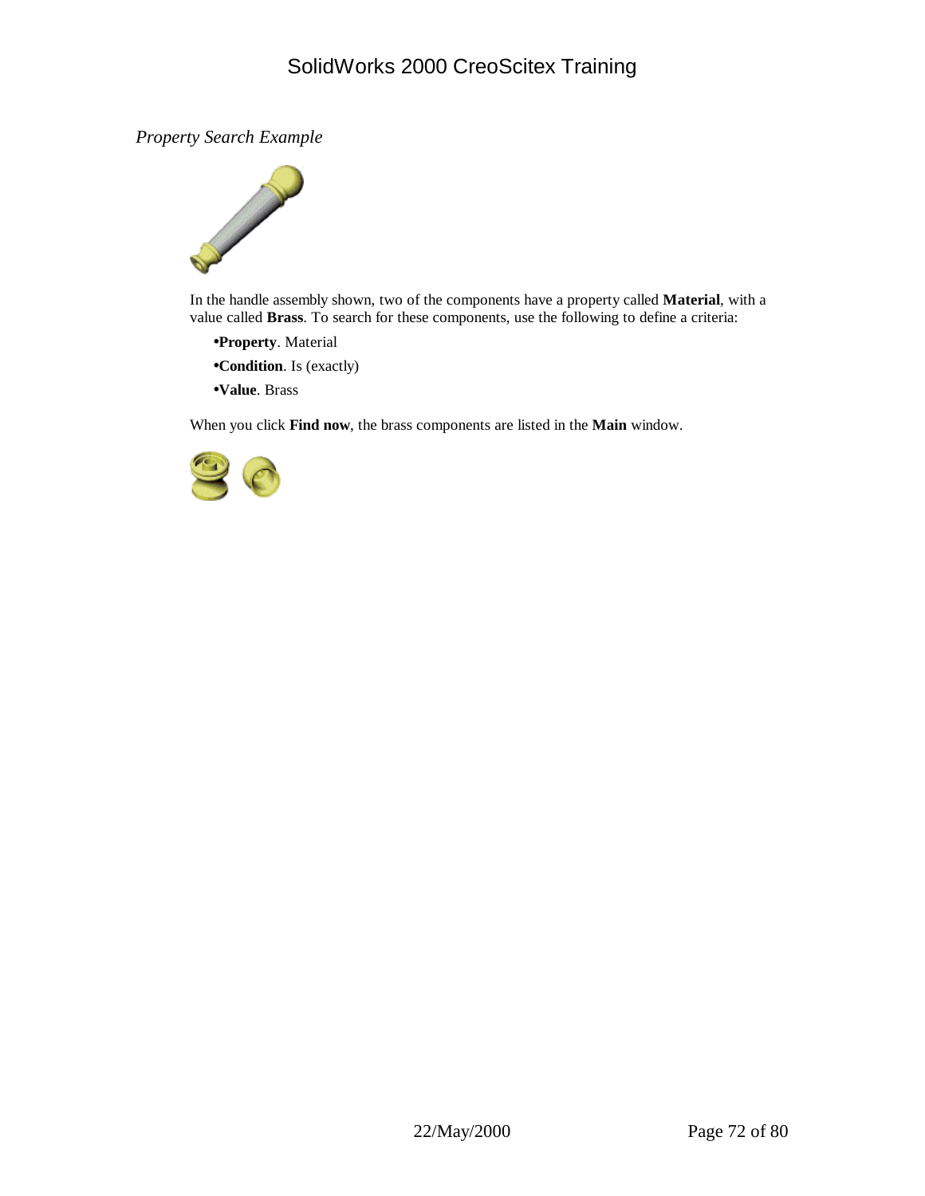*Property Search Example*

In the handle assembly shown, two of the components have a property called **Material**, with a value called **Brass**. To search for these components, use the following to define a criteria:

- **Property**. Material
- **Condition**. Is (exactly)
- **Value**. Brass

When you click **Find now**, the brass components are listed in the **Main** window.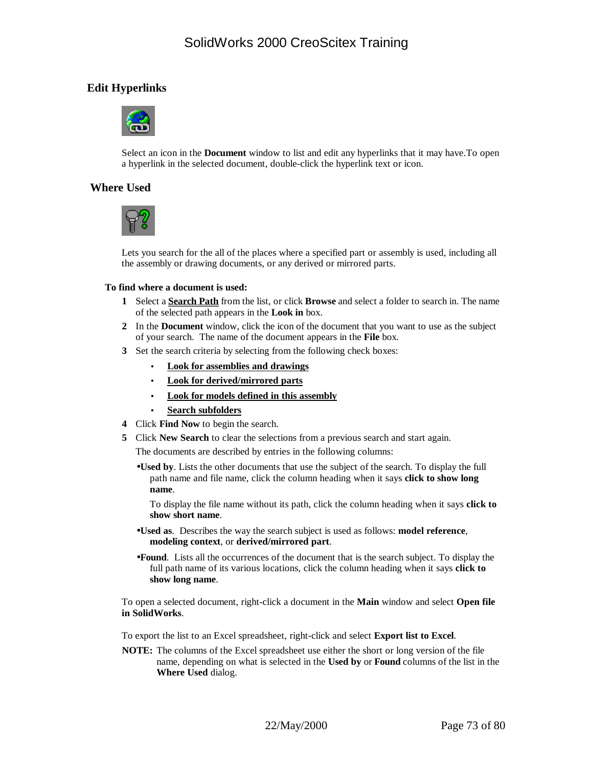## Edit Hyperlinks

Select an icon in the **Document** window to list and edit any hyperlinks that it may have.To open a hyperlink in the selected document, double-click the hyperlink text or icon.

## Where Used

Lets you search for the all of the places where a specified part or assembly is used, including all the assembly or drawing documents, or any derived or mirrored parts.

**To find where a document is used:**

1. Select a **Search Path** from the list, or click **Browse** and select a folder to search in. The name of the selected path appears in the **Look in** box.
2. In the **Document** window, click the icon of the document that you want to use as the subject of your search. The name of the document appears in the **File** box.
3. Set the search criteria by selecting from the following check boxes:
   - **Look for assemblies and drawings**
   - **Look for derived/mirrored parts**
   - **Look for models defined in this assembly**
   - **Search subfolders**
4. Click **Find Now** to begin the search.
5. Click **New Search** to clear the selections from a previous search and start again.

   The documents are described by entries in the following columns:

   - **Used by**. Lists the other documents that use the subject of the search. To display the full path name and file name, click the column heading when it says **click to show long name**.

     To display the file name without its path, click the column heading when it says **click to show short name**.

   - **Used as**. Describes the way the search subject is used as follows: **model reference**, **modeling context**, or **derived/mirrored part**.
   - **Found**. Lists all the occurrences of the document that is the search subject. To display the full path name of its various locations, click the column heading when it says **click to show long name**.

To open a selected document, right-click a document in the **Main** window and select **Open file in SolidWorks**.

To export the list to an Excel spreadsheet, right-click and select **Export list to Excel**.

**NOTE:** The columns of the Excel spreadsheet use either the short or long version of the file name, depending on what is selected in the **Used by** or **Found** columns of the list in the **Where Used** dialog.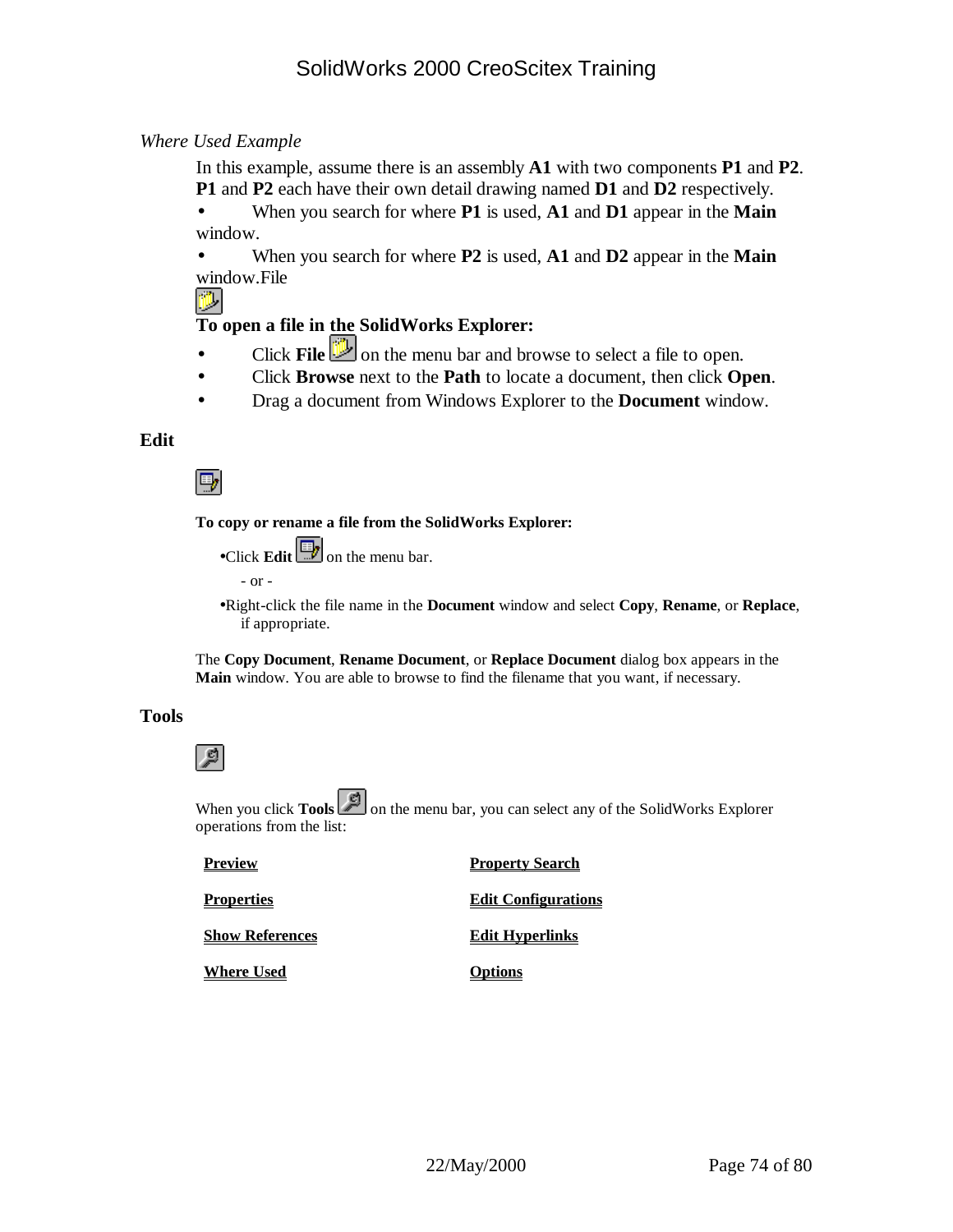*Where Used Example*

In this example, assume there is an assembly **A1** with two components **P1** and **P2**. **P1** and **P2** each have their own detail drawing named **D1** and **D2** respectively.

- When you search for where **P1** is used, **A1** and **D1** appear in the **Main** window.
- When you search for where **P2** is used, **A1** and **D2** appear in the **Main** window.File

**To open a file in the SolidWorks Explorer:**

- Click **File** on the menu bar and browse to select a file to open.
- Click **Browse** next to the **Path** to locate a document, then click **Open**.
- Drag a document from Windows Explorer to the **Document** window.

## Edit

**To copy or rename a file from the SolidWorks Explorer:**

- Click **Edit** on the menu bar.

  - or -

- Right-click the file name in the **Document** window and select **Copy**, **Rename**, or **Replace**, if appropriate.

The **Copy Document**, **Rename Document**, or **Replace Document** dialog box appears in the **Main** window. You are able to browse to find the filename that you want, if necessary.

## Tools

When you click **Tools** on the menu bar, you can select any of the SolidWorks Explorer operations from the list:

| | |
|---|---|
| **Preview** | **Property Search** |
| **Properties** | **Edit Configurations** |
| **Show References** | **Edit Hyperlinks** |
| **Where Used** | **Options** |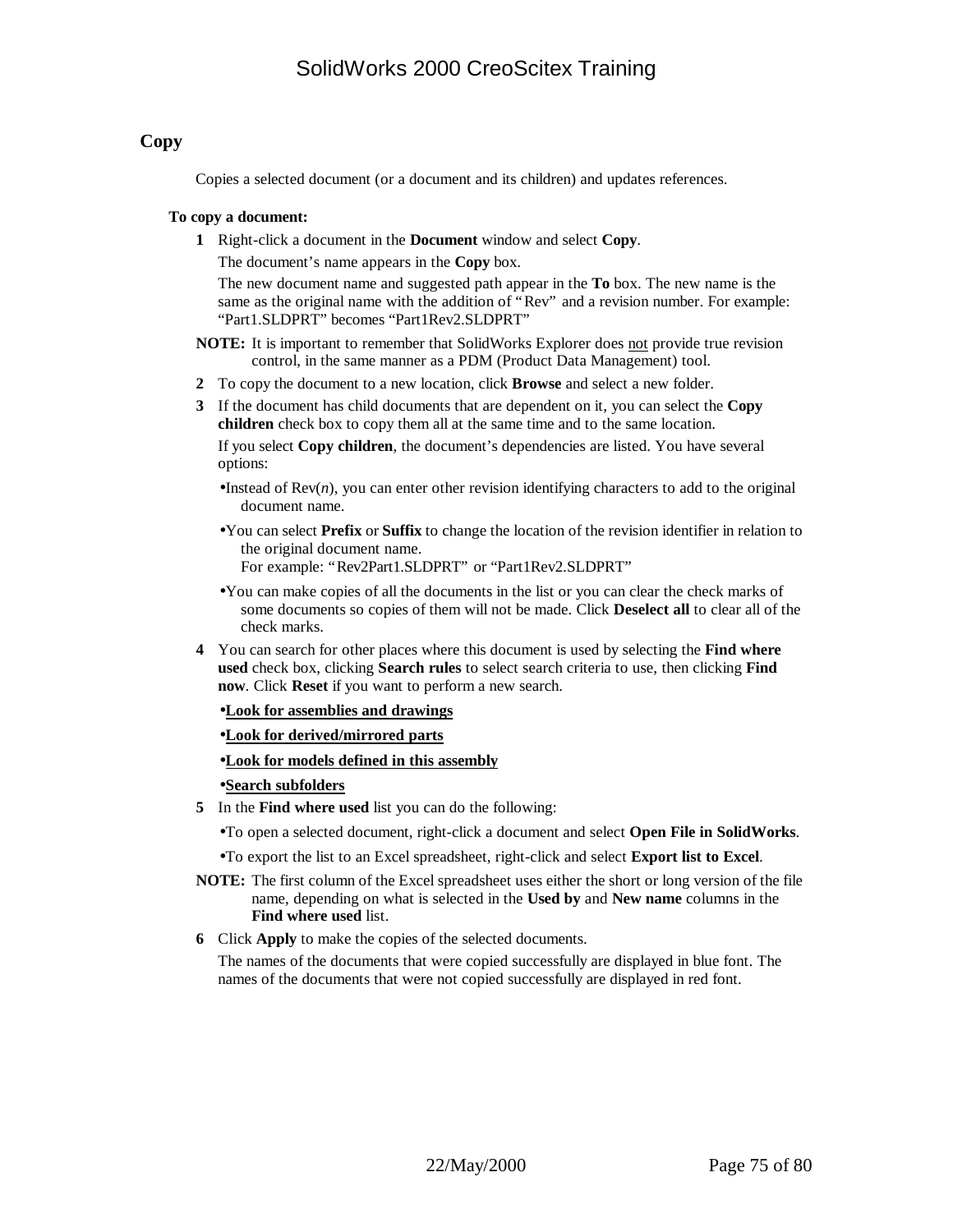## Copy

Copies a selected document (or a document and its children) and updates references.

**To copy a document:**

**1** Right-click a document in the **Document** window and select **Copy**.

The document's name appears in the **Copy** box.

The new document name and suggested path appear in the **To** box. The new name is the same as the original name with the addition of "Rev" and a revision number. For example: "Part1.SLDPRT" becomes "Part1Rev2.SLDPRT"

**NOTE:** It is important to remember that SolidWorks Explorer does <u>not</u> provide true revision control, in the same manner as a PDM (Product Data Management) tool.

**2** To copy the document to a new location, click **Browse** and select a new folder.

**3** If the document has child documents that are dependent on it, you can select the **Copy children** check box to copy them all at the same time and to the same location.

If you select **Copy children**, the document's dependencies are listed. You have several options:

- Instead of Rev(*n*), you can enter other revision identifying characters to add to the original document name.
- You can select **Prefix** or **Suffix** to change the location of the revision identifier in relation to the original document name.
  For example: "Rev2Part1.SLDPRT" or "Part1Rev2.SLDPRT"
- You can make copies of all the documents in the list or you can clear the check marks of some documents so copies of them will not be made. Click **Deselect all** to clear all of the check marks.

**4** You can search for other places where this document is used by selecting the **Find where used** check box, clicking **Search rules** to select search criteria to use, then clicking **Find now**. Click **Reset** if you want to perform a new search.

- **<u>Look for assemblies and drawings</u>**
- **<u>Look for derived/mirrored parts</u>**
- **<u>Look for models defined in this assembly</u>**
- **<u>Search subfolders</u>**

**5** In the **Find where used** list you can do the following:

- To open a selected document, right-click a document and select **Open File in SolidWorks**.
- To export the list to an Excel spreadsheet, right-click and select **Export list to Excel**.

**NOTE:** The first column of the Excel spreadsheet uses either the short or long version of the file name, depending on what is selected in the **Used by** and **New name** columns in the **Find where used** list.

**6** Click **Apply** to make the copies of the selected documents.

The names of the documents that were copied successfully are displayed in blue font. The names of the documents that were not copied successfully are displayed in red font.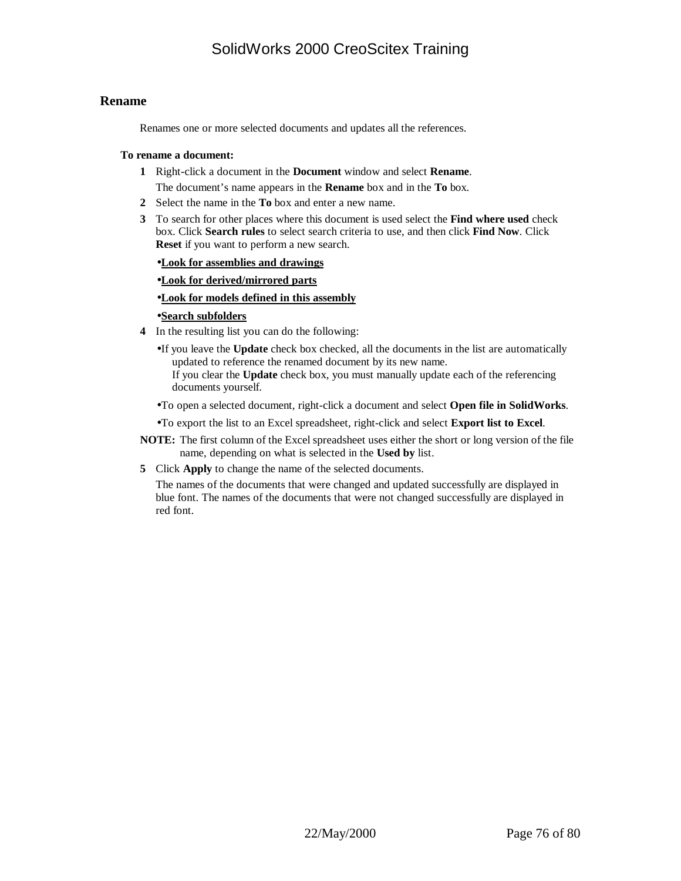## Rename

Renames one or more selected documents and updates all the references.

**To rename a document:**

1. Right-click a document in the **Document** window and select **Rename**.

   The document's name appears in the **Rename** box and in the **To** box.

2. Select the name in the **To** box and enter a new name.
3. To search for other places where this document is used select the **Find where used** check box. Click **Search rules** to select search criteria to use, and then click **Find Now**. Click **Reset** if you want to perform a new search.

   - **<u>Look for assemblies and drawings</u>**
   - **<u>Look for derived/mirrored parts</u>**
   - **<u>Look for models defined in this assembly</u>**
   - **<u>Search subfolders</u>**

4. In the resulting list you can do the following:

   - If you leave the **Update** check box checked, all the documents in the list are automatically updated to reference the renamed document by its new name.
     If you clear the **Update** check box, you must manually update each of the referencing documents yourself.
   - To open a selected document, right-click a document and select **Open file in SolidWorks**.
   - To export the list to an Excel spreadsheet, right-click and select **Export list to Excel**.

   **NOTE:** The first column of the Excel spreadsheet uses either the short or long version of the file name, depending on what is selected in the **Used by** list.

5. Click **Apply** to change the name of the selected documents.

   The names of the documents that were changed and updated successfully are displayed in blue font. The names of the documents that were not changed successfully are displayed in red font.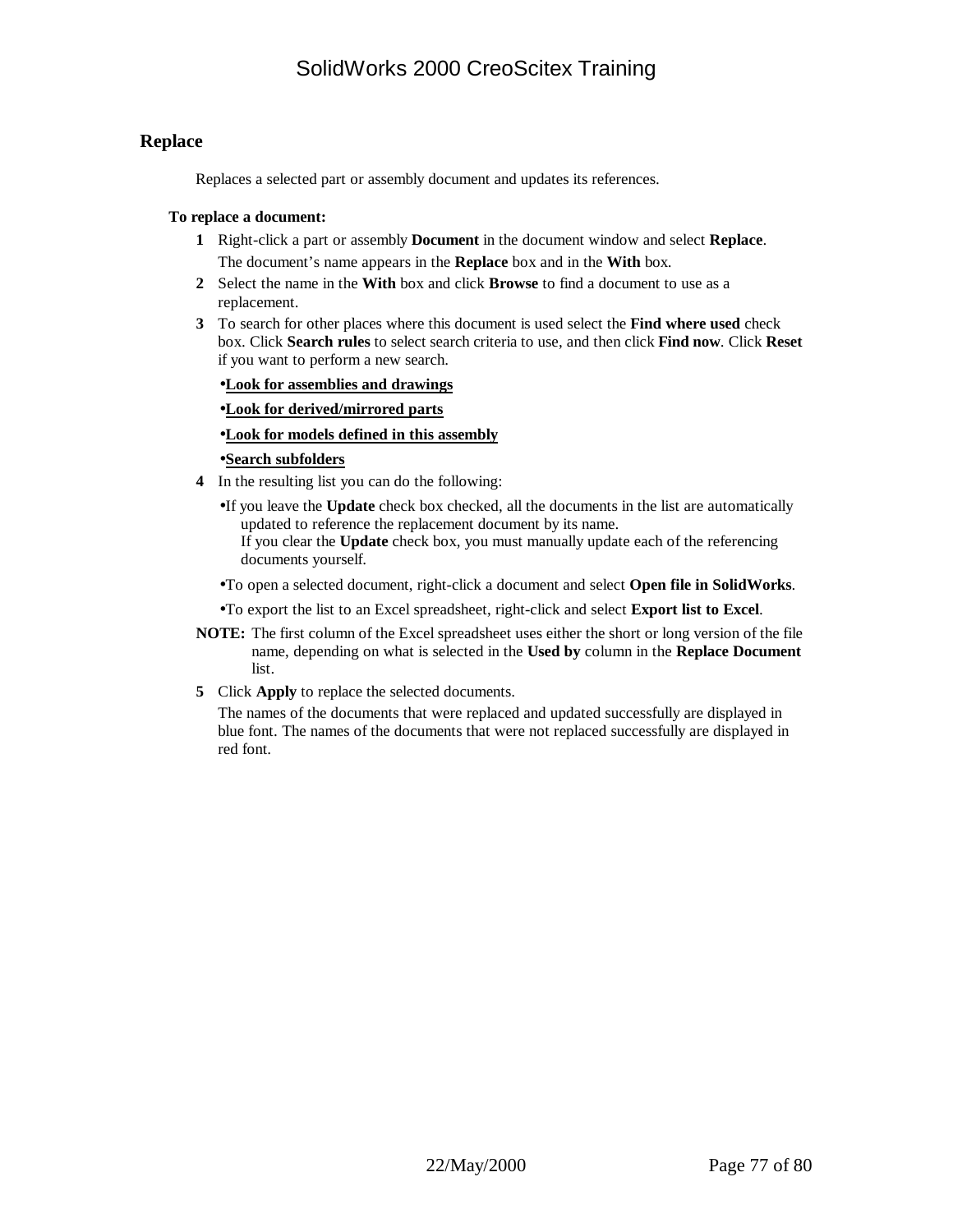## Replace

Replaces a selected part or assembly document and updates its references.

**To replace a document:**

1. Right-click a part or assembly **Document** in the document window and select **Replace**.
   The document's name appears in the **Replace** box and in the **With** box.
2. Select the name in the **With** box and click **Browse** to find a document to use as a replacement.
3. To search for other places where this document is used select the **Find where used** check box. Click **Search rules** to select search criteria to use, and then click **Find now**. Click **Reset** if you want to perform a new search.
   - **<u>Look for assemblies and drawings</u>**
   - **<u>Look for derived/mirrored parts</u>**
   - **<u>Look for models defined in this assembly</u>**
   - **<u>Search subfolders</u>**
4. In the resulting list you can do the following:
   - If you leave the **Update** check box checked, all the documents in the list are automatically updated to reference the replacement document by its name.
     If you clear the **Update** check box, you must manually update each of the referencing documents yourself.
   - To open a selected document, right-click a document and select **Open file in SolidWorks**.
   - To export the list to an Excel spreadsheet, right-click and select **Export list to Excel**.

**NOTE:** The first column of the Excel spreadsheet uses either the short or long version of the file name, depending on what is selected in the **Used by** column in the **Replace Document** list.

5. Click **Apply** to replace the selected documents.
   The names of the documents that were replaced and updated successfully are displayed in blue font. The names of the documents that were not replaced successfully are displayed in red font.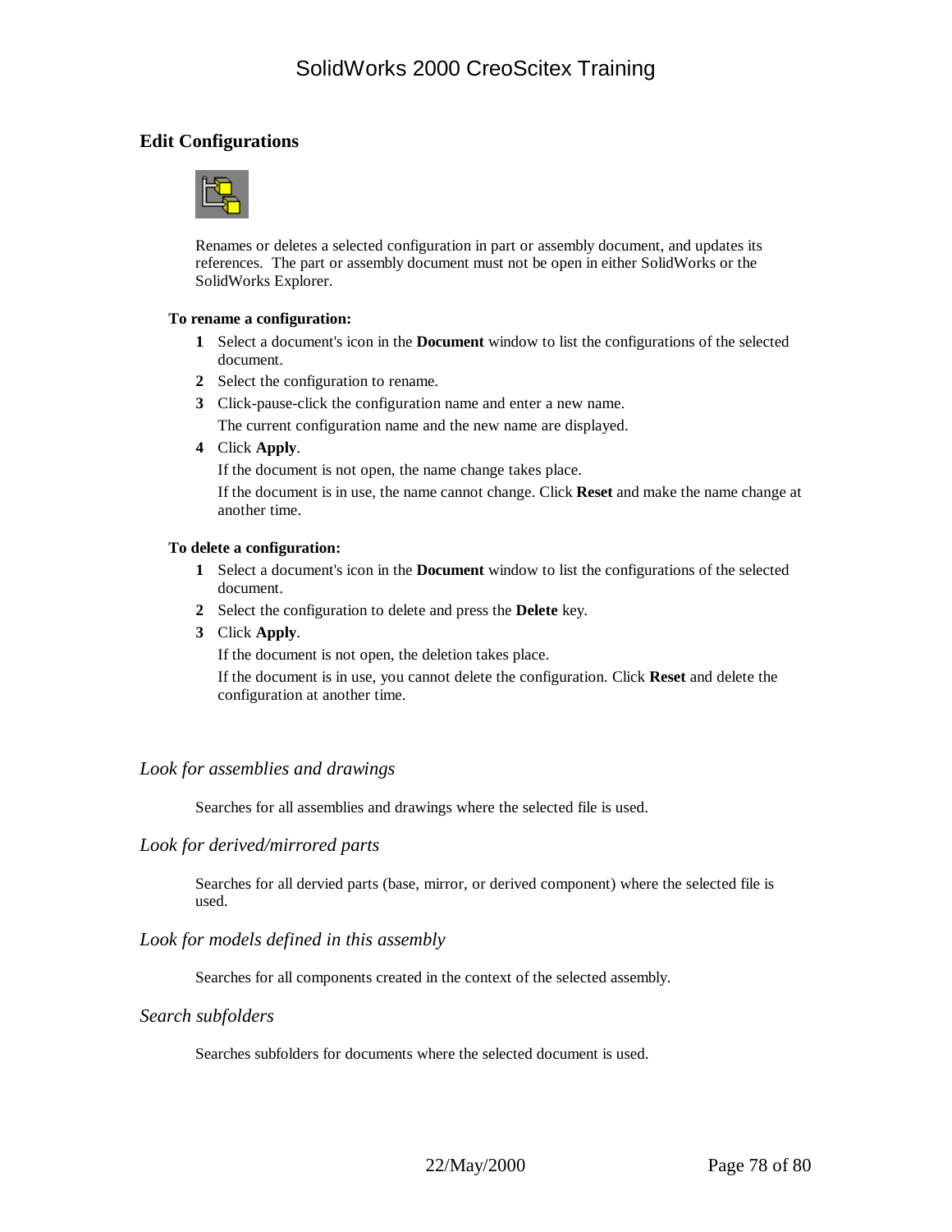## Edit Configurations

Renames or deletes a selected configuration in part or assembly document, and updates its references. The part or assembly document must not be open in either SolidWorks or the SolidWorks Explorer.

**To rename a configuration:**

1. Select a document's icon in the **Document** window to list the configurations of the selected document.
2. Select the configuration to rename.
3. Click-pause-click the configuration name and enter a new name.
   The current configuration name and the new name are displayed.
4. Click **Apply**.
   If the document is not open, the name change takes place.
   If the document is in use, the name cannot change. Click **Reset** and make the name change at another time.

**To delete a configuration:**

1. Select a document's icon in the **Document** window to list the configurations of the selected document.
2. Select the configuration to delete and press the **Delete** key.
3. Click **Apply**.
   If the document is not open, the deletion takes place.
   If the document is in use, you cannot delete the configuration. Click **Reset** and delete the configuration at another time.

### *Look for assemblies and drawings*

Searches for all assemblies and drawings where the selected file is used.

### *Look for derived/mirrored parts*

Searches for all dervied parts (base, mirror, or derived component) where the selected file is used.

### *Look for models defined in this assembly*

Searches for all components created in the context of the selected assembly.

### *Search subfolders*

Searches subfolders for documents where the selected document is used.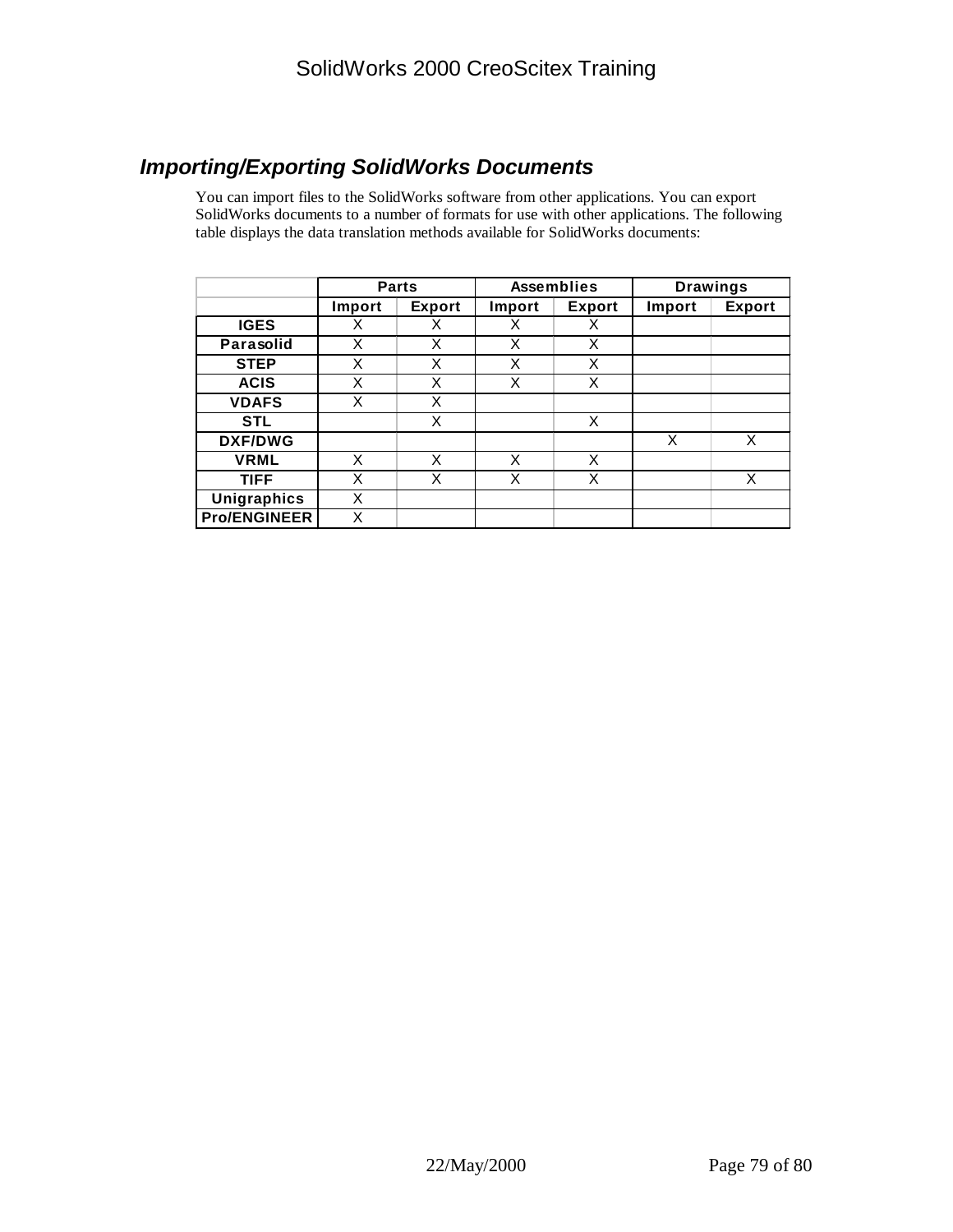## *Importing/Exporting SolidWorks Documents*

You can import files to the SolidWorks software from other applications. You can export SolidWorks documents to a number of formats for use with other applications. The following table displays the data translation methods available for SolidWorks documents:

| | Parts | | Assemblies | | Drawings | |
|---|---|---|---|---|---|---|
| | **Import** | **Export** | **Import** | **Export** | **Import** | **Export** |
| **IGES** | X | X | X | X | | |
| **Parasolid** | X | X | X | X | | |
| **STEP** | X | X | X | X | | |
| **ACIS** | X | X | X | X | | |
| **VDAFS** | X | X | | | | |
| **STL** | | X | | X | | |
| **DXF/DWG** | | | | | X | X |
| **VRML** | X | X | X | X | | |
| **TIFF** | X | X | X | X | | X |
| **Unigraphics** | X | | | | | |
| **Pro/ENGINEER** | X | | | | | |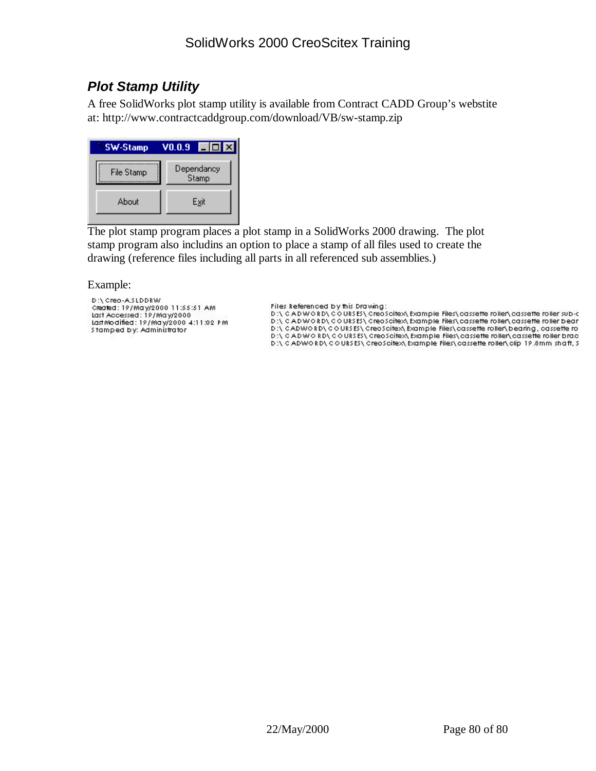## *Plot Stamp Utility*

A free SolidWorks plot stamp utility is available from Contract CADD Group's webstite at: http://www.contractcaddgroup.com/download/VB/sw-stamp.zip

SW-Stamp V0.0.9

File Stamp | Dependancy Stamp

About | Exit

The plot stamp program places a plot stamp in a SolidWorks 2000 drawing. The plot stamp program also includins an option to place a stamp of all files used to create the drawing (reference files including all parts in all referenced sub assemblies.)

Example:

D:\Creo-A.SLDDRW
Created: 19/May/2000 11:55:51 AM
Last Accessed: 19/May/2000
Last Modified: 19/May/2000 4:11:02 PM
Stamped by: Administrator

Files Referenced by this Drawing:
D:\CADWORD\COURSES\CreoScitex\Example Files\cassette roller\cassette roller sub-c
D:\CADWORD\COURSES\CreoScitex\Example Files\cassette roller\cassette roller bear
D:\CADWORD\COURSES\CreoScitex\Example Files\cassette roller\bearing, cassette ro
D:\CADWORD\COURSES\CreoScitex\Example Files\cassette roller\cassette roller brac
D:\CADWORD\COURSES\CreoScitex\Example Files\cassette roller\clip 19.8mm shaft, S